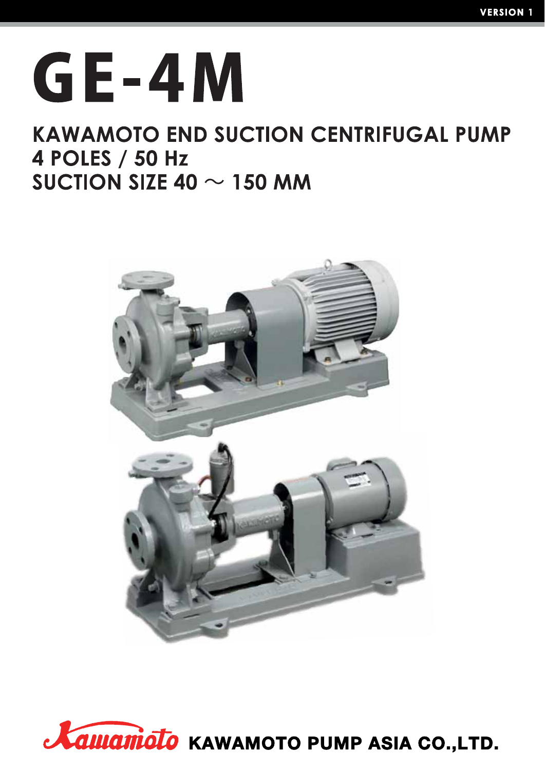VERSION 1

# GE-4M

## KAWAMOTO END SUCTION CENTRIFUGAL PUMP
## 4 POLES / 50 Hz
## SUCTION SIZE 40 ～ 150 MM

Kawamoto KAWAMOTO PUMP ASIA CO.,LTD.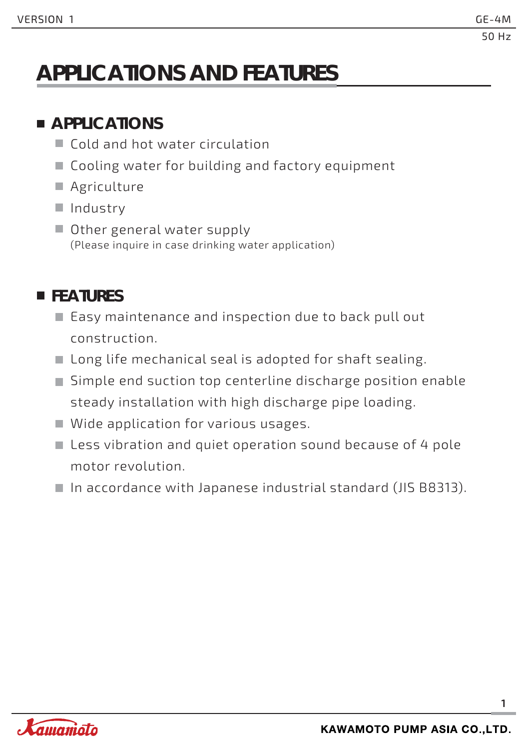# APPLICATIONS AND FEATURES

## APPLICATIONS

- Cold and hot water circulation
- Cooling water for building and factory equipment
- Agriculture
- Industry
- Other general water supply
  (Please inquire in case drinking water application)

## FEATURES

- Easy maintenance and inspection due to back pull out construction.
- Long life mechanical seal is adopted for shaft sealing.
- Simple end suction top centerline discharge position enable steady installation with high discharge pipe loading.
- Wide application for various usages.
- Less vibration and quiet operation sound because of 4 pole motor revolution.
- In accordance with Japanese industrial standard (JIS B8313).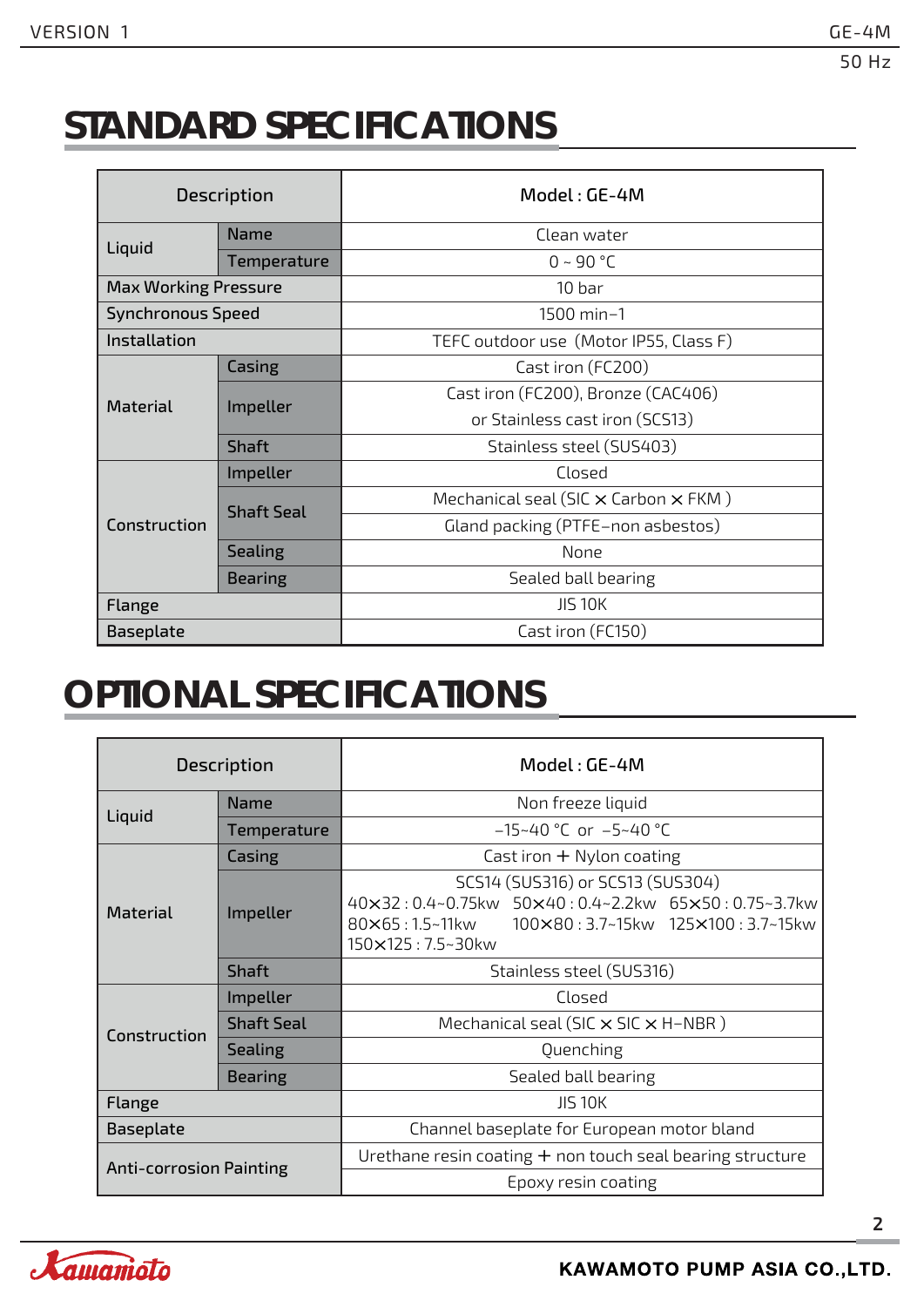# STANDARD SPECIFICATIONS

| Description | | Model : GE-4M |
|---|---|---|
| Liquid | Name | Clean water |
| | Temperature | 0 ~ 90 °C |
| Max Working Pressure | | 10 bar |
| Synchronous Speed | | 1500 min−1 |
| Installation | | TEFC outdoor use (Motor IP55, Class F) |
| Material | Casing | Cast iron (FC200) |
| | Impeller | Cast iron (FC200), Bronze (CAC406) or Stainless cast iron (SCS13) |
| | Shaft | Stainless steel (SUS403) |
| Construction | Impeller | Closed |
| | Shaft Seal | Mechanical seal (SIC × Carbon × FKM ) |
| | | Gland packing (PTFE−non asbestos) |
| | Sealing | None |
| | Bearing | Sealed ball bearing |
| Flange | | JIS 10K |
| Baseplate | | Cast iron (FC150) |

# OPTIONAL SPECIFICATIONS

| Description | | Model : GE-4M |
|---|---|---|
| Liquid | Name | Non freeze liquid |
| | Temperature | −15~40 °C or −5~40 °C |
| Material | Casing | Cast iron + Nylon coating |
| | Impeller | SCS14 (SUS316) or SCS13 (SUS304)<br>40×32 : 0.4~0.75kw 50×40 : 0.4~2.2kw 65×50 : 0.75~3.7kw<br>80×65 : 1.5~11kw 100×80 : 3.7~15kw 125×100 : 3.7~15kw<br>150×125 : 7.5~30kw |
| | Shaft | Stainless steel (SUS316) |
| Construction | Impeller | Closed |
| | Shaft Seal | Mechanical seal (SIC × SIC × H−NBR ) |
| | Sealing | Quenching |
| | Bearing | Sealed ball bearing |
| Flange | | JIS 10K |
| Baseplate | | Channel baseplate for European motor bland |
| Anti-corrosion Painting | | Urethane resin coating + non touch seal bearing structure |
| | | Epoxy resin coating |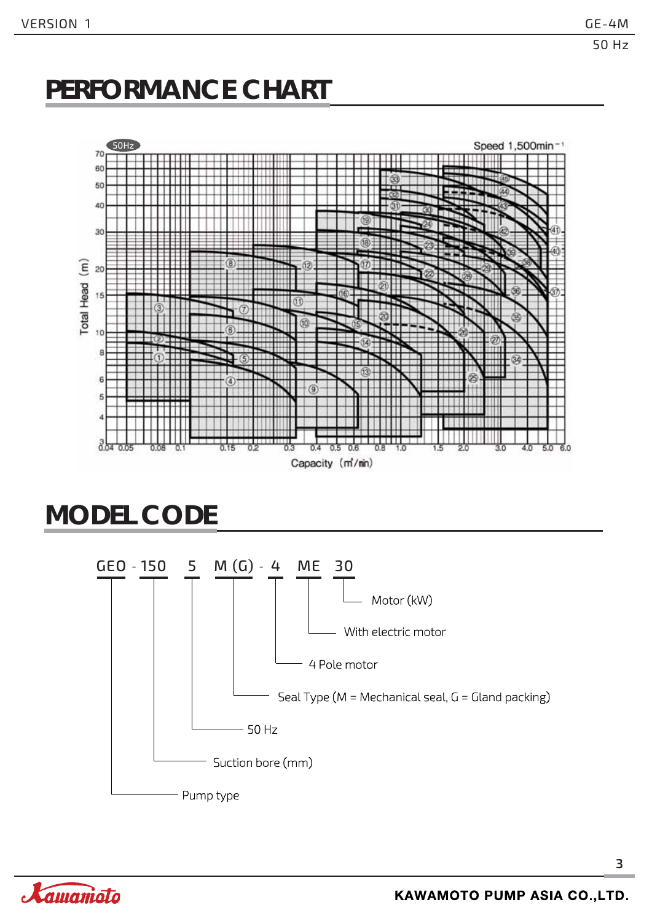# PERFORMANCE CHART

50Hz

Speed 1,500min⁻¹

Total Head (m)

Capacity (m³/min)

# MODEL CODE

GEO - 150 5 M (G) - 4 ME 30

- Motor (kW)
- With electric motor
- 4 Pole motor
- Seal Type (M = Mechanical seal, G = Gland packing)
- 50 Hz
- Suction bore (mm)
- Pump type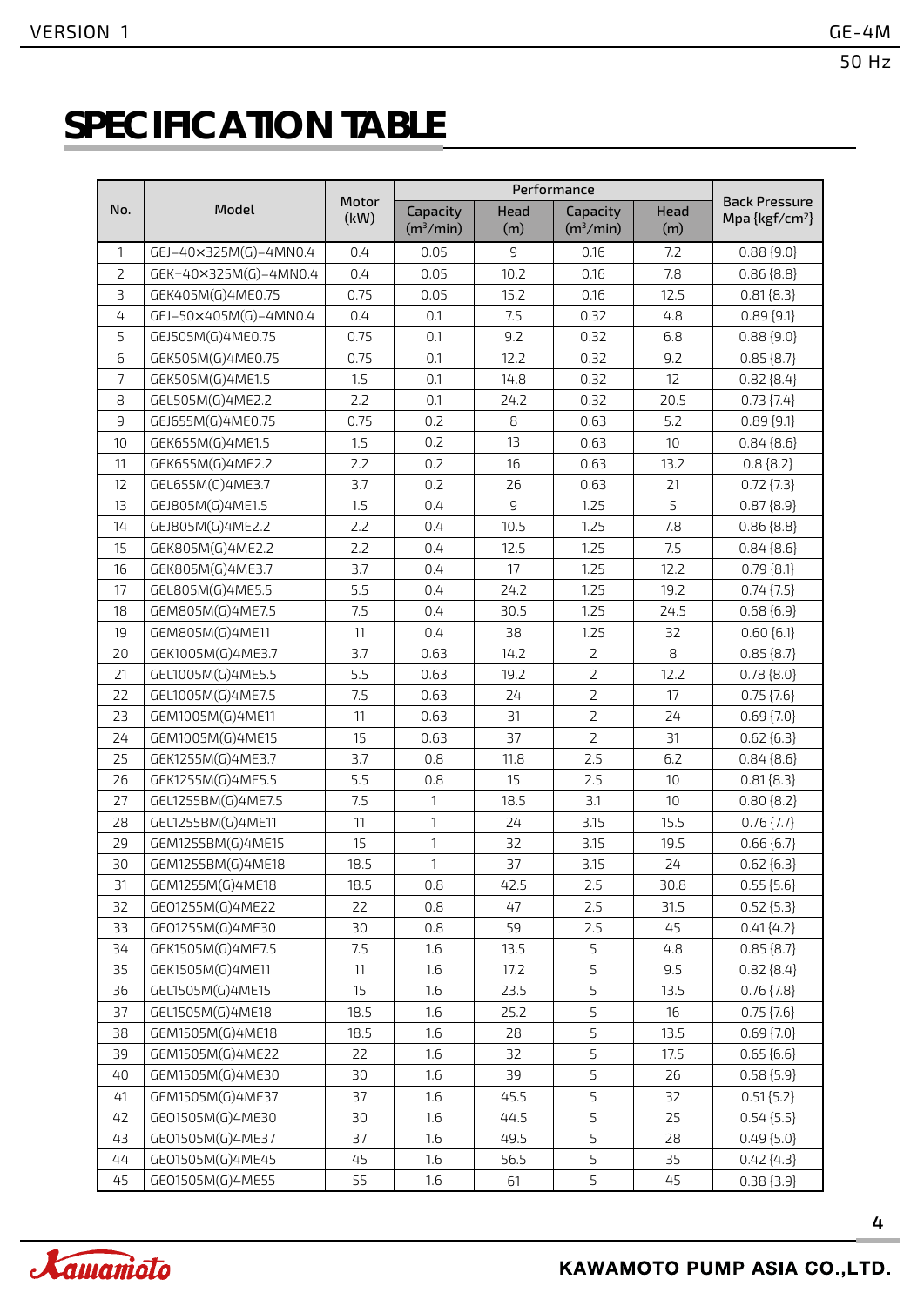# SPECIFICATION TABLE

| No. | Model | Motor (kW) | Performance | | | | Back Pressure Mpa {kgf/cm²} |
|---|---|---|---|---|---|---|---|
| | | | Capacity ($m^3$/min) | Head (m) | Capacity ($m^3$/min) | Head (m) | |
| 1 | GEJ-40×325M(G)-4MN0.4 | 0.4 | 0.05 | 9 | 0.16 | 7.2 | 0.88 {9.0} |
| 2 | GEK-40×325M(G)-4MN0.4 | 0.4 | 0.05 | 10.2 | 0.16 | 7.8 | 0.86 {8.8} |
| 3 | GEK405M(G)4ME0.75 | 0.75 | 0.05 | 15.2 | 0.16 | 12.5 | 0.81 {8.3} |
| 4 | GEJ-50×405M(G)-4MN0.4 | 0.4 | 0.1 | 7.5 | 0.32 | 4.8 | 0.89 {9.1} |
| 5 | GEJ505M(G)4ME0.75 | 0.75 | 0.1 | 9.2 | 0.32 | 6.8 | 0.88 {9.0} |
| 6 | GEK505M(G)4ME0.75 | 0.75 | 0.1 | 12.2 | 0.32 | 9.2 | 0.85 {8.7} |
| 7 | GEK505M(G)4ME1.5 | 1.5 | 0.1 | 14.8 | 0.32 | 12 | 0.82 {8.4} |
| 8 | GEL505M(G)4ME2.2 | 2.2 | 0.1 | 24.2 | 0.32 | 20.5 | 0.73 {7.4} |
| 9 | GEJ655M(G)4ME0.75 | 0.75 | 0.2 | 8 | 0.63 | 5.2 | 0.89 {9.1} |
| 10 | GEK655M(G)4ME1.5 | 1.5 | 0.2 | 13 | 0.63 | 10 | 0.84 {8.6} |
| 11 | GEK655M(G)4ME2.2 | 2.2 | 0.2 | 16 | 0.63 | 13.2 | 0.8 {8.2} |
| 12 | GEL655M(G)4ME3.7 | 3.7 | 0.2 | 26 | 0.63 | 21 | 0.72 {7.3} |
| 13 | GEJ805M(G)4ME1.5 | 1.5 | 0.4 | 9 | 1.25 | 5 | 0.87 {8.9} |
| 14 | GEJ805M(G)4ME2.2 | 2.2 | 0.4 | 10.5 | 1.25 | 7.8 | 0.86 {8.8} |
| 15 | GEK805M(G)4ME2.2 | 2.2 | 0.4 | 12.5 | 1.25 | 7.5 | 0.84 {8.6} |
| 16 | GEK805M(G)4ME3.7 | 3.7 | 0.4 | 17 | 1.25 | 12.2 | 0.79 {8.1} |
| 17 | GEL805M(G)4ME5.5 | 5.5 | 0.4 | 24.2 | 1.25 | 19.2 | 0.74 {7.5} |
| 18 | GEM805M(G)4ME7.5 | 7.5 | 0.4 | 30.5 | 1.25 | 24.5 | 0.68 {6.9} |
| 19 | GEM805M(G)4ME11 | 11 | 0.4 | 38 | 1.25 | 32 | 0.60 {6.1} |
| 20 | GEK1005M(G)4ME3.7 | 3.7 | 0.63 | 14.2 | 2 | 8 | 0.85 {8.7} |
| 21 | GEL1005M(G)4ME5.5 | 5.5 | 0.63 | 19.2 | 2 | 12.2 | 0.78 {8.0} |
| 22 | GEL1005M(G)4ME7.5 | 7.5 | 0.63 | 24 | 2 | 17 | 0.75 {7.6} |
| 23 | GEM1005M(G)4ME11 | 11 | 0.63 | 31 | 2 | 24 | 0.69 {7.0} |
| 24 | GEM1005M(G)4ME15 | 15 | 0.63 | 37 | 2 | 31 | 0.62 {6.3} |
| 25 | GEK1255M(G)4ME3.7 | 3.7 | 0.8 | 11.8 | 2.5 | 6.2 | 0.84 {8.6} |
| 26 | GEK1255M(G)4ME5.5 | 5.5 | 0.8 | 15 | 2.5 | 10 | 0.81 {8.3} |
| 27 | GEL1255BM(G)4ME7.5 | 7.5 | 1 | 18.5 | 3.1 | 10 | 0.80 {8.2} |
| 28 | GEL1255BM(G)4ME11 | 11 | 1 | 24 | 3.15 | 15.5 | 0.76 {7.7} |
| 29 | GEM1255BM(G)4ME15 | 15 | 1 | 32 | 3.15 | 19.5 | 0.66 {6.7} |
| 30 | GEM1255BM(G)4ME18 | 18.5 | 1 | 37 | 3.15 | 24 | 0.62 {6.3} |
| 31 | GEM1255M(G)4ME18 | 18.5 | 0.8 | 42.5 | 2.5 | 30.8 | 0.55 {5.6} |
| 32 | GEO1255M(G)4ME22 | 22 | 0.8 | 47 | 2.5 | 31.5 | 0.52 {5.3} |
| 33 | GEO1255M(G)4ME30 | 30 | 0.8 | 59 | 2.5 | 45 | 0.41 {4.2} |
| 34 | GEK1505M(G)4ME7.5 | 7.5 | 1.6 | 13.5 | 5 | 4.8 | 0.85 {8.7} |
| 35 | GEK1505M(G)4ME11 | 11 | 1.6 | 17.2 | 5 | 9.5 | 0.82 {8.4} |
| 36 | GEL1505M(G)4ME15 | 15 | 1.6 | 23.5 | 5 | 13.5 | 0.76 {7.8} |
| 37 | GEL1505M(G)4ME18 | 18.5 | 1.6 | 25.2 | 5 | 16 | 0.75 {7.6} |
| 38 | GEM1505M(G)4ME18 | 18.5 | 1.6 | 28 | 5 | 13.5 | 0.69 {7.0} |
| 39 | GEM1505M(G)4ME22 | 22 | 1.6 | 32 | 5 | 17.5 | 0.65 {6.6} |
| 40 | GEM1505M(G)4ME30 | 30 | 1.6 | 39 | 5 | 26 | 0.58 {5.9} |
| 41 | GEM1505M(G)4ME37 | 37 | 1.6 | 45.5 | 5 | 32 | 0.51 {5.2} |
| 42 | GEO1505M(G)4ME30 | 30 | 1.6 | 44.5 | 5 | 25 | 0.54 {5.5} |
| 43 | GEO1505M(G)4ME37 | 37 | 1.6 | 49.5 | 5 | 28 | 0.49 {5.0} |
| 44 | GEO1505M(G)4ME45 | 45 | 1.6 | 56.5 | 5 | 35 | 0.42 {4.3} |
| 45 | GEO1505M(G)4ME55 | 55 | 1.6 | 61 | 5 | 45 | 0.38 {3.9} |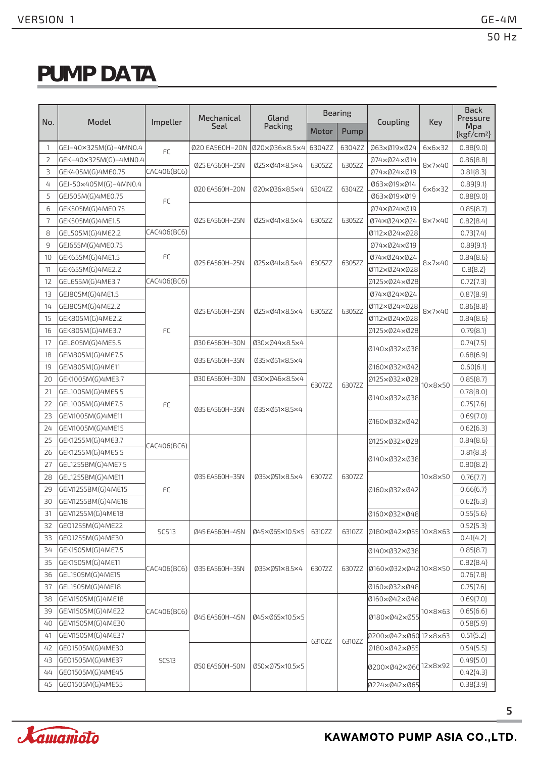# PUMP DATA

| No. | Model | Impeller | Mechanical Seal | Gland Packing | Bearing | | Coupling | Key | Back Pressure Mpa {kgf/cm²} |
|---|---|---|---|---|---|---|---|---|---|
| | | | | | Motor | Pump | | | |
| 1 | GEJ-40×325M(G)-4MN0.4 | FC | Ø20 EA560H-20N | Ø20×Ø36×8.5×4 | 6304ZZ | 6304ZZ | Ø63×Ø19×Ø24 | 6×6×32 | 0.88{9.0} |
| 2 | GEK-40×325M(G)-4MN0.4 | FC | Ø25 EA560H-25N | Ø25×Ø41×8.5×4 | 6305ZZ | 6305ZZ | Ø74×Ø24×Ø14 | 8×7×40 | 0.86{8.8} |
| 3 | GEK405M(G)4ME0.75 | CAC406(BC6) | Ø25 EA560H-25N | Ø25×Ø41×8.5×4 | 6305ZZ | 6305ZZ | Ø74×Ø24×Ø19 | 8×7×40 | 0.81{8.3} |
| 4 | GEJ-50×405M(G)-4MN0.4 | FC | Ø20 EA560H-20N | Ø20×Ø36×8.5×4 | 6304ZZ | 6304ZZ | Ø63×Ø19×Ø14 | 6×6×32 | 0.89{9.1} |
| 5 | GEJ505M(G)4ME0.75 | FC | Ø20 EA560H-20N | Ø20×Ø36×8.5×4 | 6304ZZ | 6304ZZ | Ø63×Ø19×Ø19 | 6×6×32 | 0.88{9.0} |
| 6 | GEK505M(G)4ME0.75 | FC | Ø25 EA560H-25N | Ø25×Ø41×8.5×4 | 6305ZZ | 6305ZZ | Ø74×Ø24×Ø19 | 8×7×40 | 0.85{8.7} |
| 7 | GEK505M(G)4ME1.5 | FC | Ø25 EA560H-25N | Ø25×Ø41×8.5×4 | 6305ZZ | 6305ZZ | Ø74×Ø24×Ø24 | 8×7×40 | 0.82{8.4} |
| 8 | GEL505M(G)4ME2.2 | CAC406(BC6) | Ø25 EA560H-25N | Ø25×Ø41×8.5×4 | 6305ZZ | 6305ZZ | Ø112×Ø24×Ø28 | 8×7×40 | 0.73{7.4} |
| 9 | GEJ655M(G)4ME0.75 | FC | Ø25 EA560H-25N | Ø25×Ø41×8.5×4 | 6305ZZ | 6305ZZ | Ø74×Ø24×Ø19 | 8×7×40 | 0.89{9.1} |
| 10 | GEK655M(G)4ME1.5 | FC | Ø25 EA560H-25N | Ø25×Ø41×8.5×4 | 6305ZZ | 6305ZZ | Ø74×Ø24×Ø24 | 8×7×40 | 0.84{8.6} |
| 11 | GEK655M(G)4ME2.2 | FC | Ø25 EA560H-25N | Ø25×Ø41×8.5×4 | 6305ZZ | 6305ZZ | Ø112×Ø24×Ø28 | 8×7×40 | 0.8{8.2} |
| 12 | GEL655M(G)4ME3.7 | CAC406(BC6) | Ø25 EA560H-25N | Ø25×Ø41×8.5×4 | 6305ZZ | 6305ZZ | Ø125×Ø24×Ø28 | 8×7×40 | 0.72{7.3} |
| 13 | GEJ805M(G)4ME1.5 | FC | Ø25 EA560H-25N | Ø25×Ø41×8.5×4 | 6305ZZ | 6305ZZ | Ø74×Ø24×Ø24 | 8×7×40 | 0.87{8.9} |
| 14 | GEJ805M(G)4ME2.2 | FC | Ø25 EA560H-25N | Ø25×Ø41×8.5×4 | 6305ZZ | 6305ZZ | Ø112×Ø24×Ø28 | 8×7×40 | 0.86{8.8} |
| 15 | GEK805M(G)4ME2.2 | FC | Ø25 EA560H-25N | Ø25×Ø41×8.5×4 | 6305ZZ | 6305ZZ | Ø112×Ø24×Ø28 | 8×7×40 | 0.84{8.6} |
| 16 | GEK805M(G)4ME3.7 | FC | Ø25 EA560H-25N | Ø25×Ø41×8.5×4 | 6305ZZ | 6305ZZ | Ø125×Ø24×Ø28 | 8×7×40 | 0.79{8.1} |
| 17 | GEL805M(G)4ME5.5 | FC | Ø30 EA560H-30N | Ø30×Ø44×8.5×4 | 6307ZZ | 6307ZZ | Ø140×Ø32×Ø38 | 10×8×50 | 0.74{7.5} |
| 18 | GEM805M(G)4ME7.5 | FC | Ø35 EA560H-35N | Ø35×Ø51×8.5×4 | 6307ZZ | 6307ZZ | Ø140×Ø32×Ø38 | 10×8×50 | 0.68{6.9} |
| 19 | GEM805M(G)4ME11 | FC | Ø35 EA560H-35N | Ø35×Ø51×8.5×4 | 6307ZZ | 6307ZZ | Ø160×Ø32×Ø42 | 10×8×50 | 0.60{6.1} |
| 20 | GEK1005M(G)4ME3.7 | FC | Ø30 EA560H-30N | Ø30×Ø46×8.5×4 | 6307ZZ | 6307ZZ | Ø125×Ø32×Ø28 | 10×8×50 | 0.85{8.7} |
| 21 | GEL1005M(G)4ME5.5 | FC | Ø35 EA560H-35N | Ø35×Ø51×8.5×4 | 6307ZZ | 6307ZZ | Ø140×Ø32×Ø38 | 10×8×50 | 0.78{8.0} |
| 22 | GEL1005M(G)4ME7.5 | FC | Ø35 EA560H-35N | Ø35×Ø51×8.5×4 | 6307ZZ | 6307ZZ | Ø140×Ø32×Ø38 | 10×8×50 | 0.75{7.6} |
| 23 | GEM1005M(G)4ME11 | FC | Ø35 EA560H-35N | Ø35×Ø51×8.5×4 | 6307ZZ | 6307ZZ | Ø160×Ø32×Ø42 | 10×8×50 | 0.69{7.0} |
| 24 | GEM1005M(G)4ME15 | FC | Ø35 EA560H-35N | Ø35×Ø51×8.5×4 | 6307ZZ | 6307ZZ | Ø160×Ø32×Ø42 | 10×8×50 | 0.62{6.3} |
| 25 | GEK1255M(G)4ME3.7 | CAC406(BC6) | Ø35 EA560H-35N | Ø35×Ø51×8.5×4 | 6307ZZ | 6307ZZ | Ø125×Ø32×Ø28 | 10×8×50 | 0.84{8.6} |
| 26 | GEK1255M(G)4ME5.5 | CAC406(BC6) | Ø35 EA560H-35N | Ø35×Ø51×8.5×4 | 6307ZZ | 6307ZZ | Ø140×Ø32×Ø38 | 10×8×50 | 0.81{8.3} |
| 27 | GEL1255BM(G)4ME7.5 | FC | Ø35 EA560H-35N | Ø35×Ø51×8.5×4 | 6307ZZ | 6307ZZ | Ø140×Ø32×Ø38 | 10×8×50 | 0.80{8.2} |
| 28 | GEL1255BM(G)4ME11 | FC | Ø35 EA560H-35N | Ø35×Ø51×8.5×4 | 6307ZZ | 6307ZZ | Ø160×Ø32×Ø42 | 10×8×50 | 0.76{7.7} |
| 29 | GEM1255BM(G)4ME15 | FC | Ø35 EA560H-35N | Ø35×Ø51×8.5×4 | 6307ZZ | 6307ZZ | Ø160×Ø32×Ø42 | 10×8×50 | 0.66{6.7} |
| 30 | GEM1255BM(G)4ME18 | FC | Ø35 EA560H-35N | Ø35×Ø51×8.5×4 | 6307ZZ | 6307ZZ | Ø160×Ø32×Ø42 | 10×8×50 | 0.62{6.3} |
| 31 | GEM1255M(G)4ME18 | FC | Ø35 EA560H-35N | Ø35×Ø51×8.5×4 | 6307ZZ | 6307ZZ | Ø160×Ø32×Ø48 | 10×8×50 | 0.55{5.6} |
| 32 | GEO1255M(G)4ME22 | SCS13 | Ø45 EA560H-45N | Ø45×Ø65×10.5×5 | 6310ZZ | 6310ZZ | Ø180×Ø42×Ø55 | 10×8×63 | 0.52{5.3} |
| 33 | GEO1255M(G)4ME30 | SCS13 | Ø45 EA560H-45N | Ø45×Ø65×10.5×5 | 6310ZZ | 6310ZZ | Ø180×Ø42×Ø55 | 10×8×63 | 0.41{4.2} |
| 34 | GEK1505M(G)4ME7.5 | CAC406(BC6) | Ø35 EA560H-35N | Ø35×Ø51×8.5×4 | 6307ZZ | 6307ZZ | Ø140×Ø32×Ø38 | 10×8×50 | 0.85{8.7} |
| 35 | GEK1505M(G)4ME11 | CAC406(BC6) | Ø35 EA560H-35N | Ø35×Ø51×8.5×4 | 6307ZZ | 6307ZZ | Ø160×Ø32×Ø42 | 10×8×50 | 0.82{8.4} |
| 36 | GEL1505M(G)4ME15 | CAC406(BC6) | Ø35 EA560H-35N | Ø35×Ø51×8.5×4 | 6307ZZ | 6307ZZ | Ø160×Ø32×Ø42 | 10×8×50 | 0.76{7.8} |
| 37 | GEL1505M(G)4ME18 | CAC406(BC6) | Ø35 EA560H-35N | Ø35×Ø51×8.5×4 | 6307ZZ | 6307ZZ | Ø160×Ø32×Ø48 | 10×8×50 | 0.75{7.6} |
| 38 | GEM1505M(G)4ME18 | CAC406(BC6) | Ø45 EA560H-45N | Ø45×Ø65×10.5×5 | 6310ZZ | 6310ZZ | Ø160×Ø42×Ø48 | 10×8×63 | 0.69{7.0} |
| 39 | GEM1505M(G)4ME22 | CAC406(BC6) | Ø45 EA560H-45N | Ø45×Ø65×10.5×5 | 6310ZZ | 6310ZZ | Ø180×Ø42×Ø55 | 10×8×63 | 0.65{6.6} |
| 40 | GEM1505M(G)4ME30 | CAC406(BC6) | Ø45 EA560H-45N | Ø45×Ø65×10.5×5 | 6310ZZ | 6310ZZ | Ø180×Ø42×Ø55 | 10×8×63 | 0.58{5.9} |
| 41 | GEM1505M(G)4ME37 | SCS13 | Ø45 EA560H-45N | Ø45×Ø65×10.5×5 | 6310ZZ | 6310ZZ | Ø200×Ø42×Ø60 | 12×8×63 | 0.51{5.2} |
| 42 | GEO1505M(G)4ME30 | SCS13 | Ø50 EA560H-50N | Ø50×Ø75×10.5×5 | 6310ZZ | 6310ZZ | Ø180×Ø42×Ø55 | 12×8×92 | 0.54{5.5} |
| 43 | GEO1505M(G)4ME37 | SCS13 | Ø50 EA560H-50N | Ø50×Ø75×10.5×5 | 6310ZZ | 6310ZZ | Ø200×Ø42×Ø60 | 12×8×92 | 0.49{5.0} |
| 44 | GEO1505M(G)4ME45 | SCS13 | Ø50 EA560H-50N | Ø50×Ø75×10.5×5 | 6310ZZ | 6310ZZ | Ø200×Ø42×Ø60 | 12×8×92 | 0.42{4.3} |
| 45 | GEO1505M(G)4ME55 | SCS13 | Ø50 EA560H-50N | Ø50×Ø75×10.5×5 | 6310ZZ | 6310ZZ | Ø224×Ø42×Ø65 | 12×8×92 | 0.38{3.9} |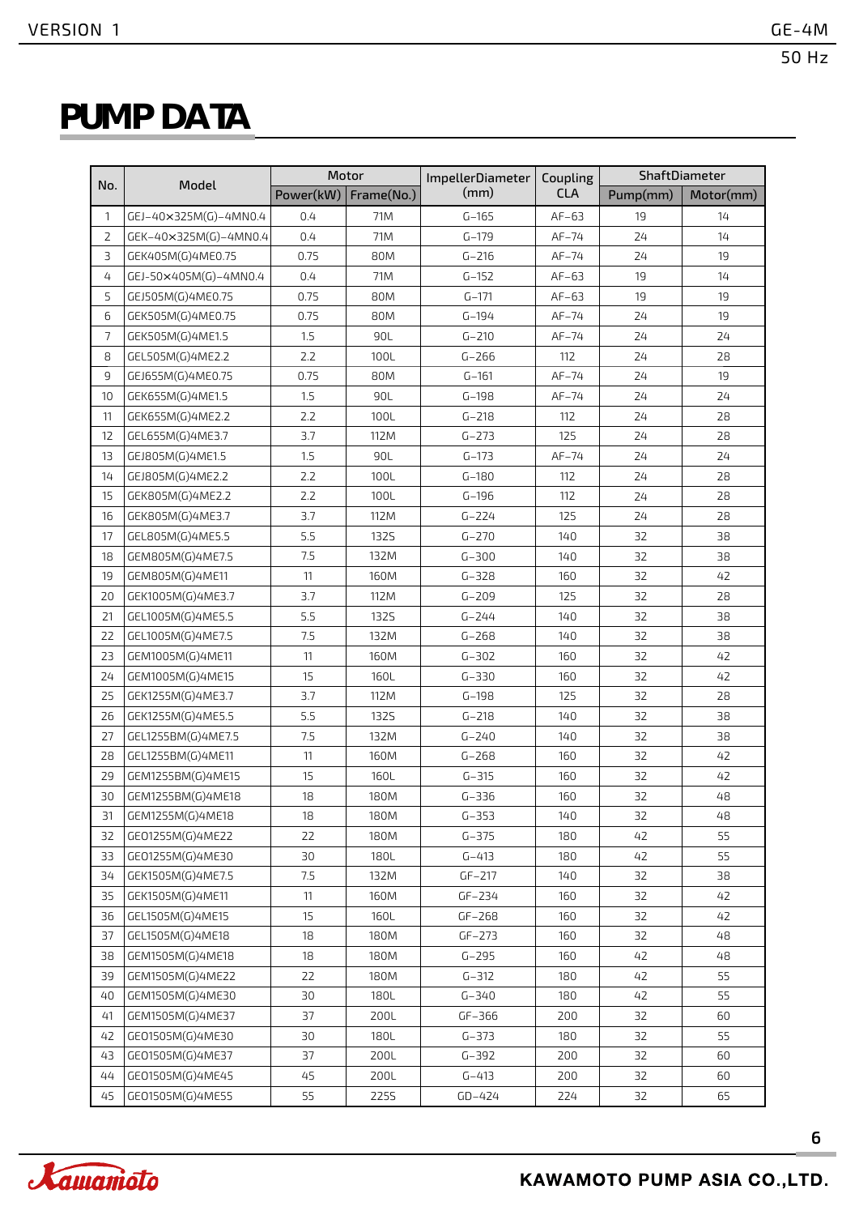# PUMP DATA

| No. | Model | Motor | | ImpellerDiameter (mm) | Coupling CLA | ShaftDiameter | |
|---|---|---|---|---|---|---|---|
| | | Power(kW) | Frame(No.) | | | Pump(mm) | Motor(mm) |
| 1 | GEJ-40×325M(G)-4MN0.4 | 0.4 | 71M | G-165 | AF-63 | 19 | 14 |
| 2 | GEK-40×325M(G)-4MN0.4 | 0.4 | 71M | G-179 | AF-74 | 24 | 14 |
| 3 | GEK405M(G)4ME0.75 | 0.75 | 80M | G-216 | AF-74 | 24 | 19 |
| 4 | GEJ-50×405M(G)-4MN0.4 | 0.4 | 71M | G-152 | AF-63 | 19 | 14 |
| 5 | GEJ505M(G)4ME0.75 | 0.75 | 80M | G-171 | AF-63 | 19 | 19 |
| 6 | GEK505M(G)4ME0.75 | 0.75 | 80M | G-194 | AF-74 | 24 | 19 |
| 7 | GEK505M(G)4ME1.5 | 1.5 | 90L | G-210 | AF-74 | 24 | 24 |
| 8 | GEL505M(G)4ME2.2 | 2.2 | 100L | G-266 | 112 | 24 | 28 |
| 9 | GEJ655M(G)4ME0.75 | 0.75 | 80M | G-161 | AF-74 | 24 | 19 |
| 10 | GEK655M(G)4ME1.5 | 1.5 | 90L | G-198 | AF-74 | 24 | 24 |
| 11 | GEK655M(G)4ME2.2 | 2.2 | 100L | G-218 | 112 | 24 | 28 |
| 12 | GEL655M(G)4ME3.7 | 3.7 | 112M | G-273 | 125 | 24 | 28 |
| 13 | GEJ805M(G)4ME1.5 | 1.5 | 90L | G-173 | AF-74 | 24 | 24 |
| 14 | GEJ805M(G)4ME2.2 | 2.2 | 100L | G-180 | 112 | 24 | 28 |
| 15 | GEK805M(G)4ME2.2 | 2.2 | 100L | G-196 | 112 | 24 | 28 |
| 16 | GEK805M(G)4ME3.7 | 3.7 | 112M | G-224 | 125 | 24 | 28 |
| 17 | GEL805M(G)4ME5.5 | 5.5 | 132S | G-270 | 140 | 32 | 38 |
| 18 | GEM805M(G)4ME7.5 | 7.5 | 132M | G-300 | 140 | 32 | 38 |
| 19 | GEM805M(G)4ME11 | 11 | 160M | G-328 | 160 | 32 | 42 |
| 20 | GEK1005M(G)4ME3.7 | 3.7 | 112M | G-209 | 125 | 32 | 28 |
| 21 | GEL1005M(G)4ME5.5 | 5.5 | 132S | G-244 | 140 | 32 | 38 |
| 22 | GEL1005M(G)4ME7.5 | 7.5 | 132M | G-268 | 140 | 32 | 38 |
| 23 | GEM1005M(G)4ME11 | 11 | 160M | G-302 | 160 | 32 | 42 |
| 24 | GEM1005M(G)4ME15 | 15 | 160L | G-330 | 160 | 32 | 42 |
| 25 | GEK1255M(G)4ME3.7 | 3.7 | 112M | G-198 | 125 | 32 | 28 |
| 26 | GEK1255M(G)4ME5.5 | 5.5 | 132S | G-218 | 140 | 32 | 38 |
| 27 | GEL1255BM(G)4ME7.5 | 7.5 | 132M | G-240 | 140 | 32 | 38 |
| 28 | GEL1255BM(G)4ME11 | 11 | 160M | G-268 | 160 | 32 | 42 |
| 29 | GEM1255BM(G)4ME15 | 15 | 160L | G-315 | 160 | 32 | 42 |
| 30 | GEM1255BM(G)4ME18 | 18 | 180M | G-336 | 160 | 32 | 48 |
| 31 | GEM1255M(G)4ME18 | 18 | 180M | G-353 | 140 | 32 | 48 |
| 32 | GEO1255M(G)4ME22 | 22 | 180M | G-375 | 180 | 42 | 55 |
| 33 | GEO1255M(G)4ME30 | 30 | 180L | G-413 | 180 | 42 | 55 |
| 34 | GEK1505M(G)4ME7.5 | 7.5 | 132M | GF-217 | 140 | 32 | 38 |
| 35 | GEK1505M(G)4ME11 | 11 | 160M | GF-234 | 160 | 32 | 42 |
| 36 | GEL1505M(G)4ME15 | 15 | 160L | GF-268 | 160 | 32 | 42 |
| 37 | GEL1505M(G)4ME18 | 18 | 180M | GF-273 | 160 | 32 | 48 |
| 38 | GEM1505M(G)4ME18 | 18 | 180M | G-295 | 160 | 42 | 48 |
| 39 | GEM1505M(G)4ME22 | 22 | 180M | G-312 | 180 | 42 | 55 |
| 40 | GEM1505M(G)4ME30 | 30 | 180L | G-340 | 180 | 42 | 55 |
| 41 | GEM1505M(G)4ME37 | 37 | 200L | GF-366 | 200 | 32 | 60 |
| 42 | GEO1505M(G)4ME30 | 30 | 180L | G-373 | 180 | 32 | 55 |
| 43 | GEO1505M(G)4ME37 | 37 | 200L | G-392 | 200 | 32 | 60 |
| 44 | GEO1505M(G)4ME45 | 45 | 200L | G-413 | 200 | 32 | 60 |
| 45 | GEO1505M(G)4ME55 | 55 | 225S | GD-424 | 224 | 32 | 65 |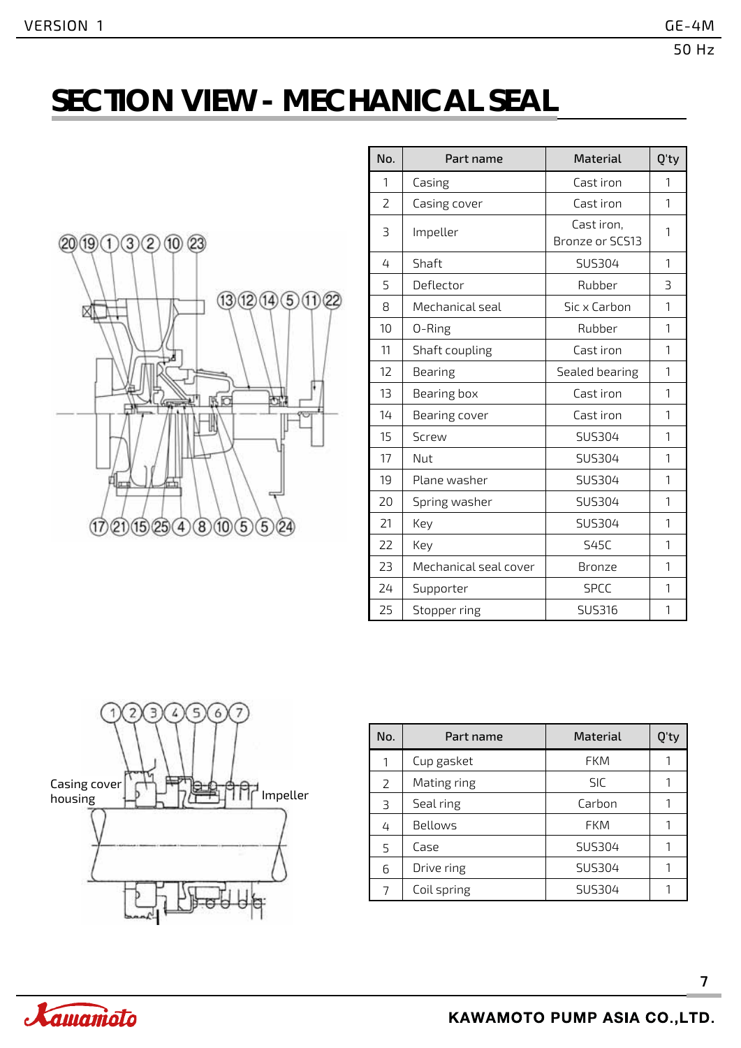# SECTION VIEW - MECHANICAL SEAL

| No. | Part name | Material | Q'ty |
|---|---|---|---|
| 1 | Casing | Cast iron | 1 |
| 2 | Casing cover | Cast iron | 1 |
| 3 | Impeller | Cast iron, Bronze or SCS13 | 1 |
| 4 | Shaft | SUS304 | 1 |
| 5 | Deflector | Rubber | 3 |
| 8 | Mechanical seal | Sic x Carbon | 1 |
| 10 | O-Ring | Rubber | 1 |
| 11 | Shaft coupling | Cast iron | 1 |
| 12 | Bearing | Sealed bearing | 1 |
| 13 | Bearing box | Cast iron | 1 |
| 14 | Bearing cover | Cast iron | 1 |
| 15 | Screw | SUS304 | 1 |
| 17 | Nut | SUS304 | 1 |
| 19 | Plane washer | SUS304 | 1 |
| 20 | Spring washer | SUS304 | 1 |
| 21 | Key | SUS304 | 1 |
| 22 | Key | S45C | 1 |
| 23 | Mechanical seal cover | Bronze | 1 |
| 24 | Supporter | SPCC | 1 |
| 25 | Stopper ring | SUS316 | 1 |

Casing cover housing

Impeller

| No. | Part name | Material | Q'ty |
|---|---|---|---|
| 1 | Cup gasket | FKM | 1 |
| 2 | Mating ring | SIC | 1 |
| 3 | Seal ring | Carbon | 1 |
| 4 | Bellows | FKM | 1 |
| 5 | Case | SUS304 | 1 |
| 6 | Drive ring | SUS304 | 1 |
| 7 | Coil spring | SUS304 | 1 |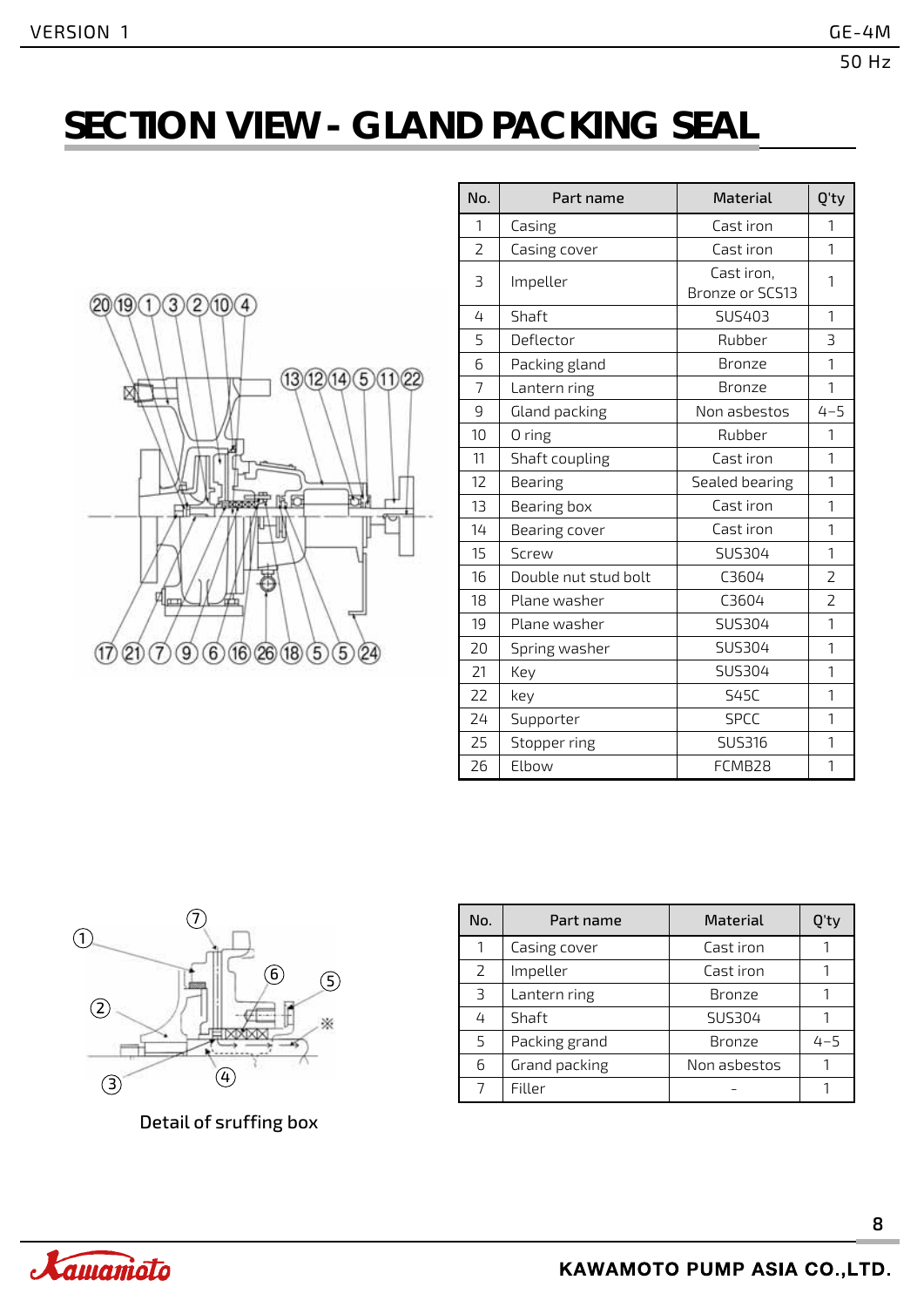# SECTION VIEW - GLAND PACKING SEAL

| No. | Part name | Material | Q'ty |
|---|---|---|---|
| 1 | Casing | Cast iron | 1 |
| 2 | Casing cover | Cast iron | 1 |
| 3 | Impeller | Cast iron, Bronze or SCS13 | 1 |
| 4 | Shaft | SUS403 | 1 |
| 5 | Deflector | Rubber | 3 |
| 6 | Packing gland | Bronze | 1 |
| 7 | Lantern ring | Bronze | 1 |
| 9 | Gland packing | Non asbestos | 4-5 |
| 10 | O ring | Rubber | 1 |
| 11 | Shaft coupling | Cast iron | 1 |
| 12 | Bearing | Sealed bearing | 1 |
| 13 | Bearing box | Cast iron | 1 |
| 14 | Bearing cover | Cast iron | 1 |
| 15 | Screw | SUS304 | 1 |
| 16 | Double nut stud bolt | C3604 | 2 |
| 18 | Plane washer | C3604 | 2 |
| 19 | Plane washer | SUS304 | 1 |
| 20 | Spring washer | SUS304 | 1 |
| 21 | Key | SUS304 | 1 |
| 22 | key | S45C | 1 |
| 24 | Supporter | SPCC | 1 |
| 25 | Stopper ring | SUS316 | 1 |
| 26 | Elbow | FCMB28 | 1 |

Detail of sruffing box

| No. | Part name | Material | Q'ty |
|---|---|---|---|
| 1 | Casing cover | Cast iron | 1 |
| 2 | Impeller | Cast iron | 1 |
| 3 | Lantern ring | Bronze | 1 |
| 4 | Shaft | SUS304 | 1 |
| 5 | Packing grand | Bronze | 4-5 |
| 6 | Grand packing | Non asbestos | 1 |
| 7 | Filler | - | 1 |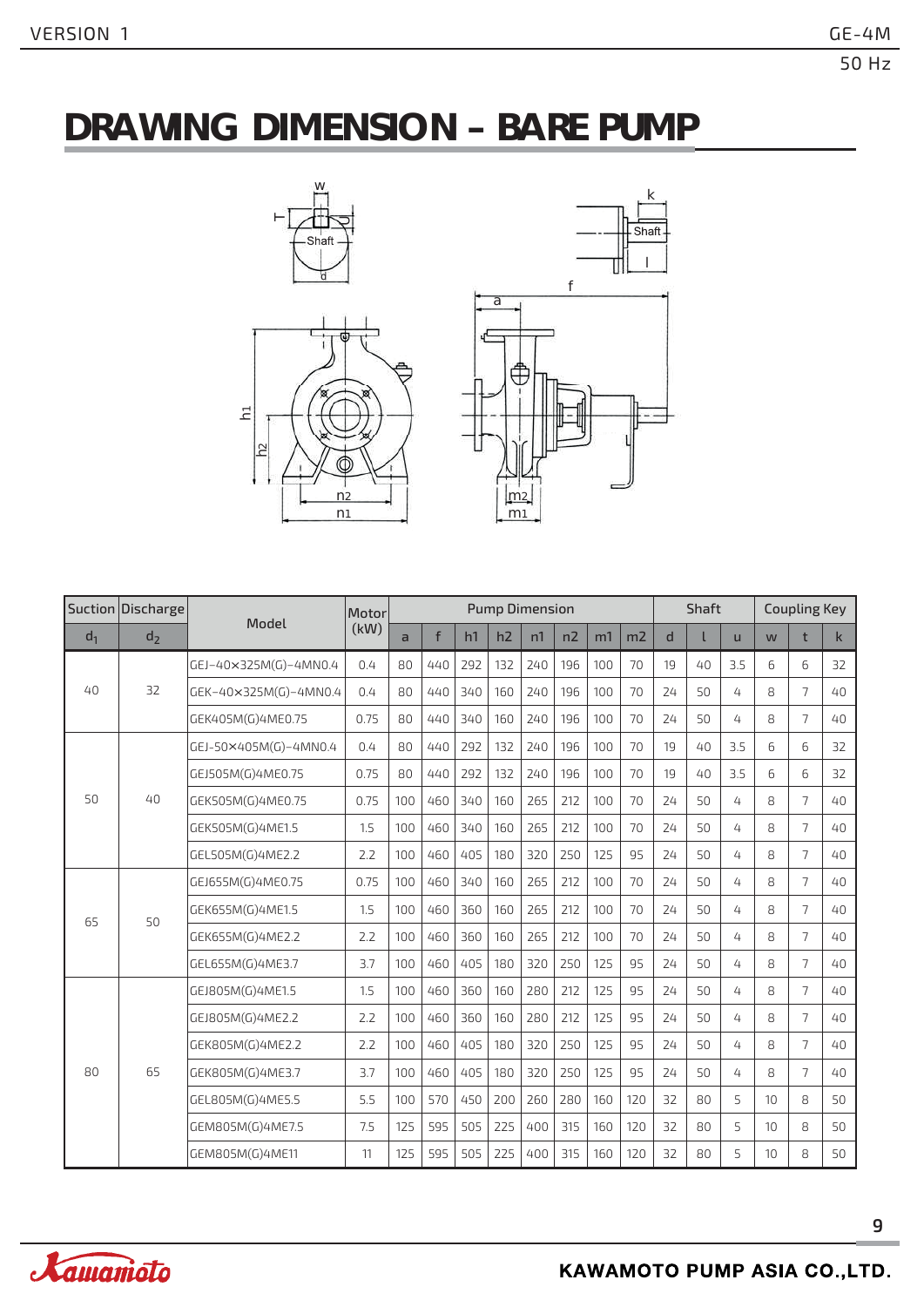# DRAWING DIMENSION – BARE PUMP

| Suction | Discharge | Model | Motor (kW) | Pump Dimension | | | | | | | | Shaft | | | Coupling Key | | |
|---|---|---|---|---|---|---|---|---|---|---|---|---|---|---|---|---|---|
| $d_1$ | $d_2$ | | | a | f | h1 | h2 | n1 | n2 | m1 | m2 | d | l | u | w | t | k |
| 40 | 32 | GEJ-40×325M(G)-4MN0.4 | 0.4 | 80 | 440 | 292 | 132 | 240 | 196 | 100 | 70 | 19 | 40 | 3.5 | 6 | 6 | 32 |
| | | GEK-40×325M(G)-4MN0.4 | 0.4 | 80 | 440 | 340 | 160 | 240 | 196 | 100 | 70 | 24 | 50 | 4 | 8 | 7 | 40 |
| | | GEK405M(G)4ME0.75 | 0.75 | 80 | 440 | 340 | 160 | 240 | 196 | 100 | 70 | 24 | 50 | 4 | 8 | 7 | 40 |
| 50 | 40 | GEJ-50×405M(G)-4MN0.4 | 0.4 | 80 | 440 | 292 | 132 | 240 | 196 | 100 | 70 | 19 | 40 | 3.5 | 6 | 6 | 32 |
| | | GEJ505M(G)4ME0.75 | 0.75 | 80 | 440 | 292 | 132 | 240 | 196 | 100 | 70 | 19 | 40 | 3.5 | 6 | 6 | 32 |
| | | GEK505M(G)4ME0.75 | 0.75 | 100 | 460 | 340 | 160 | 265 | 212 | 100 | 70 | 24 | 50 | 4 | 8 | 7 | 40 |
| | | GEK505M(G)4ME1.5 | 1.5 | 100 | 460 | 340 | 160 | 265 | 212 | 100 | 70 | 24 | 50 | 4 | 8 | 7 | 40 |
| | | GEL505M(G)4ME2.2 | 2.2 | 100 | 460 | 405 | 180 | 320 | 250 | 125 | 95 | 24 | 50 | 4 | 8 | 7 | 40 |
| 65 | 50 | GEJ655M(G)4ME0.75 | 0.75 | 100 | 460 | 340 | 160 | 265 | 212 | 100 | 70 | 24 | 50 | 4 | 8 | 7 | 40 |
| | | GEK655M(G)4ME1.5 | 1.5 | 100 | 460 | 360 | 160 | 265 | 212 | 100 | 70 | 24 | 50 | 4 | 8 | 7 | 40 |
| | | GEK655M(G)4ME2.2 | 2.2 | 100 | 460 | 360 | 160 | 265 | 212 | 100 | 70 | 24 | 50 | 4 | 8 | 7 | 40 |
| | | GEL655M(G)4ME3.7 | 3.7 | 100 | 460 | 405 | 180 | 320 | 250 | 125 | 95 | 24 | 50 | 4 | 8 | 7 | 40 |
| 80 | 65 | GEJ805M(G)4ME1.5 | 1.5 | 100 | 460 | 360 | 160 | 280 | 212 | 125 | 95 | 24 | 50 | 4 | 8 | 7 | 40 |
| | | GEJ805M(G)4ME2.2 | 2.2 | 100 | 460 | 360 | 160 | 280 | 212 | 125 | 95 | 24 | 50 | 4 | 8 | 7 | 40 |
| | | GEK805M(G)4ME2.2 | 2.2 | 100 | 460 | 405 | 180 | 320 | 250 | 125 | 95 | 24 | 50 | 4 | 8 | 7 | 40 |
| | | GEK805M(G)4ME3.7 | 3.7 | 100 | 460 | 405 | 180 | 320 | 250 | 125 | 95 | 24 | 50 | 4 | 8 | 7 | 40 |
| | | GEL805M(G)4ME5.5 | 5.5 | 100 | 570 | 450 | 200 | 260 | 280 | 160 | 120 | 32 | 80 | 5 | 10 | 8 | 50 |
| | | GEM805M(G)4ME7.5 | 7.5 | 125 | 595 | 505 | 225 | 400 | 315 | 160 | 120 | 32 | 80 | 5 | 10 | 8 | 50 |
| | | GEM805M(G)4ME11 | 11 | 125 | 595 | 505 | 225 | 400 | 315 | 160 | 120 | 32 | 80 | 5 | 10 | 8 | 50 |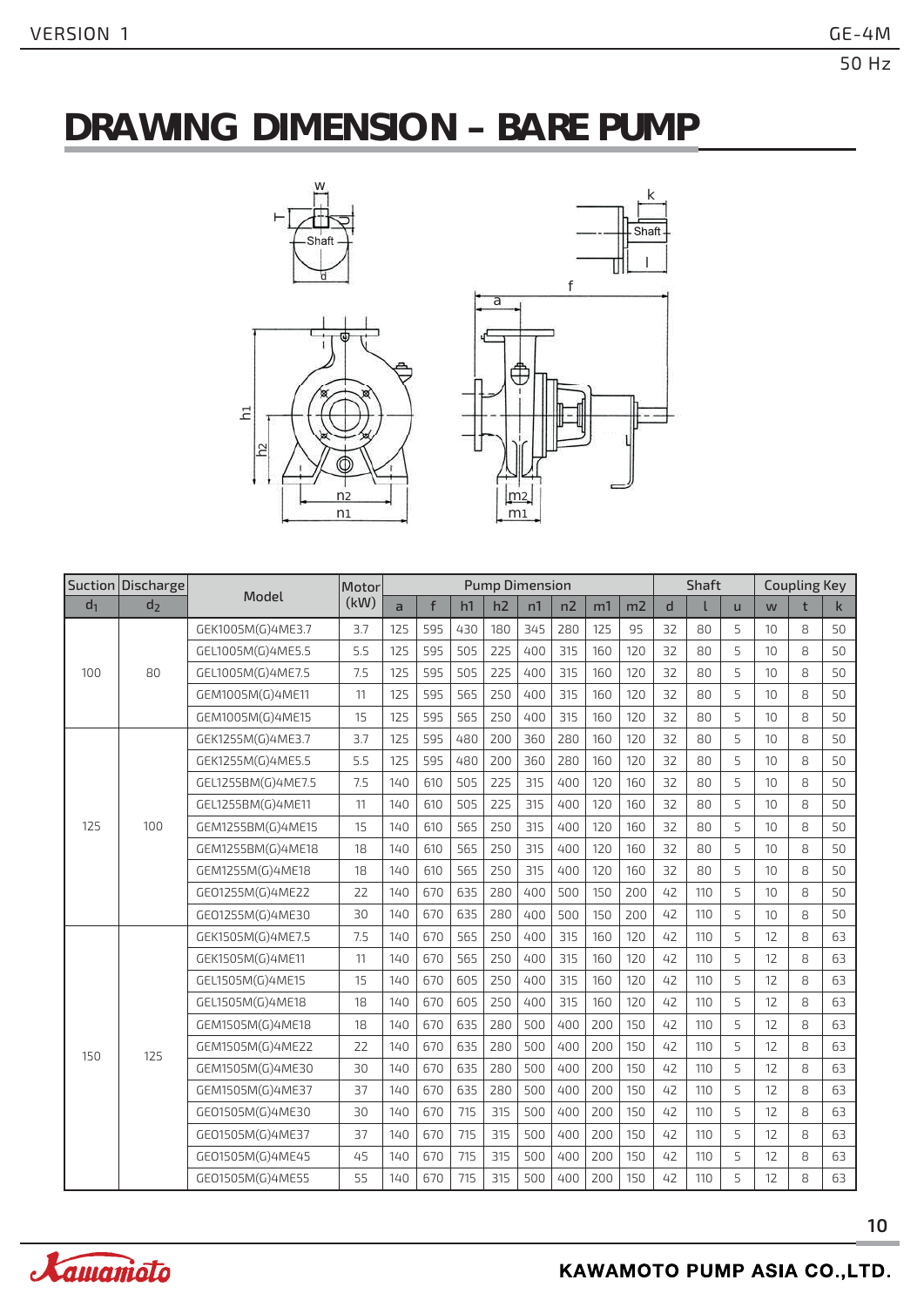# DRAWING DIMENSION – BARE PUMP

| Suction | Discharge | Model | Motor (kW) | Pump Dimension | | | | | | | | Shaft | | | Coupling Key | | |
|---|---|---|---|---|---|---|---|---|---|---|---|---|---|---|---|---|---|
| $d_1$ | $d_2$ | | | a | f | h1 | h2 | n1 | n2 | m1 | m2 | d | l | u | w | t | k |
| 100 | 80 | GEK1005M(G)4ME3.7 | 3.7 | 125 | 595 | 430 | 180 | 345 | 280 | 125 | 95 | 32 | 80 | 5 | 10 | 8 | 50 |
| | | GEL1005M(G)4ME5.5 | 5.5 | 125 | 595 | 505 | 225 | 400 | 315 | 160 | 120 | 32 | 80 | 5 | 10 | 8 | 50 |
| | | GEL1005M(G)4ME7.5 | 7.5 | 125 | 595 | 505 | 225 | 400 | 315 | 160 | 120 | 32 | 80 | 5 | 10 | 8 | 50 |
| | | GEM1005M(G)4ME11 | 11 | 125 | 595 | 565 | 250 | 400 | 315 | 160 | 120 | 32 | 80 | 5 | 10 | 8 | 50 |
| | | GEM1005M(G)4ME15 | 15 | 125 | 595 | 565 | 250 | 400 | 315 | 160 | 120 | 32 | 80 | 5 | 10 | 8 | 50 |
| 125 | 100 | GEK1255M(G)4ME3.7 | 3.7 | 125 | 595 | 480 | 200 | 360 | 280 | 160 | 120 | 32 | 80 | 5 | 10 | 8 | 50 |
| | | GEK1255M(G)4ME5.5 | 5.5 | 125 | 595 | 480 | 200 | 360 | 280 | 160 | 120 | 32 | 80 | 5 | 10 | 8 | 50 |
| | | GEL1255BM(G)4ME7.5 | 7.5 | 140 | 610 | 505 | 225 | 315 | 400 | 120 | 160 | 32 | 80 | 5 | 10 | 8 | 50 |
| | | GEL1255BM(G)4ME11 | 11 | 140 | 610 | 505 | 225 | 315 | 400 | 120 | 160 | 32 | 80 | 5 | 10 | 8 | 50 |
| | | GEM1255BM(G)4ME15 | 15 | 140 | 610 | 565 | 250 | 315 | 400 | 120 | 160 | 32 | 80 | 5 | 10 | 8 | 50 |
| | | GEM1255BM(G)4ME18 | 18 | 140 | 610 | 565 | 250 | 315 | 400 | 120 | 160 | 32 | 80 | 5 | 10 | 8 | 50 |
| | | GEM1255M(G)4ME18 | 18 | 140 | 610 | 565 | 250 | 315 | 400 | 120 | 160 | 32 | 80 | 5 | 10 | 8 | 50 |
| | | GEO1255M(G)4ME22 | 22 | 140 | 670 | 635 | 280 | 400 | 500 | 150 | 200 | 42 | 110 | 5 | 10 | 8 | 50 |
| | | GEO1255M(G)4ME30 | 30 | 140 | 670 | 635 | 280 | 400 | 500 | 150 | 200 | 42 | 110 | 5 | 10 | 8 | 50 |
| 150 | 125 | GEK1505M(G)4ME7.5 | 7.5 | 140 | 670 | 565 | 250 | 400 | 315 | 160 | 120 | 42 | 110 | 5 | 12 | 8 | 63 |
| | | GEK1505M(G)4ME11 | 11 | 140 | 670 | 565 | 250 | 400 | 315 | 160 | 120 | 42 | 110 | 5 | 12 | 8 | 63 |
| | | GEL1505M(G)4ME15 | 15 | 140 | 670 | 605 | 250 | 400 | 315 | 160 | 120 | 42 | 110 | 5 | 12 | 8 | 63 |
| | | GEL1505M(G)4ME18 | 18 | 140 | 670 | 605 | 250 | 400 | 315 | 160 | 120 | 42 | 110 | 5 | 12 | 8 | 63 |
| | | GEM1505M(G)4ME18 | 18 | 140 | 670 | 635 | 280 | 500 | 400 | 200 | 150 | 42 | 110 | 5 | 12 | 8 | 63 |
| | | GEM1505M(G)4ME22 | 22 | 140 | 670 | 635 | 280 | 500 | 400 | 200 | 150 | 42 | 110 | 5 | 12 | 8 | 63 |
| | | GEM1505M(G)4ME30 | 30 | 140 | 670 | 635 | 280 | 500 | 400 | 200 | 150 | 42 | 110 | 5 | 12 | 8 | 63 |
| | | GEM1505M(G)4ME37 | 37 | 140 | 670 | 635 | 280 | 500 | 400 | 200 | 150 | 42 | 110 | 5 | 12 | 8 | 63 |
| | | GEO1505M(G)4ME30 | 30 | 140 | 670 | 715 | 315 | 500 | 400 | 200 | 150 | 42 | 110 | 5 | 12 | 8 | 63 |
| | | GEO1505M(G)4ME37 | 37 | 140 | 670 | 715 | 315 | 500 | 400 | 200 | 150 | 42 | 110 | 5 | 12 | 8 | 63 |
| | | GEO1505M(G)4ME45 | 45 | 140 | 670 | 715 | 315 | 500 | 400 | 200 | 150 | 42 | 110 | 5 | 12 | 8 | 63 |
| | | GEO1505M(G)4ME55 | 55 | 140 | 670 | 715 | 315 | 500 | 400 | 200 | 150 | 42 | 110 | 5 | 12 | 8 | 63 |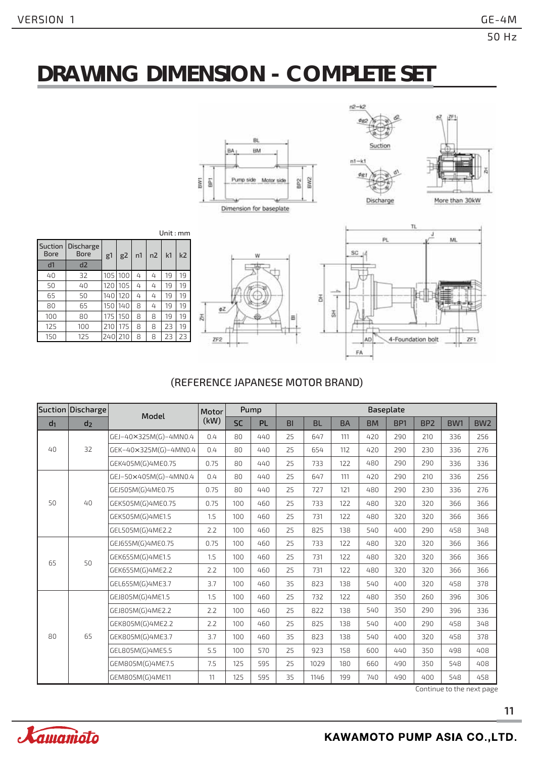# DRAWING DIMENSION - COMPLETE SET

Unit : mm

| Suction Bore d1 | Discharge Bore d2 | g1 | g2 | n1 | n2 | k1 | k2 |
|---|---|---|---|---|---|---|---|
| 40 | 32 | 105 | 100 | 4 | 4 | 19 | 19 |
| 50 | 40 | 120 | 105 | 4 | 4 | 19 | 19 |
| 65 | 50 | 140 | 120 | 4 | 4 | 19 | 19 |
| 80 | 65 | 150 | 140 | 8 | 4 | 19 | 19 |
| 100 | 80 | 175 | 150 | 8 | 8 | 19 | 19 |
| 125 | 100 | 210 | 175 | 8 | 8 | 23 | 19 |
| 150 | 125 | 240 | 210 | 8 | 8 | 23 | 23 |

Dimension for baseplate

Suction

Discharge

More than 30kW

4-Foundation bolt

(REFERENCE JAPANESE MOTOR BRAND)

| Suction | Discharge | Model | Motor (kW) | Pump | | Baseplate | | | | | | | |
|---|---|---|---|---|---|---|---|---|---|---|---|---|---|
| $d_1$ | $d_2$ | | | SC | PL | BI | BL | BA | BM | BP1 | BP2 | BW1 | BW2 |
| 40 | 32 | GEJ-40×325M(G)-4MN0.4 | 0.4 | 80 | 440 | 25 | 647 | 111 | 420 | 290 | 210 | 336 | 256 |
| | | GEK-40×325M(G)-4MN0.4 | 0.4 | 80 | 440 | 25 | 654 | 112 | 420 | 290 | 230 | 336 | 276 |
| | | GEK405M(G)4ME0.75 | 0.75 | 80 | 440 | 25 | 733 | 122 | 480 | 290 | 290 | 336 | 336 |
| 50 | 40 | GEJ-50×405M(G)-4MN0.4 | 0.4 | 80 | 440 | 25 | 647 | 111 | 420 | 290 | 210 | 336 | 256 |
| | | GEJ505M(G)4ME0.75 | 0.75 | 80 | 440 | 25 | 727 | 121 | 480 | 290 | 230 | 336 | 276 |
| | | GEK505M(G)4ME0.75 | 0.75 | 100 | 460 | 25 | 733 | 122 | 480 | 320 | 320 | 366 | 366 |
| | | GEK505M(G)4ME1.5 | 1.5 | 100 | 460 | 25 | 731 | 122 | 480 | 320 | 320 | 366 | 366 |
| | | GEL505M(G)4ME2.2 | 2.2 | 100 | 460 | 25 | 825 | 138 | 540 | 400 | 290 | 458 | 348 |
| 65 | 50 | GEJ655M(G)4ME0.75 | 0.75 | 100 | 460 | 25 | 733 | 122 | 480 | 320 | 320 | 366 | 366 |
| | | GEK655M(G)4ME1.5 | 1.5 | 100 | 460 | 25 | 731 | 122 | 480 | 320 | 320 | 366 | 366 |
| | | GEK655M(G)4ME2.2 | 2.2 | 100 | 460 | 25 | 731 | 122 | 480 | 320 | 320 | 366 | 366 |
| | | GEL655M(G)4ME3.7 | 3.7 | 100 | 460 | 35 | 823 | 138 | 540 | 400 | 320 | 458 | 378 |
| 80 | 65 | GEJ805M(G)4ME1.5 | 1.5 | 100 | 460 | 25 | 732 | 122 | 480 | 350 | 260 | 396 | 306 |
| | | GEJ805M(G)4ME2.2 | 2.2 | 100 | 460 | 25 | 822 | 138 | 540 | 350 | 290 | 396 | 336 |
| | | GEK805M(G)4ME2.2 | 2.2 | 100 | 460 | 25 | 825 | 138 | 540 | 400 | 290 | 458 | 348 |
| | | GEK805M(G)4ME3.7 | 3.7 | 100 | 460 | 35 | 823 | 138 | 540 | 400 | 320 | 458 | 378 |
| | | GEL805M(G)4ME5.5 | 5.5 | 100 | 570 | 25 | 923 | 158 | 600 | 440 | 350 | 498 | 408 |
| | | GEM805M(G)4ME7.5 | 7.5 | 125 | 595 | 25 | 1029 | 180 | 660 | 490 | 350 | 548 | 408 |
| | | GEM805M(G)4ME11 | 11 | 125 | 595 | 35 | 1146 | 199 | 740 | 490 | 400 | 548 | 458 |

Continue to the next page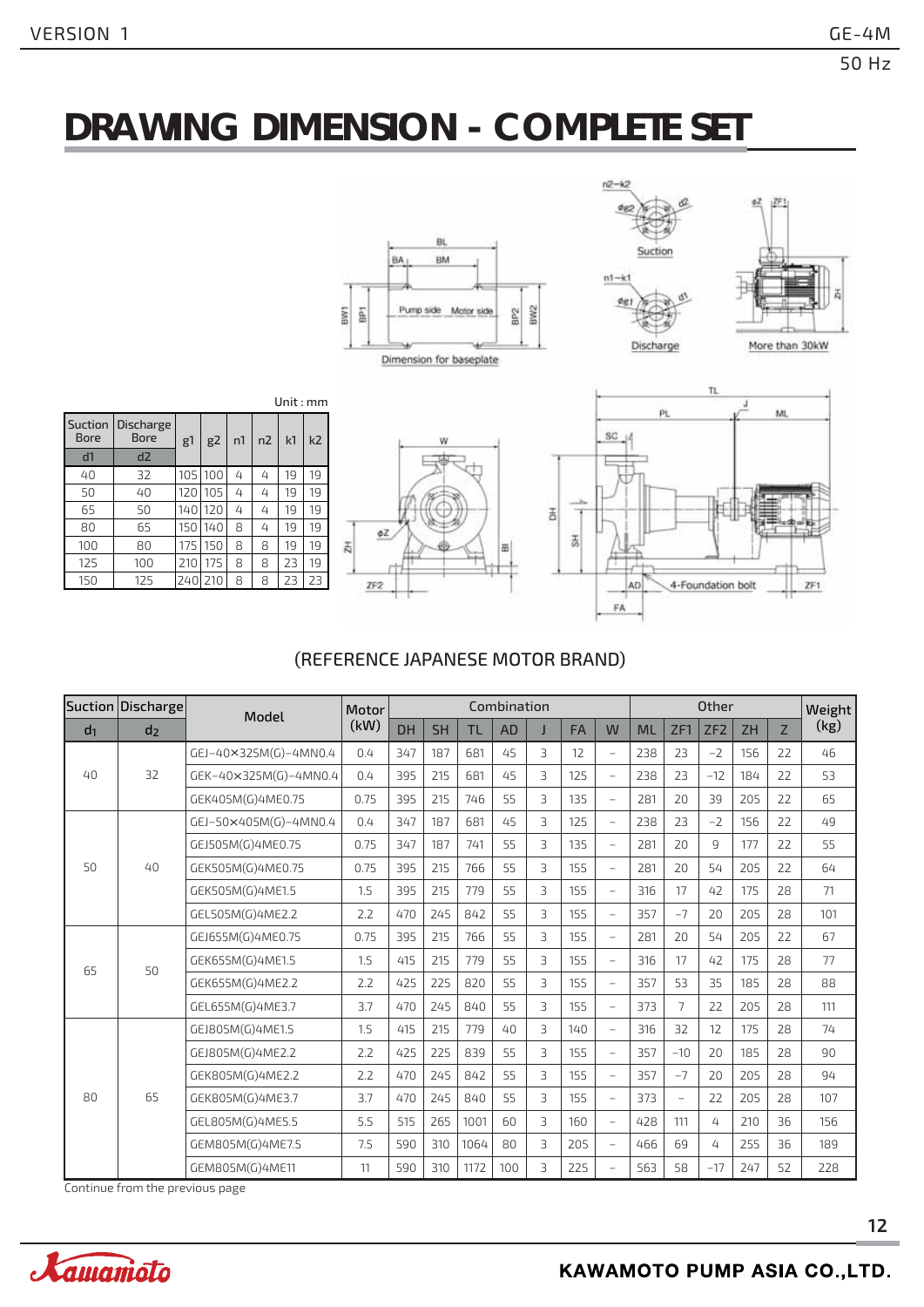# DRAWING DIMENSION - COMPLETE SET

Unit : mm

| Suction Bore | Discharge Bore | g1 | g2 | n1 | n2 | k1 | k2 |
|---|---|---|---|---|---|---|---|
| d1 | d2 | | | | | | |
| 40 | 32 | 105 | 100 | 4 | 4 | 19 | 19 |
| 50 | 40 | 120 | 105 | 4 | 4 | 19 | 19 |
| 65 | 50 | 140 | 120 | 4 | 4 | 19 | 19 |
| 80 | 65 | 150 | 140 | 8 | 4 | 19 | 19 |
| 100 | 80 | 175 | 150 | 8 | 8 | 19 | 19 |
| 125 | 100 | 210 | 175 | 8 | 8 | 23 | 19 |
| 150 | 125 | 240 | 210 | 8 | 8 | 23 | 23 |

(REFERENCE JAPANESE MOTOR BRAND)

| Suction | Discharge | Model | Motor (kW) | Combination | | | | | | | Other | | | | | Weight (kg) |
|---|---|---|---|---|---|---|---|---|---|---|---|---|---|---|---|---|
| $d_1$ | $d_2$ | | | DH | SH | TL | AD | J | FA | W | ML | ZF1 | ZF2 | ZH | Z | |
| 40 | 32 | GEJ-40×325M(G)-4MN0.4 | 0.4 | 347 | 187 | 681 | 45 | 3 | 12 | – | 238 | 23 | -2 | 156 | 22 | 46 |
| | | GEK-40×325M(G)-4MN0.4 | 0.4 | 395 | 215 | 681 | 45 | 3 | 125 | – | 238 | 23 | -12 | 184 | 22 | 53 |
| | | GEK405M(G)4ME0.75 | 0.75 | 395 | 215 | 746 | 55 | 3 | 135 | – | 281 | 20 | 39 | 205 | 22 | 65 |
| 50 | 40 | GEJ-50×405M(G)-4MN0.4 | 0.4 | 347 | 187 | 681 | 45 | 3 | 125 | – | 238 | 23 | -2 | 156 | 22 | 49 |
| | | GEJ505M(G)4ME0.75 | 0.75 | 347 | 187 | 741 | 55 | 3 | 135 | – | 281 | 20 | 9 | 177 | 22 | 55 |
| | | GEK505M(G)4ME0.75 | 0.75 | 395 | 215 | 766 | 55 | 3 | 155 | – | 281 | 20 | 54 | 205 | 22 | 64 |
| | | GEK505M(G)4ME1.5 | 1.5 | 395 | 215 | 779 | 55 | 3 | 155 | – | 316 | 17 | 42 | 175 | 28 | 71 |
| | | GEL505M(G)4ME2.2 | 2.2 | 470 | 245 | 842 | 55 | 3 | 155 | – | 357 | -7 | 20 | 205 | 28 | 101 |
| 65 | 50 | GEJ655M(G)4ME0.75 | 0.75 | 395 | 215 | 766 | 55 | 3 | 155 | – | 281 | 20 | 54 | 205 | 22 | 67 |
| | | GEK655M(G)4ME1.5 | 1.5 | 415 | 215 | 779 | 55 | 3 | 155 | – | 316 | 17 | 42 | 175 | 28 | 77 |
| | | GEK655M(G)4ME2.2 | 2.2 | 425 | 225 | 820 | 55 | 3 | 155 | – | 357 | 53 | 35 | 185 | 28 | 88 |
| | | GEL655M(G)4ME3.7 | 3.7 | 470 | 245 | 840 | 55 | 3 | 155 | – | 373 | 7 | 22 | 205 | 28 | 111 |
| 80 | 65 | GEJ805M(G)4ME1.5 | 1.5 | 415 | 215 | 779 | 40 | 3 | 140 | – | 316 | 32 | 12 | 175 | 28 | 74 |
| | | GEJ805M(G)4ME2.2 | 2.2 | 425 | 225 | 839 | 55 | 3 | 155 | – | 357 | -10 | 20 | 185 | 28 | 90 |
| | | GEK805M(G)4ME2.2 | 2.2 | 470 | 245 | 842 | 55 | 3 | 155 | – | 357 | -7 | 20 | 205 | 28 | 94 |
| | | GEK805M(G)4ME3.7 | 3.7 | 470 | 245 | 840 | 55 | 3 | 155 | – | 373 | – | 22 | 205 | 28 | 107 |
| | | GEL805M(G)4ME5.5 | 5.5 | 515 | 265 | 1001 | 60 | 3 | 160 | – | 428 | 111 | 4 | 210 | 36 | 156 |
| | | GEM805M(G)4ME7.5 | 7.5 | 590 | 310 | 1064 | 80 | 3 | 205 | – | 466 | 69 | 4 | 255 | 36 | 189 |
| | | GEM805M(G)4ME11 | 11 | 590 | 310 | 1172 | 100 | 3 | 225 | – | 563 | 58 | -17 | 247 | 52 | 228 |

Continue from the previous page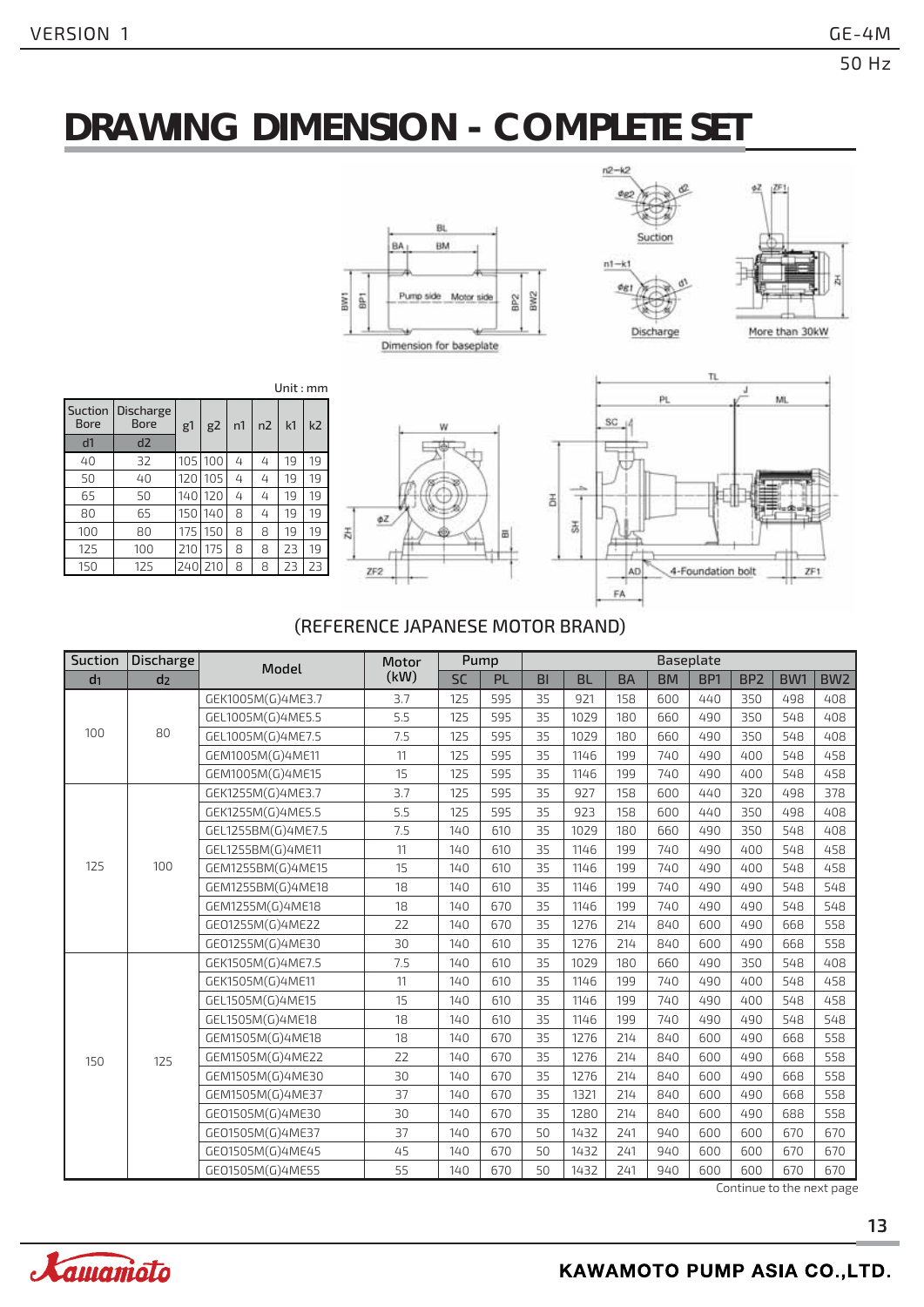# DRAWING DIMENSION - COMPLETE SET

Unit : mm

| Suction Bore | Discharge Bore | g1 | g2 | n1 | n2 | k1 | k2 |
|---|---|---|---|---|---|---|---|
| d1 | d2 | | | | | | |
| 40 | 32 | 105 | 100 | 4 | 4 | 19 | 19 |
| 50 | 40 | 120 | 105 | 4 | 4 | 19 | 19 |
| 65 | 50 | 140 | 120 | 4 | 4 | 19 | 19 |
| 80 | 65 | 150 | 140 | 8 | 4 | 19 | 19 |
| 100 | 80 | 175 | 150 | 8 | 8 | 19 | 19 |
| 125 | 100 | 210 | 175 | 8 | 8 | 23 | 19 |
| 150 | 125 | 240 | 210 | 8 | 8 | 23 | 23 |

(REFERENCE JAPANESE MOTOR BRAND)

| Suction | Discharge | Model | Motor (kW) | Pump | | Baseplate | | | | | | | |
|---|---|---|---|---|---|---|---|---|---|---|---|---|---|
| $d_1$ | $d_2$ | | | SC | PL | BI | BL | BA | BM | BP1 | BP2 | BW1 | BW2 |
| 100 | 80 | GEK1005M(G)4ME3.7 | 3.7 | 125 | 595 | 35 | 921 | 158 | 600 | 440 | 350 | 498 | 408 |
| | | GEL1005M(G)4ME5.5 | 5.5 | 125 | 595 | 35 | 1029 | 180 | 660 | 490 | 350 | 548 | 408 |
| | | GEL1005M(G)4ME7.5 | 7.5 | 125 | 595 | 35 | 1029 | 180 | 660 | 490 | 350 | 548 | 408 |
| | | GEM1005M(G)4ME11 | 11 | 125 | 595 | 35 | 1146 | 199 | 740 | 490 | 400 | 548 | 458 |
| | | GEM1005M(G)4ME15 | 15 | 125 | 595 | 35 | 1146 | 199 | 740 | 490 | 400 | 548 | 458 |
| 125 | 100 | GEK1255M(G)4ME3.7 | 3.7 | 125 | 595 | 35 | 927 | 158 | 600 | 440 | 320 | 498 | 378 |
| | | GEK1255M(G)4ME5.5 | 5.5 | 125 | 595 | 35 | 923 | 158 | 600 | 440 | 350 | 498 | 408 |
| | | GEL1255BM(G)4ME7.5 | 7.5 | 140 | 610 | 35 | 1029 | 180 | 660 | 490 | 350 | 548 | 408 |
| | | GEL1255BM(G)4ME11 | 11 | 140 | 610 | 35 | 1146 | 199 | 740 | 490 | 400 | 548 | 458 |
| | | GEM1255BM(G)4ME15 | 15 | 140 | 610 | 35 | 1146 | 199 | 740 | 490 | 400 | 548 | 458 |
| | | GEM1255BM(G)4ME18 | 18 | 140 | 610 | 35 | 1146 | 199 | 740 | 490 | 490 | 548 | 548 |
| | | GEM1255M(G)4ME18 | 18 | 140 | 670 | 35 | 1146 | 199 | 740 | 490 | 490 | 548 | 548 |
| | | GEO1255M(G)4ME22 | 22 | 140 | 670 | 35 | 1276 | 214 | 840 | 600 | 490 | 668 | 558 |
| | | GEO1255M(G)4ME30 | 30 | 140 | 610 | 35 | 1276 | 214 | 840 | 600 | 490 | 668 | 558 |
| 150 | 125 | GEK1505M(G)4ME7.5 | 7.5 | 140 | 610 | 35 | 1029 | 180 | 660 | 490 | 350 | 548 | 408 |
| | | GEK1505M(G)4ME11 | 11 | 140 | 610 | 35 | 1146 | 199 | 740 | 490 | 400 | 548 | 458 |
| | | GEL1505M(G)4ME15 | 15 | 140 | 610 | 35 | 1146 | 199 | 740 | 490 | 400 | 548 | 458 |
| | | GEL1505M(G)4ME18 | 18 | 140 | 610 | 35 | 1146 | 199 | 740 | 490 | 490 | 548 | 548 |
| | | GEM1505M(G)4ME18 | 18 | 140 | 670 | 35 | 1276 | 214 | 840 | 600 | 490 | 668 | 558 |
| | | GEM1505M(G)4ME22 | 22 | 140 | 670 | 35 | 1276 | 214 | 840 | 600 | 490 | 668 | 558 |
| | | GEM1505M(G)4ME30 | 30 | 140 | 670 | 35 | 1276 | 214 | 840 | 600 | 490 | 668 | 558 |
| | | GEM1505M(G)4ME37 | 37 | 140 | 670 | 35 | 1321 | 214 | 840 | 600 | 490 | 668 | 558 |
| | | GEO1505M(G)4ME30 | 30 | 140 | 670 | 35 | 1280 | 214 | 840 | 600 | 490 | 688 | 558 |
| | | GEO1505M(G)4ME37 | 37 | 140 | 670 | 50 | 1432 | 241 | 940 | 600 | 600 | 670 | 670 |
| | | GEO1505M(G)4ME45 | 45 | 140 | 670 | 50 | 1432 | 241 | 940 | 600 | 600 | 670 | 670 |
| | | GEO1505M(G)4ME55 | 55 | 140 | 670 | 50 | 1432 | 241 | 940 | 600 | 600 | 670 | 670 |

Continue to the next page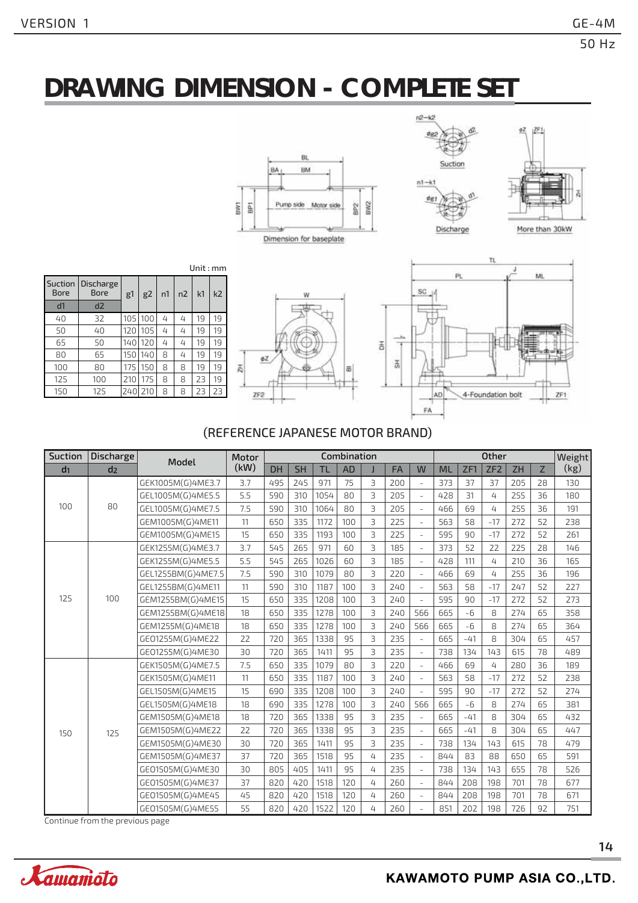# DRAWING DIMENSION - COMPLETE SET

Unit : mm

| Suction Bore | Discharge Bore | g1 | g2 | n1 | n2 | k1 | k2 |
|---|---|---|---|---|---|---|---|
| d1 | d2 | | | | | | |
| 40 | 32 | 105 | 100 | 4 | 4 | 19 | 19 |
| 50 | 40 | 120 | 105 | 4 | 4 | 19 | 19 |
| 65 | 50 | 140 | 120 | 4 | 4 | 19 | 19 |
| 80 | 65 | 150 | 140 | 8 | 4 | 19 | 19 |
| 100 | 80 | 175 | 150 | 8 | 8 | 19 | 19 |
| 125 | 100 | 210 | 175 | 8 | 8 | 23 | 19 |
| 150 | 125 | 240 | 210 | 8 | 8 | 23 | 23 |

Dimension for baseplate

Suction

Discharge

More than 30kW

4-Foundation bolt

(REFERENCE JAPANESE MOTOR BRAND)

| Suction | Discharge | Model | Motor (kW) | Combination | | | | | | | Other | | | | | Weight (kg) |
|---|---|---|---|---|---|---|---|---|---|---|---|---|---|---|---|---|
| $d_1$ | $d_2$ | | | DH | SH | TL | AD | J | FA | W | ML | ZF1 | ZF2 | ZH | Z | |
| 100 | 80 | GEK1005M(G)4ME3.7 | 3.7 | 495 | 245 | 971 | 75 | 3 | 200 | - | 373 | 37 | 37 | 205 | 28 | 130 |
| | | GEL1005M(G)4ME5.5 | 5.5 | 590 | 310 | 1054 | 80 | 3 | 205 | - | 428 | 31 | 4 | 255 | 36 | 180 |
| | | GEL1005M(G)4ME7.5 | 7.5 | 590 | 310 | 1064 | 80 | 3 | 205 | - | 466 | 69 | 4 | 255 | 36 | 191 |
| | | GEM1005M(G)4ME11 | 11 | 650 | 335 | 1172 | 100 | 3 | 225 | - | 563 | 58 | -17 | 272 | 52 | 238 |
| | | GEM1005M(G)4ME15 | 15 | 650 | 335 | 1193 | 100 | 3 | 225 | - | 595 | 90 | -17 | 272 | 52 | 261 |
| 125 | 100 | GEK1255M(G)4ME3.7 | 3.7 | 545 | 265 | 971 | 60 | 3 | 185 | - | 373 | 52 | 22 | 225 | 28 | 146 |
| | | GEK1255M(G)4ME5.5 | 5.5 | 545 | 265 | 1026 | 60 | 3 | 185 | - | 428 | 111 | 4 | 210 | 36 | 165 |
| | | GEL1255BM(G)4ME7.5 | 7.5 | 590 | 310 | 1079 | 80 | 3 | 220 | - | 466 | 69 | 4 | 255 | 36 | 196 |
| | | GEL1255BM(G)4ME11 | 11 | 590 | 310 | 1187 | 100 | 3 | 240 | - | 563 | 58 | -17 | 247 | 52 | 227 |
| | | GEM1255BM(G)4ME15 | 15 | 650 | 335 | 1208 | 100 | 3 | 240 | - | 595 | 90 | -17 | 272 | 52 | 273 |
| | | GEM1255BM(G)4ME18 | 18 | 650 | 335 | 1278 | 100 | 3 | 240 | 566 | 665 | -6 | 8 | 274 | 65 | 358 |
| | | GEM1255M(G)4ME18 | 18 | 650 | 335 | 1278 | 100 | 3 | 240 | 566 | 665 | -6 | 8 | 274 | 65 | 364 |
| | | GEO1255M(G)4ME22 | 22 | 720 | 365 | 1338 | 95 | 3 | 235 | - | 665 | -41 | 8 | 304 | 65 | 457 |
| | | GEO1255M(G)4ME30 | 30 | 720 | 365 | 1411 | 95 | 3 | 235 | - | 738 | 134 | 143 | 615 | 78 | 489 |
| 150 | 125 | GEK1505M(G)4ME7.5 | 7.5 | 650 | 335 | 1079 | 80 | 3 | 220 | - | 466 | 69 | 4 | 280 | 36 | 189 |
| | | GEK1505M(G)4ME11 | 11 | 650 | 335 | 1187 | 100 | 3 | 240 | - | 563 | 58 | -17 | 272 | 52 | 238 |
| | | GEL1505M(G)4ME15 | 15 | 690 | 335 | 1208 | 100 | 3 | 240 | - | 595 | 90 | -17 | 272 | 52 | 274 |
| | | GEL1505M(G)4ME18 | 18 | 690 | 335 | 1278 | 100 | 3 | 240 | 566 | 665 | -6 | 8 | 274 | 65 | 381 |
| | | GEM1505M(G)4ME18 | 18 | 720 | 365 | 1338 | 95 | 3 | 235 | - | 665 | -41 | 8 | 304 | 65 | 432 |
| | | GEM1505M(G)4ME22 | 22 | 720 | 365 | 1338 | 95 | 3 | 235 | - | 665 | -41 | 8 | 304 | 65 | 447 |
| | | GEM1505M(G)4ME30 | 30 | 720 | 365 | 1411 | 95 | 3 | 235 | - | 738 | 134 | 143 | 615 | 78 | 479 |
| | | GEM1505M(G)4ME37 | 37 | 720 | 365 | 1518 | 95 | 4 | 235 | - | 844 | 83 | 88 | 650 | 65 | 591 |
| | | GEO1505M(G)4ME30 | 30 | 805 | 405 | 1411 | 95 | 4 | 235 | - | 738 | 134 | 143 | 655 | 78 | 526 |
| | | GEO1505M(G)4ME37 | 37 | 820 | 420 | 1518 | 120 | 4 | 260 | - | 844 | 208 | 198 | 701 | 78 | 677 |
| | | GEO1505M(G)4ME45 | 45 | 820 | 420 | 1518 | 120 | 4 | 260 | - | 844 | 208 | 198 | 701 | 78 | 671 |
| | | GEO1505M(G)4ME55 | 55 | 820 | 420 | 1522 | 120 | 4 | 260 | - | 851 | 202 | 198 | 726 | 92 | 751 |

Continue from the previous page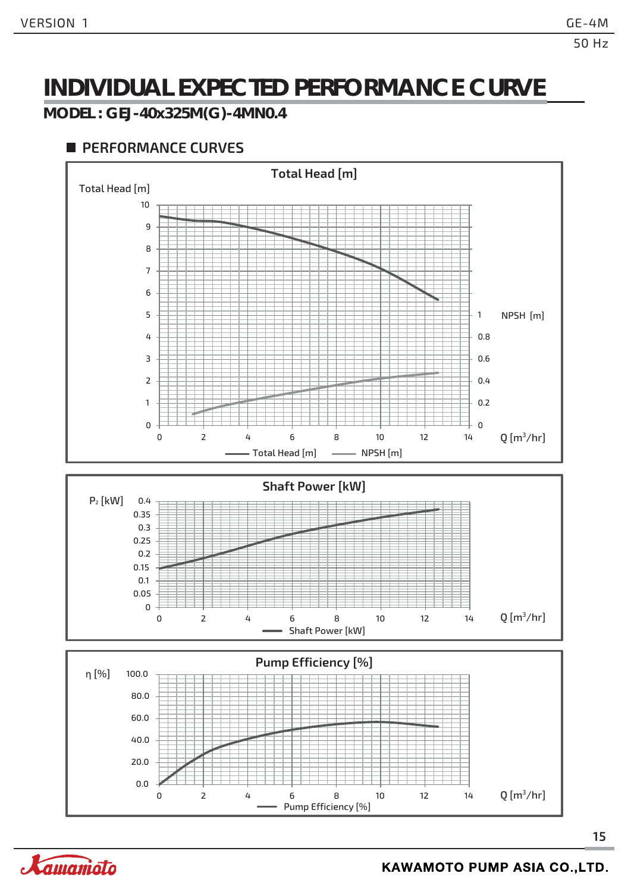# INDIVIDUAL EXPECTED PERFORMANCE CURVE

**MODEL : GEJ-40x325M(G)-4MN0.4**

## ■ PERFORMANCE CURVES

**Total Head [m]**

Total Head [m]

NPSH [m]

Q [m³/hr]

Total Head [m] — NPSH [m]

**Shaft Power [kW]**

$P_2$ [kW]

Q [m³/hr]

Shaft Power [kW]

**Pump Efficiency [%]**

η [%]

Q [m³/hr]

Pump Efficiency [%]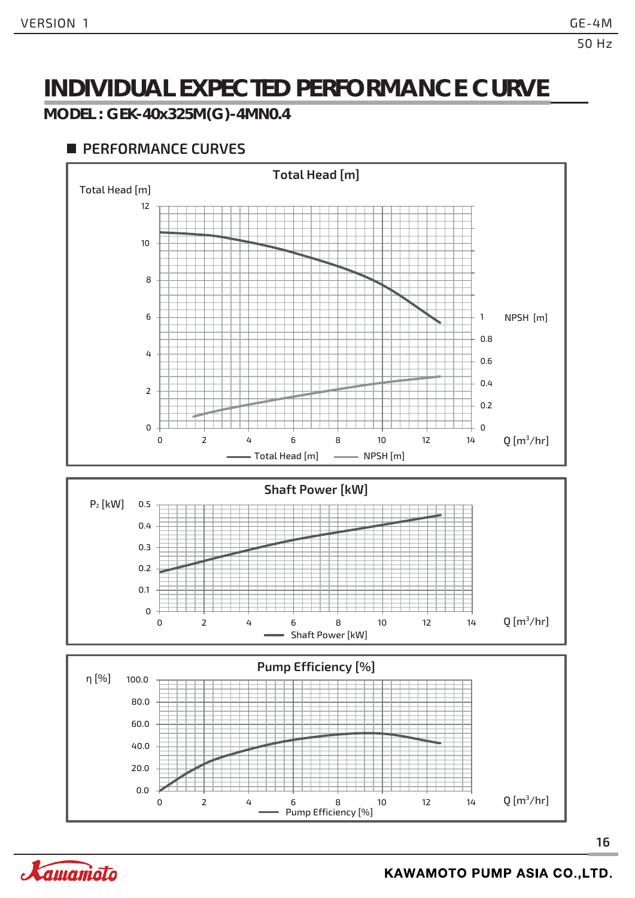# INDIVIDUAL EXPECTED PERFORMANCE CURVE

## MODEL : GEK-40x325M(G)-4MN0.4

### ■ PERFORMANCE CURVES

**Total Head [m]**

Total Head [m] | NPSH [m] | Q [m³/hr]

Legend: Total Head [m], NPSH [m]

**Shaft Power [kW]**

$P_2$ [kW] | Q [m³/hr]

Legend: Shaft Power [kW]

**Pump Efficiency [%]**

η [%] | Q [m³/hr]

Legend: Pump Efficiency [%]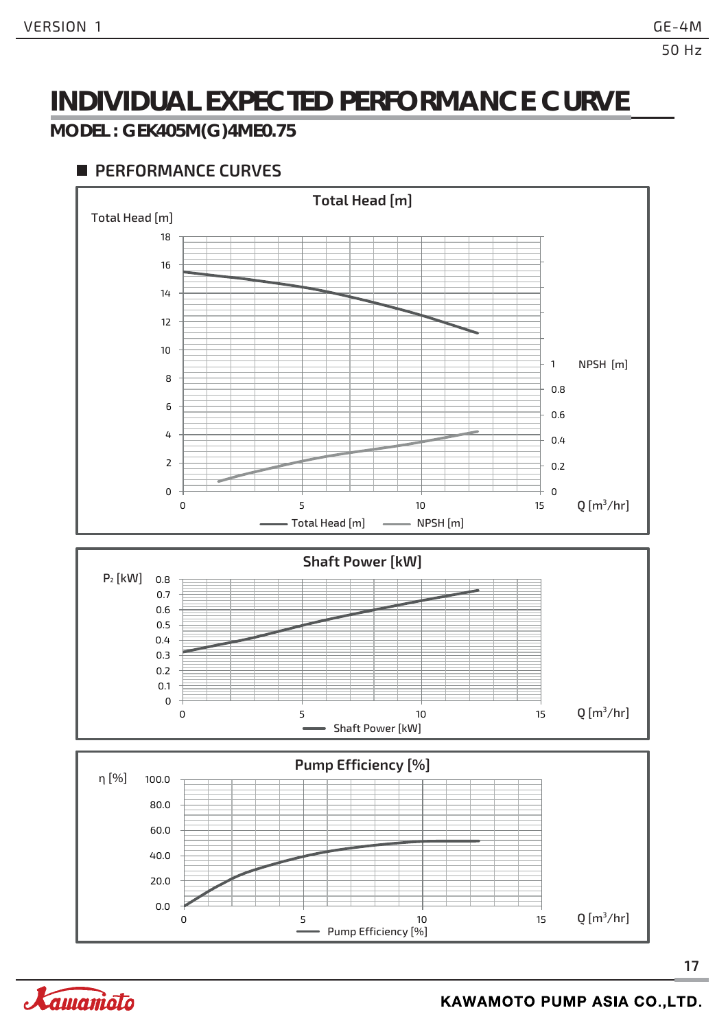# INDIVIDUAL EXPECTED PERFORMANCE CURVE

**MODEL : GEK405M(G)4ME0.75**

## ■ PERFORMANCE CURVES

**Total Head [m]**

Total Head [m]

18
16
14
12
10
8
6
4
2
0

NPSH [m]

1
0.8
0.6
0.4
0.2
0

0 5 10 15 Q [m³/hr]

Total Head [m] NPSH [m]

**Shaft Power [kW]**

$P_2$ [kW]

0.8
0.7
0.6
0.5
0.4
0.3
0.2
0.1
0

0 5 10 15 Q [m³/hr]

Shaft Power [kW]

**Pump Efficiency [%]**

η [%]

100.0
80.0
60.0
40.0
20.0
0.0

0 5 10 15 Q [m³/hr]

Pump Efficiency [%]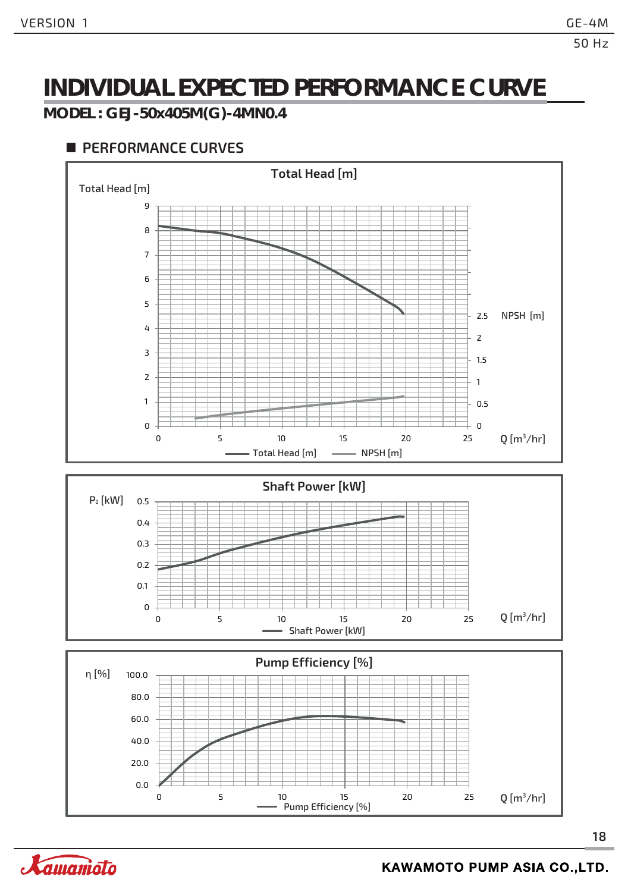# INDIVIDUAL EXPECTED PERFORMANCE CURVE

**MODEL : GEJ-50x405M(G)-4MN0.4**

## ■ PERFORMANCE CURVES

### Total Head [m]

Total Head [m]

NPSH [m]

Q [m³/hr]

Total Head [m] — NPSH [m]

### Shaft Power [kW]

$P_2$ [kW]

Q [m³/hr]

Shaft Power [kW]

### Pump Efficiency [%]

η [%]

Q [m³/hr]

Pump Efficiency [%]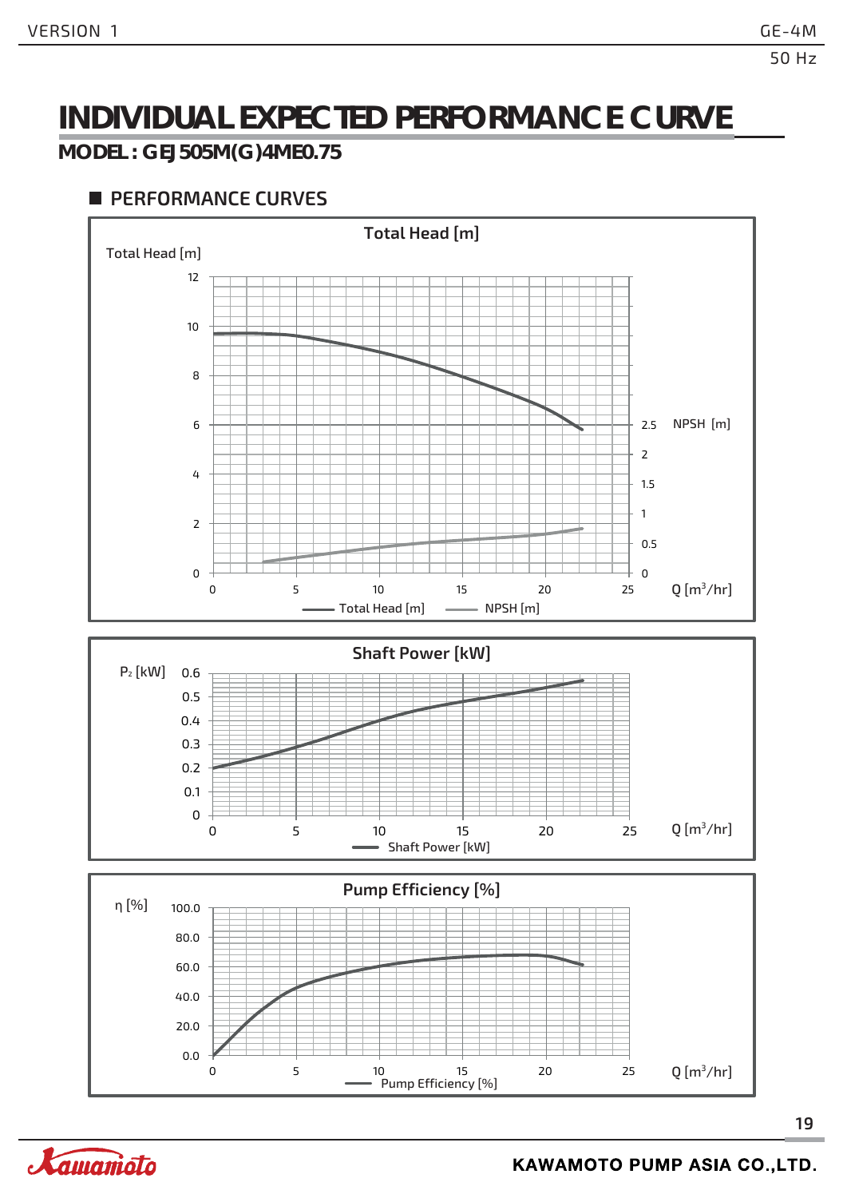# INDIVIDUAL EXPECTED PERFORMANCE CURVE

## MODEL : GEJ505M(G)4ME0.75

### PERFORMANCE CURVES

**Total Head [m]**

Total Head [m]

12
10
8
6
4
2
0

NPSH [m]

2.5
2
1.5
1
0.5
0

0 5 10 15 20 25 Q [m³/hr]

Total Head [m] NPSH [m]

**Shaft Power [kW]**

$P_2$ [kW]

0.6
0.5
0.4
0.3
0.2
0.1
0

0 5 10 15 20 25 Q [m³/hr]

Shaft Power [kW]

**Pump Efficiency [%]**

η [%]

100.0
80.0
60.0
40.0
20.0
0.0

0 5 10 15 20 25 Q [m³/hr]

Pump Efficiency [%]

KAWAMOTO PUMP ASIA CO.,LTD.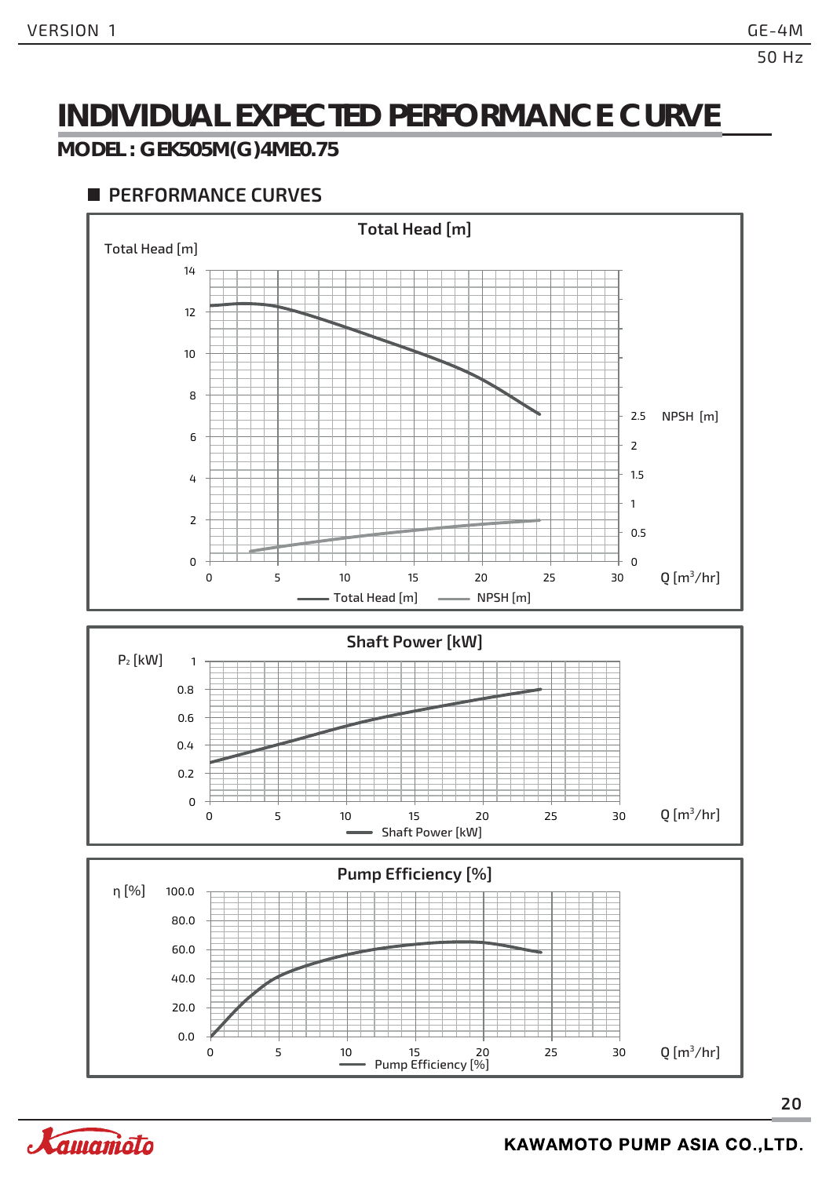# INDIVIDUAL EXPECTED PERFORMANCE CURVE

**MODEL : GEK505M(G)4ME0.75**

## PERFORMANCE CURVES

**Total Head [m]**

Total Head [m]: 0, 2, 4, 6, 8, 10, 12, 14

NPSH [m]: 0, 0.5, 1, 1.5, 2, 2.5

Q [m³/hr]: 0, 5, 10, 15, 20, 25, 30

Total Head [m] — NPSH [m]

**Shaft Power [kW]**

$P_2$ [kW]: 0, 0.2, 0.4, 0.6, 0.8, 1

Q [m³/hr]: 0, 5, 10, 15, 20, 25, 30

Shaft Power [kW]

**Pump Efficiency [%]**

η [%]: 0.0, 20.0, 40.0, 60.0, 80.0, 100.0

Q [m³/hr]: 0, 5, 10, 15, 20, 25, 30

Pump Efficiency [%]

KAWAMOTO PUMP ASIA CO.,LTD.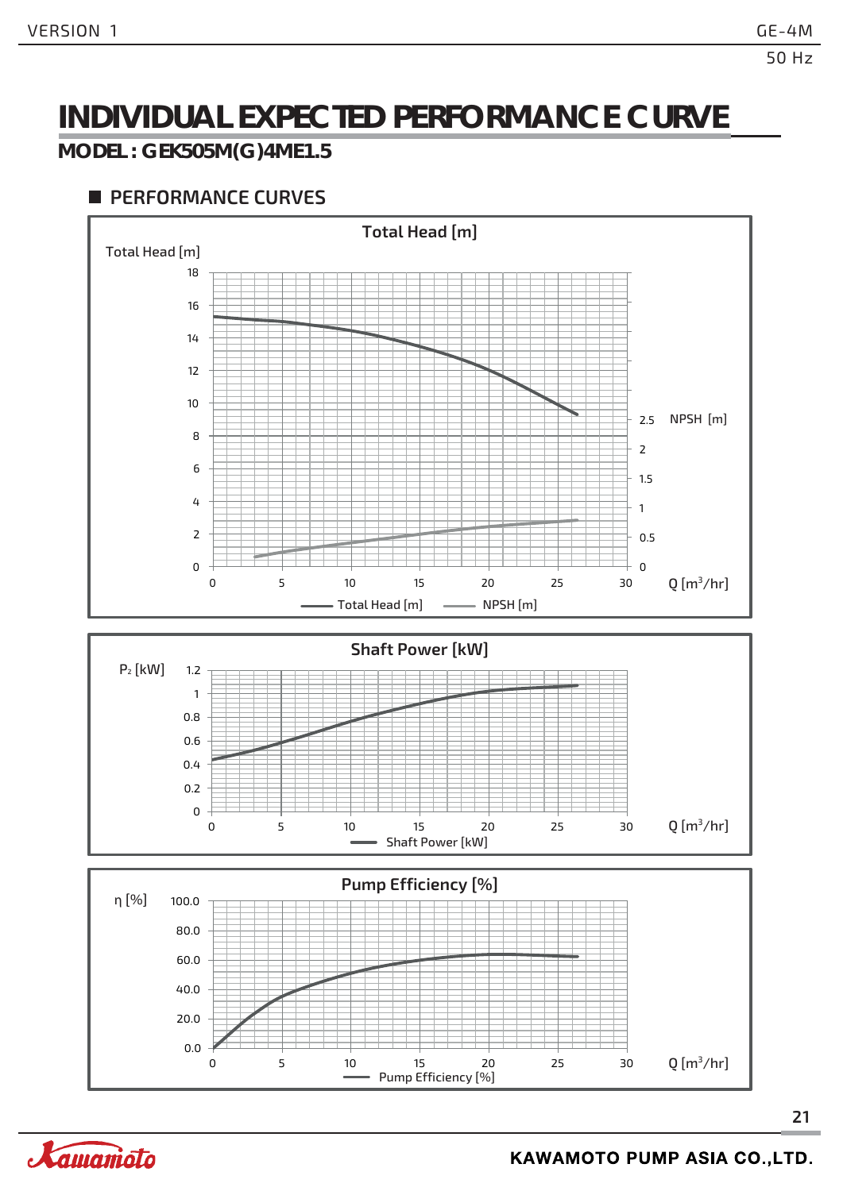# INDIVIDUAL EXPECTED PERFORMANCE CURVE

## MODEL : GEK505M(G)4ME1.5

### PERFORMANCE CURVES

**Total Head [m]**

Total Head [m]

18, 16, 14, 12, 10, 8, 6, 4, 2, 0

NPSH [m]

2.5, 2, 1.5, 1, 0.5, 0

0, 5, 10, 15, 20, 25, 30 Q [m³/hr]

Total Head [m] — NPSH [m]

**Shaft Power [kW]**

$P_2$ [kW]

1.2, 1, 0.8, 0.6, 0.4, 0.2, 0

0, 5, 10, 15, 20, 25, 30 Q [m³/hr]

Shaft Power [kW]

**Pump Efficiency [%]**

η [%]

100.0, 80.0, 60.0, 40.0, 20.0, 0.0

0, 5, 10, 15, 20, 25, 30 Q [m³/hr]

Pump Efficiency [%]

KAWAMOTO PUMP ASIA CO.,LTD.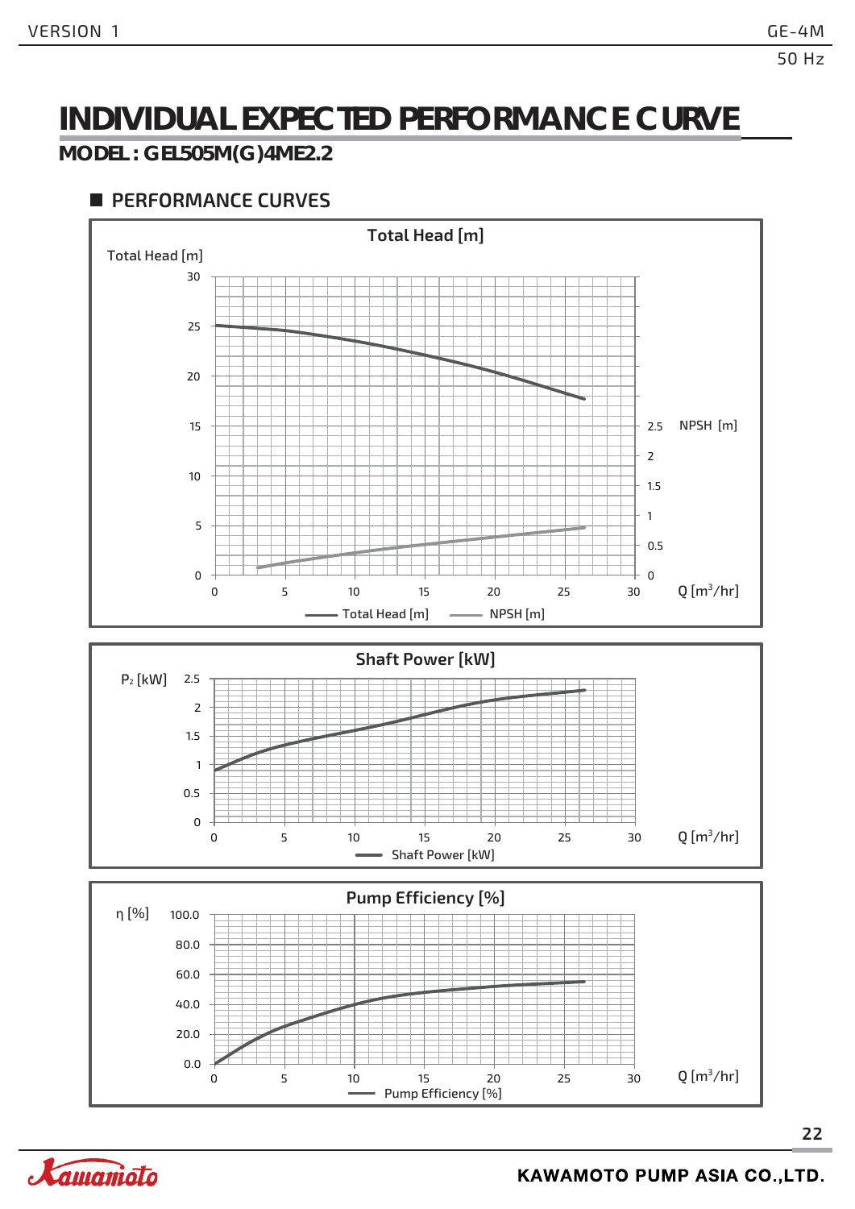# INDIVIDUAL EXPECTED PERFORMANCE CURVE

**MODEL : GEL505M(G)4ME2.2**

## PERFORMANCE CURVES

**Total Head [m]**

Total Head [m]

30
25
20
15
10
5
0

NPSH [m]

2.5
2
1.5
1
0.5
0

0 5 10 15 20 25 30 Q [m³/hr]

Total Head [m] NPSH [m]

**Shaft Power [kW]**

$P_2$ [kW]

2.5
2
1.5
1
0.5
0

0 5 10 15 20 25 30 Q [m³/hr]

Shaft Power [kW]

**Pump Efficiency [%]**

η [%]

100.0
80.0
60.0
40.0
20.0
0.0

0 5 10 15 20 25 30 Q [m³/hr]

Pump Efficiency [%]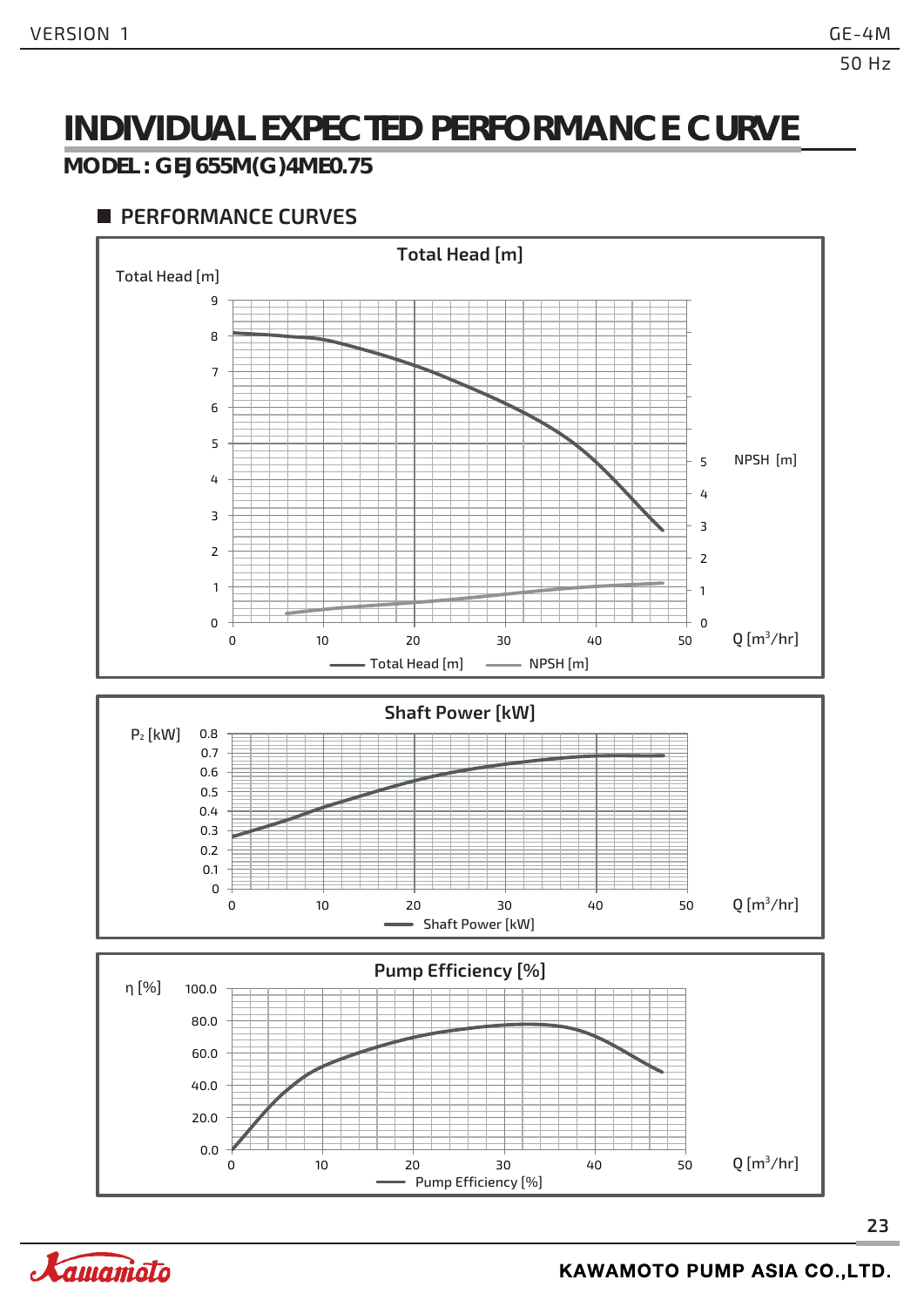# INDIVIDUAL EXPECTED PERFORMANCE CURVE

## MODEL : GEJ655M(G)4ME0.75

### PERFORMANCE CURVES

**Total Head [m]**

Total Head [m]

NPSH [m]

Q [m³/hr]

Total Head [m] — NPSH [m]

**Shaft Power [kW]**

$P_2$ [kW]

Q [m³/hr]

Shaft Power [kW]

**Pump Efficiency [%]**

η [%]

Q [m³/hr]

Pump Efficiency [%]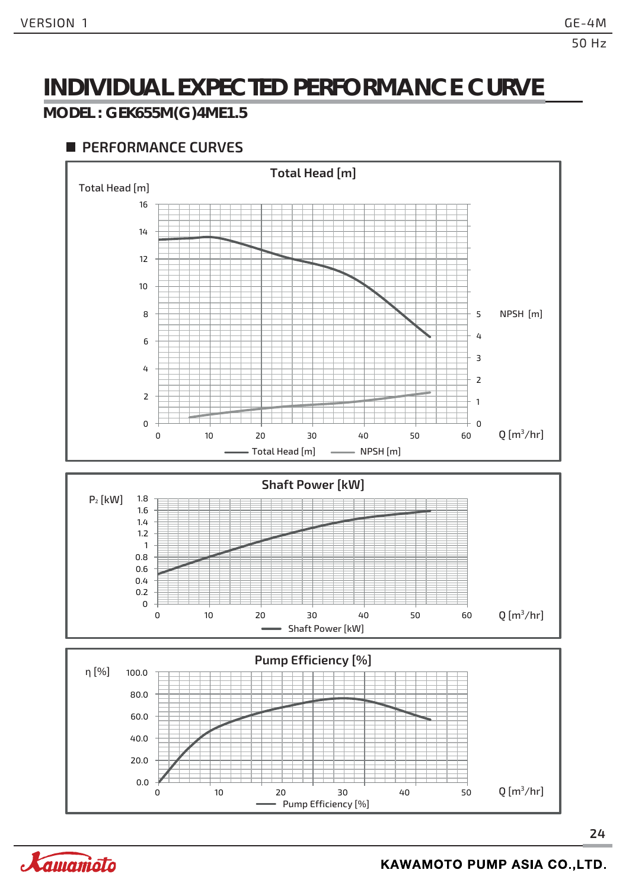# INDIVIDUAL EXPECTED PERFORMANCE CURVE

**MODEL : GEK655M(G)4ME1.5**

## PERFORMANCE CURVES

### Total Head [m]

Total Head [m]

16, 14, 12, 10, 8, 6, 4, 2, 0

NPSH [m]

5, 4, 3, 2, 1, 0

0, 10, 20, 30, 40, 50, 60 Q [m³/hr]

Total Head [m] — NPSH [m]

### Shaft Power [kW]

$P_2$ [kW]

1.8, 1.6, 1.4, 1.2, 1, 0.8, 0.6, 0.4, 0.2, 0

0, 10, 20, 30, 40, 50, 60 Q [m³/hr]

Shaft Power [kW]

### Pump Efficiency [%]

η [%]

100.0, 80.0, 60.0, 40.0, 20.0, 0.0

0, 10, 20, 30, 40, 50 Q [m³/hr]

Pump Efficiency [%]

KAWAMOTO PUMP ASIA CO.,LTD.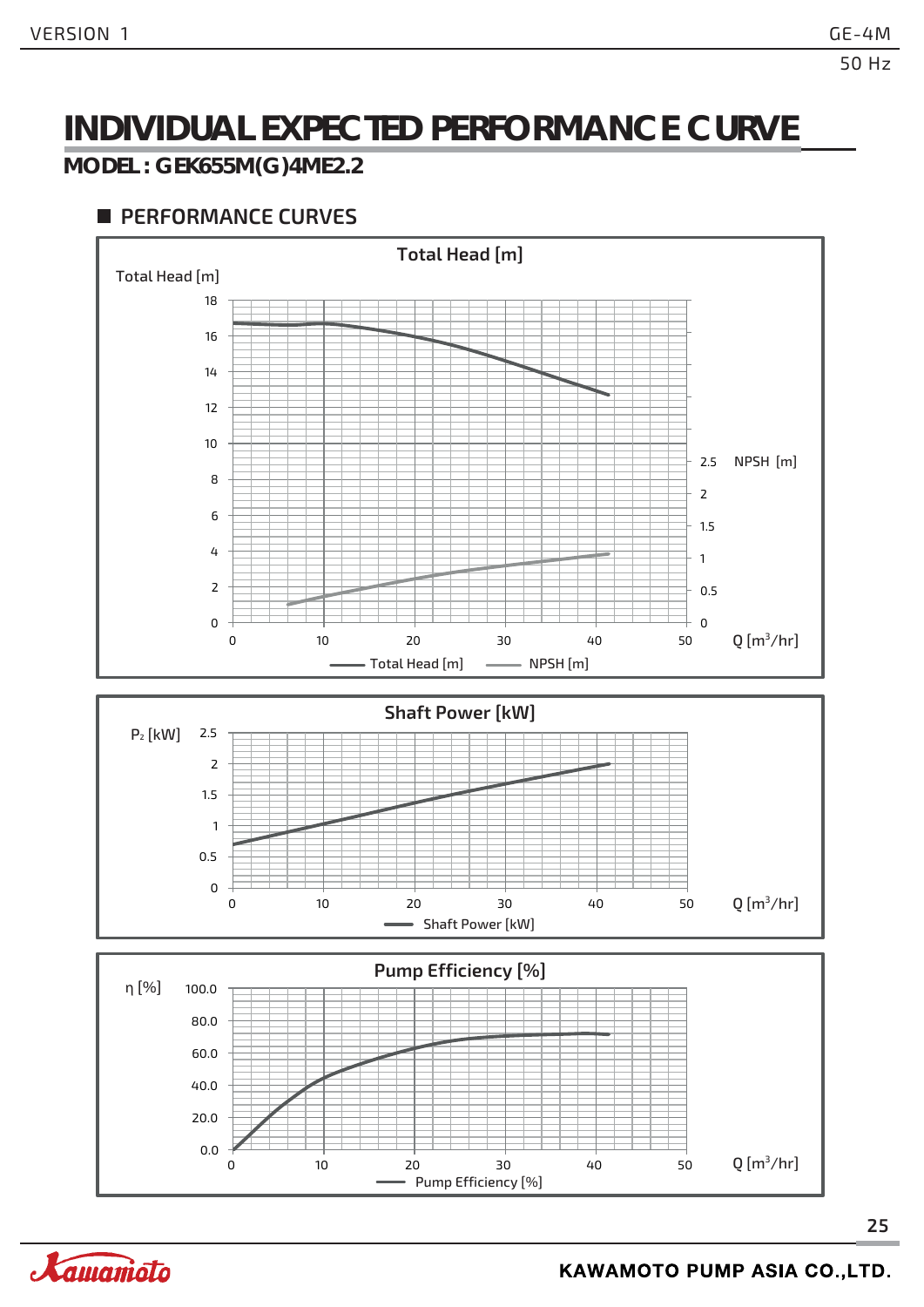# INDIVIDUAL EXPECTED PERFORMANCE CURVE

## MODEL : GEK655M(G)4ME2.2

### PERFORMANCE CURVES

**Total Head [m]**

Total Head [m]: 0, 2, 4, 6, 8, 10, 12, 14, 16, 18

NPSH [m]: 0, 0.5, 1, 1.5, 2, 2.5

Q [m³/hr]: 0, 10, 20, 30, 40, 50

Total Head [m] — NPSH [m]

**Shaft Power [kW]**

$P_2$ [kW]: 0, 0.5, 1, 1.5, 2, 2.5

Q [m³/hr]: 0, 10, 20, 30, 40, 50

Shaft Power [kW]

**Pump Efficiency [%]**

η [%]: 0.0, 20.0, 40.0, 60.0, 80.0, 100.0

Q [m³/hr]: 0, 10, 20, 30, 40, 50

Pump Efficiency [%]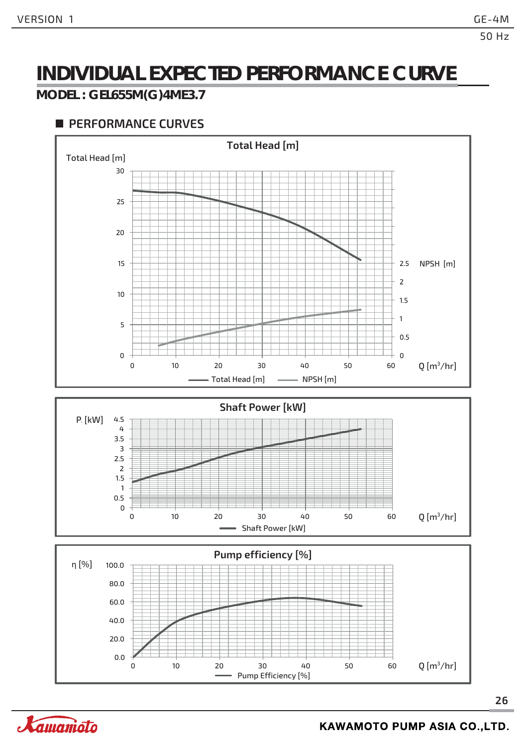# INDIVIDUAL EXPECTED PERFORMANCE CURVE

## MODEL : GEL655M(G)4ME3.7

### PERFORMANCE CURVES

**Total Head [m]**

Total Head [m]: 0, 5, 10, 15, 20, 25, 30

NPSH [m]: 0, 0.5, 1, 1.5, 2, 2.5

Q [$m^3$/hr]: 0, 10, 20, 30, 40, 50, 60

Total Head [m] — NPSH [m]

**Shaft Power [kW]**

P [kW]: 0, 0.5, 1, 1.5, 2, 2.5, 3, 3.5, 4, 4.5

Q [$m^3$/hr]: 0, 10, 20, 30, 40, 50, 60

Shaft Power [kW]

**Pump efficiency [%]**

η [%]: 0.0, 20.0, 40.0, 60.0, 80.0, 100.0

Q [$m^3$/hr]: 0, 10, 20, 30, 40, 50, 60

Pump Efficiency [%]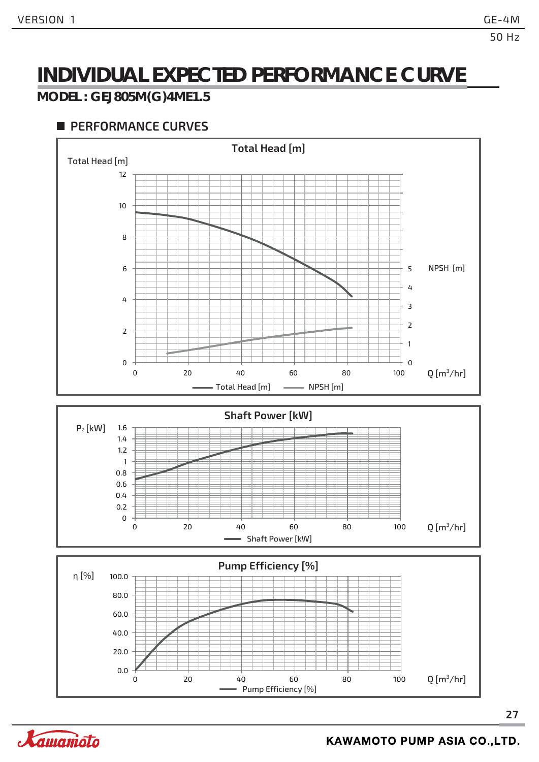# INDIVIDUAL EXPECTED PERFORMANCE CURVE

## MODEL : GEJ805M(G)4ME1.5

### PERFORMANCE CURVES

**Total Head [m]**

Total Head [m]

12
10
8
6
4
2
0

NPSH [m]

5
4
3
2
1
0

0 20 40 60 80 100 Q [m³/hr]

Total Head [m] NPSH [m]

**Shaft Power [kW]**

$P_2$ [kW]

1.6
1.4
1.2
1
0.8
0.6
0.4
0.2
0

0 20 40 60 80 100 Q [m³/hr]

Shaft Power [kW]

**Pump Efficiency [%]**

η [%]

100.0
80.0
60.0
40.0
20.0
0.0

0 20 40 60 80 100 Q [m³/hr]

Pump Efficiency [%]

KAWAMOTO PUMP ASIA CO.,LTD.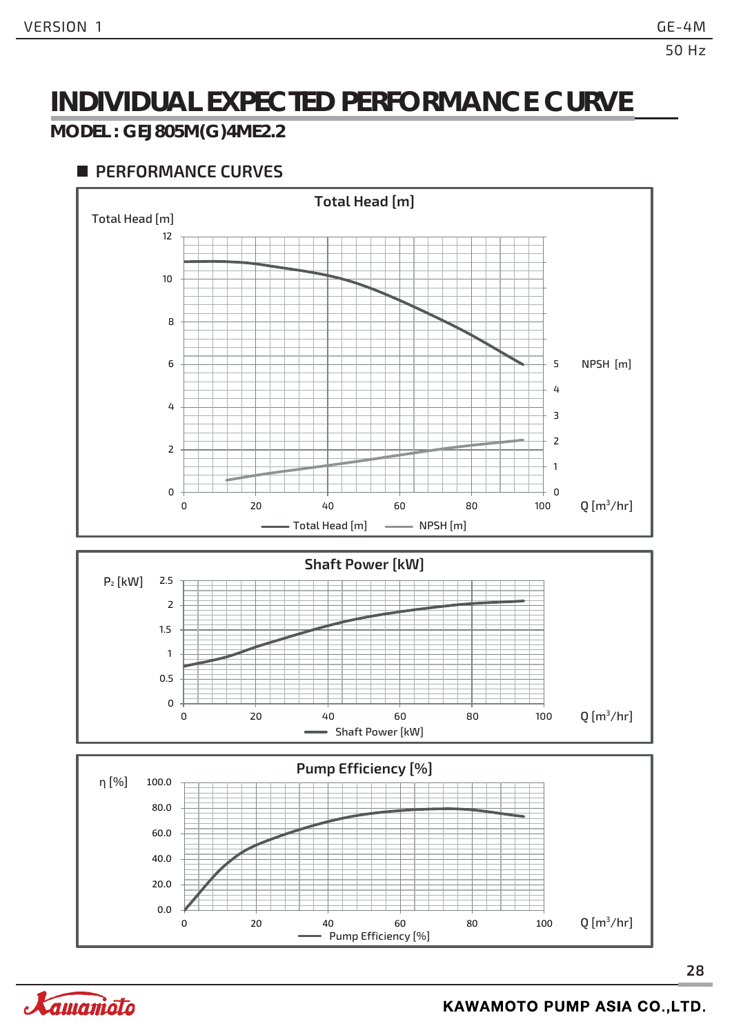# INDIVIDUAL EXPECTED PERFORMANCE CURVE

## MODEL : GEJ805M(G)4ME2.2

### PERFORMANCE CURVES

**Total Head [m]**

Total Head [m]

12
10
8
6
4
2
0

NPSH [m]

5
4
3
2
1
0

0 20 40 60 80 100 Q [m³/hr]

Total Head [m] NPSH [m]

**Shaft Power [kW]**

$P_2$ [kW]

2.5
2
1.5
1
0.5
0

0 20 40 60 80 100 Q [m³/hr]

Shaft Power [kW]

**Pump Efficiency [%]**

η [%]

100.0
80.0
60.0
40.0
20.0
0.0

0 20 40 60 80 100 Q [m³/hr]

Pump Efficiency [%]

KAWAMOTO PUMP ASIA CO.,LTD.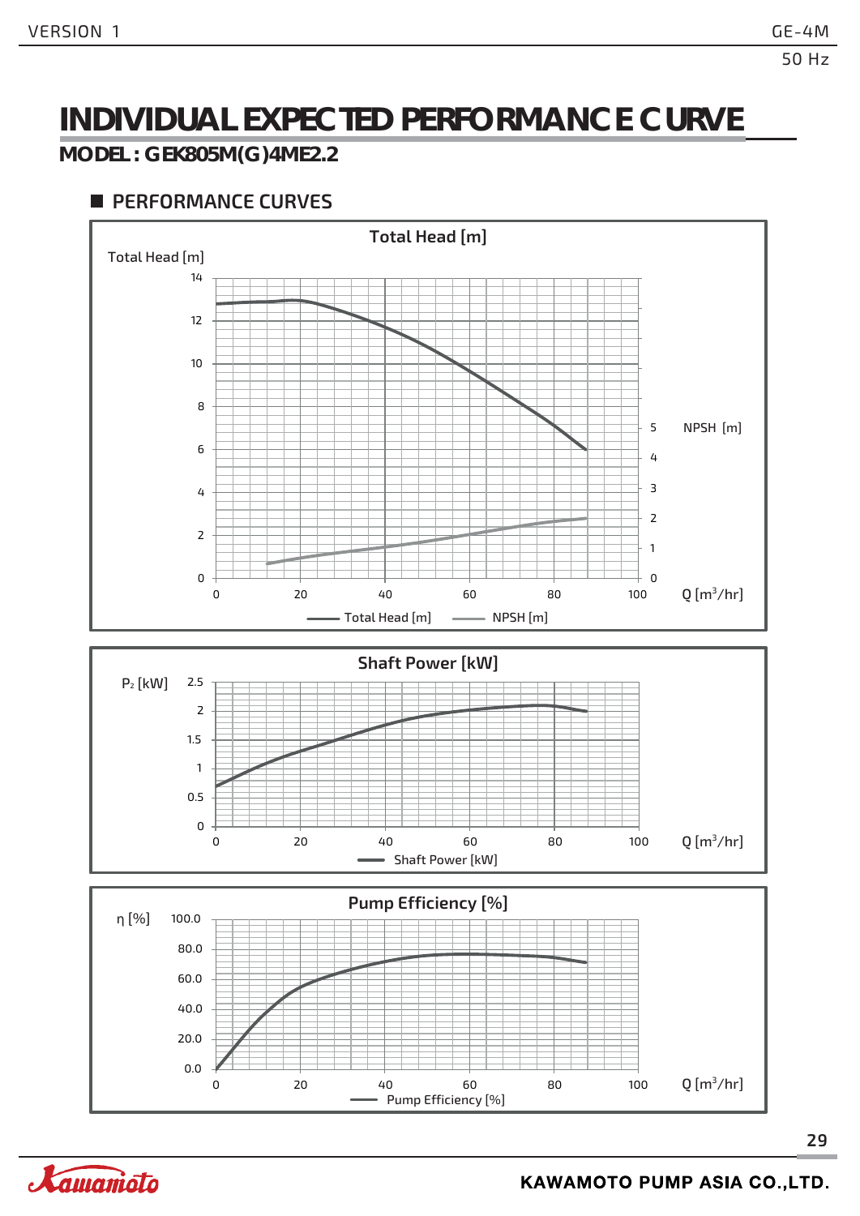# INDIVIDUAL EXPECTED PERFORMANCE CURVE

**MODEL : GEK805M(G)4ME2.2**

## PERFORMANCE CURVES

### Total Head [m]

Total Head [m]

14
12
10
8
6
4
2
0

NPSH [m]

5
4
3
2
1
0

0 20 40 60 80 100 Q [m³/hr]

Total Head [m] NPSH [m]

### Shaft Power [kW]

$P_2$ [kW]

2.5
2
1.5
1
0.5
0

0 20 40 60 80 100 Q [m³/hr]

Shaft Power [kW]

### Pump Efficiency [%]

η [%]

100.0
80.0
60.0
40.0
20.0
0.0

0 20 40 60 80 100 Q [m³/hr]

Pump Efficiency [%]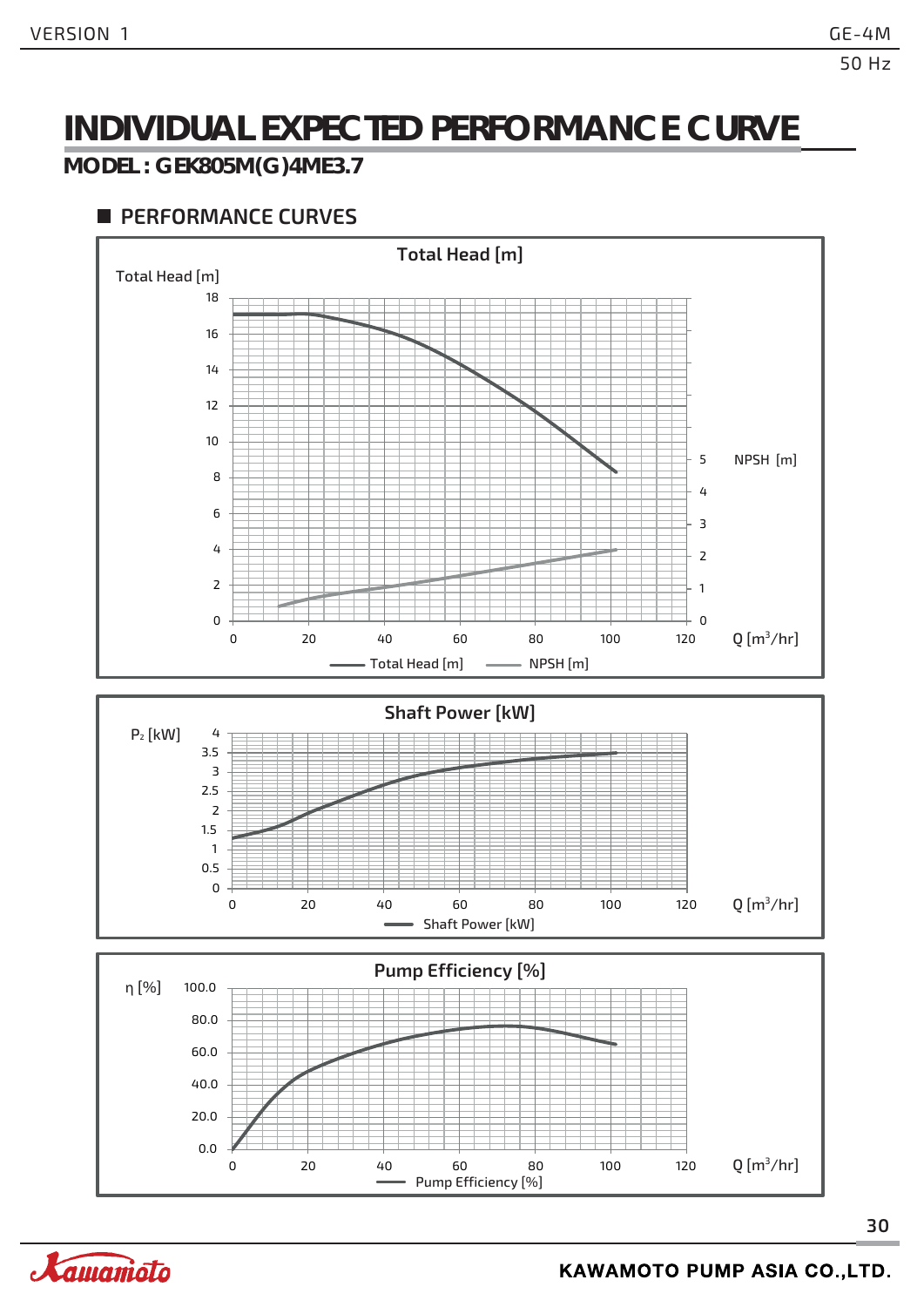# INDIVIDUAL EXPECTED PERFORMANCE CURVE

**MODEL : GEK805M(G)4ME3.7**

## ■ PERFORMANCE CURVES

**Total Head [m]**

Total Head [m]

18, 16, 14, 12, 10, 8, 6, 4, 2, 0

NPSH [m]

5, 4, 3, 2, 1, 0

0, 20, 40, 60, 80, 100, 120 Q [m³/hr]

Total Head [m] — NPSH [m]

**Shaft Power [kW]**

$P_2$ [kW]

4, 3.5, 3, 2.5, 2, 1.5, 1, 0.5, 0

0, 20, 40, 60, 80, 100, 120 Q [m³/hr]

Shaft Power [kW]

**Pump Efficiency [%]**

η [%]

100.0, 80.0, 60.0, 40.0, 20.0, 0.0

0, 20, 40, 60, 80, 100, 120 Q [m³/hr]

Pump Efficiency [%]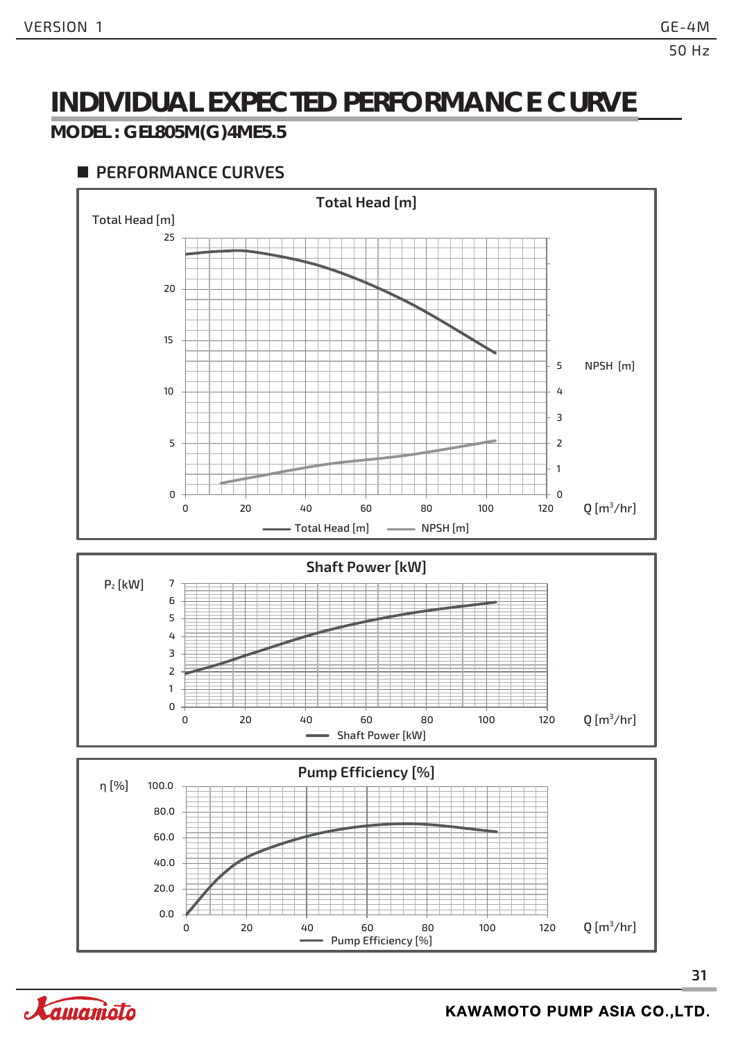# INDIVIDUAL EXPECTED PERFORMANCE CURVE

## MODEL : GEL805M(G)4ME5.5

### PERFORMANCE CURVES

**Total Head [m]**

Total Head [m]

25
20
15
10
5
0

NPSH [m]

5
4
3
2
1
0

0 20 40 60 80 100 120 Q [m³/hr]

Total Head [m]    NPSH [m]

**Shaft Power [kW]**

$P_2$ [kW]

7
6
5
4
3
2
1
0

0 20 40 60 80 100 120 Q [m³/hr]

Shaft Power [kW]

**Pump Efficiency [%]**

η [%]

100.0
80.0
60.0
40.0
20.0
0.0

0 20 40 60 80 100 120 Q [m³/hr]

Pump Efficiency [%]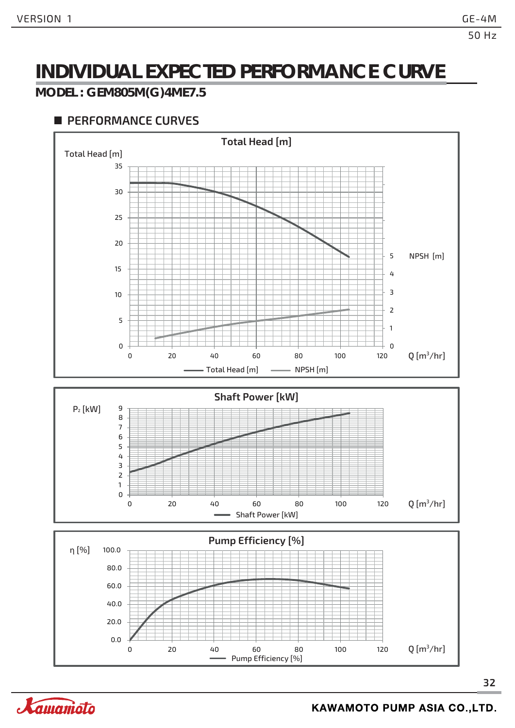# INDIVIDUAL EXPECTED PERFORMANCE CURVE

## MODEL : GEM805M(G)4ME7.5

### PERFORMANCE CURVES

**Total Head [m]**

Total Head [m]

35
30
25
20
15
10
5
0

NPSH [m]

5
4
3
2
1
0

0 20 40 60 80 100 120 Q [m³/hr]

Total Head [m] NPSH [m]

**Shaft Power [kW]**

$P_2$ [kW]

9
8
7
6
5
4
3
2
1
0

0 20 40 60 80 100 120 Q [m³/hr]

Shaft Power [kW]

**Pump Efficiency [%]**

η [%]

100.0
80.0
60.0
40.0
20.0
0.0

0 20 40 60 80 100 120 Q [m³/hr]

Pump Efficiency [%]

KAWAMOTO PUMP ASIA CO.,LTD.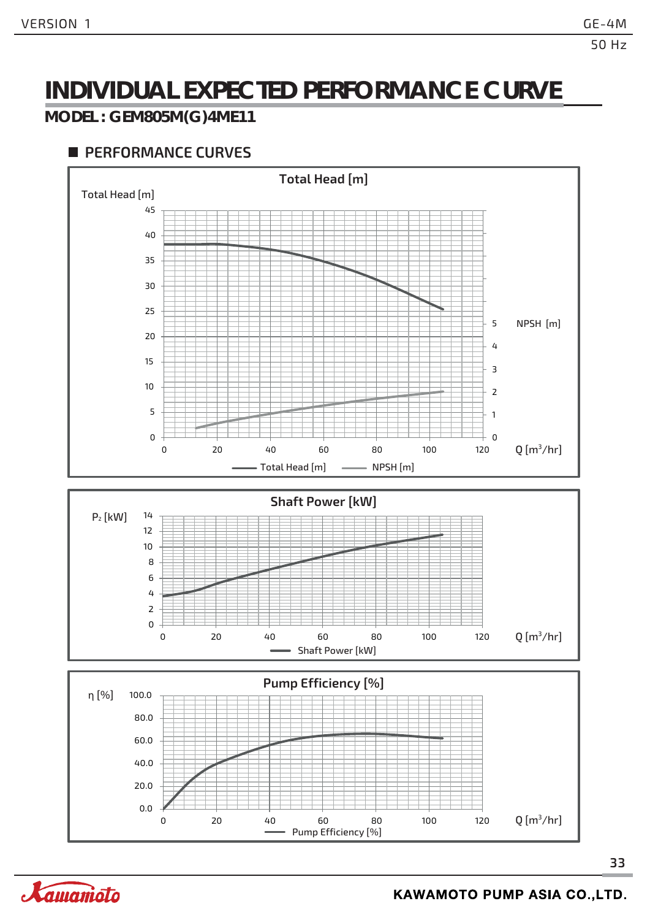# INDIVIDUAL EXPECTED PERFORMANCE CURVE

## MODEL : GEM805M(G)4ME11

### PERFORMANCE CURVES

**Total Head [m]**

Total Head [m]

45
40
35
30
25
20
15
10
5
0

NPSH [m]

5
4
3
2
1
0

0 20 40 60 80 100 120 Q [m³/hr]

Total Head [m] NPSH [m]

**Shaft Power [kW]**

$P_2$ [kW]

14
12
10
8
6
4
2
0

0 20 40 60 80 100 120 Q [m³/hr]

Shaft Power [kW]

**Pump Efficiency [%]**

η [%]

100.0
80.0
60.0
40.0
20.0
0.0

0 20 40 60 80 100 120 Q [m³/hr]

Pump Efficiency [%]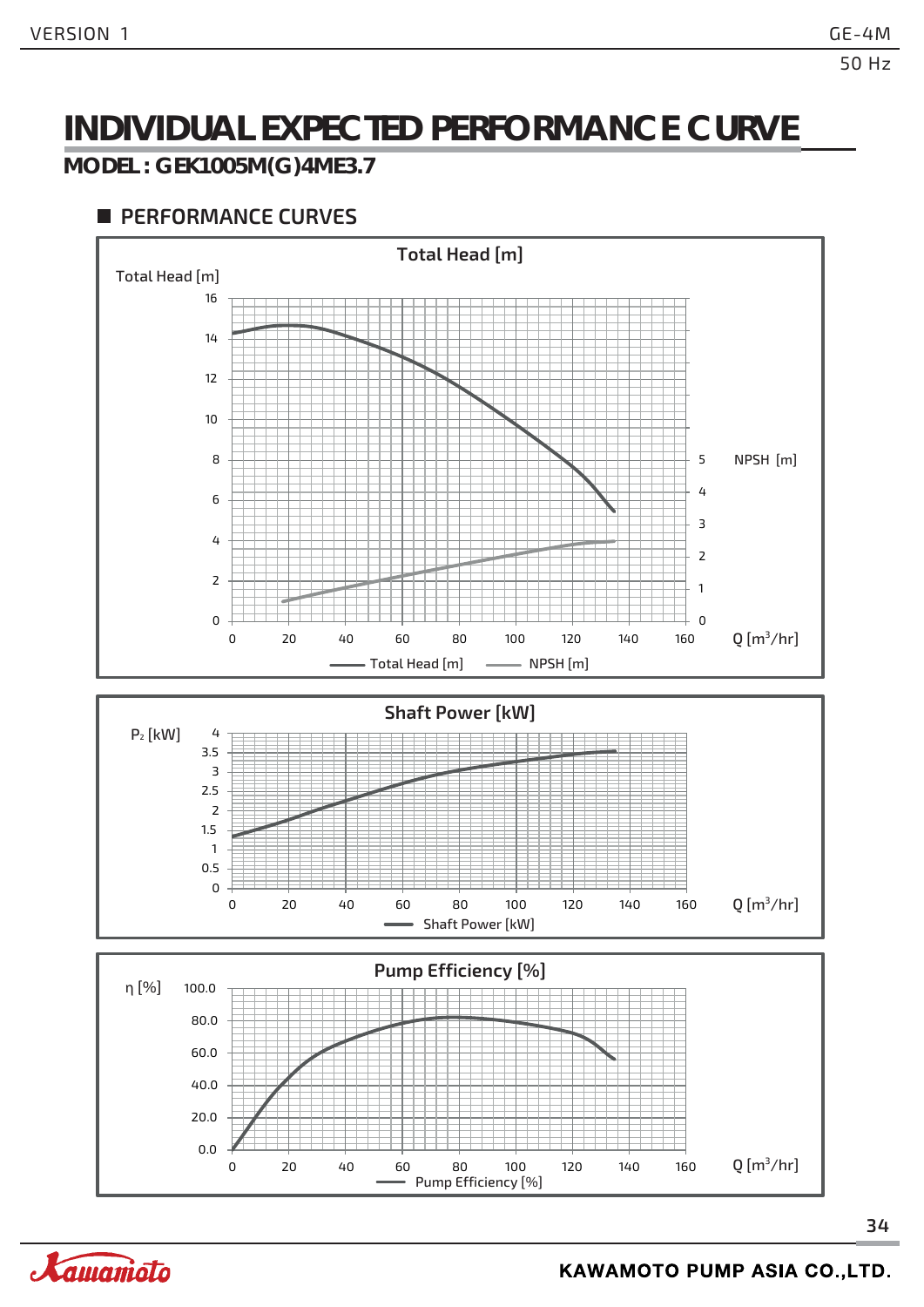# INDIVIDUAL EXPECTED PERFORMANCE CURVE

**MODEL : GEK1005M(G)4ME3.7**

## PERFORMANCE CURVES

**Total Head [m]**

Total Head [m]

16, 14, 12, 10, 8, 6, 4, 2, 0

NPSH [m]

5, 4, 3, 2, 1, 0

0, 20, 40, 60, 80, 100, 120, 140, 160 Q [m³/hr]

Total Head [m] — NPSH [m]

**Shaft Power [kW]**

$P_2$ [kW]

4, 3.5, 3, 2.5, 2, 1.5, 1, 0.5, 0

0, 20, 40, 60, 80, 100, 120, 140, 160 Q [m³/hr]

Shaft Power [kW]

**Pump Efficiency [%]**

η [%]

100.0, 80.0, 60.0, 40.0, 20.0, 0.0

0, 20, 40, 60, 80, 100, 120, 140, 160 Q [m³/hr]

Pump Efficiency [%]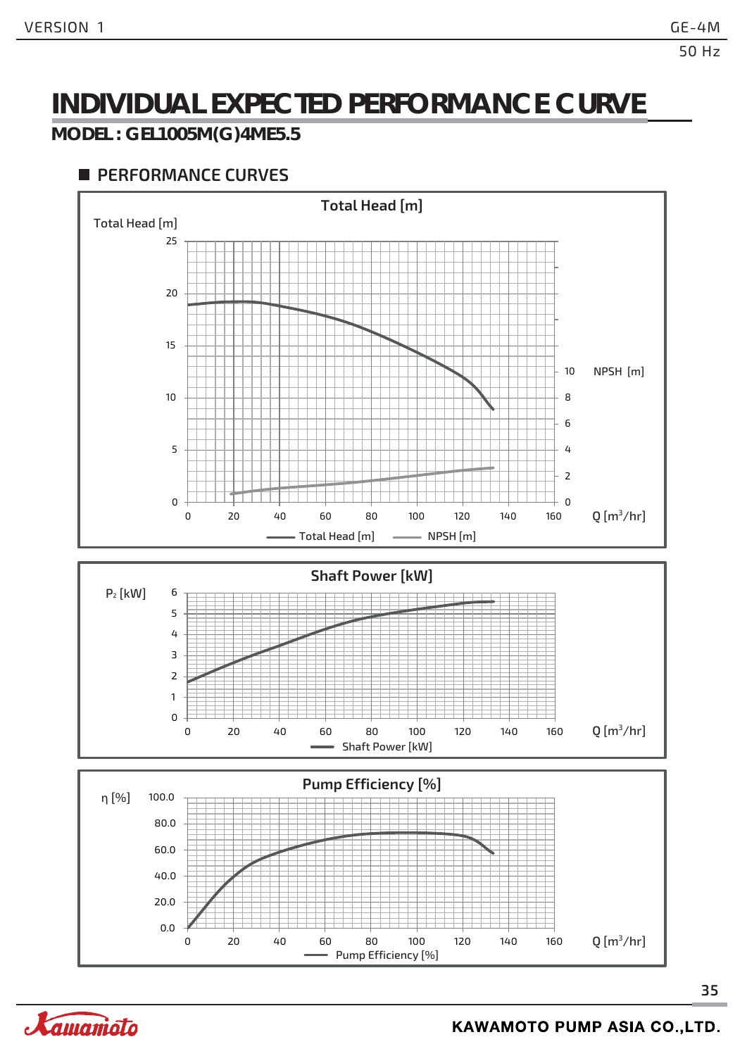# INDIVIDUAL EXPECTED PERFORMANCE CURVE

## MODEL : GEL1005M(G)4ME5.5

### PERFORMANCE CURVES

**Total Head [m]**

Total Head [m]

NPSH [m]

Q [m³/hr]

Total Head [m] — NPSH [m]

**Shaft Power [kW]**

$P_2$ [kW]

Q [m³/hr]

Shaft Power [kW]

**Pump Efficiency [%]**

η [%]

Q [m³/hr]

Pump Efficiency [%]

KAWAMOTO PUMP ASIA CO.,LTD.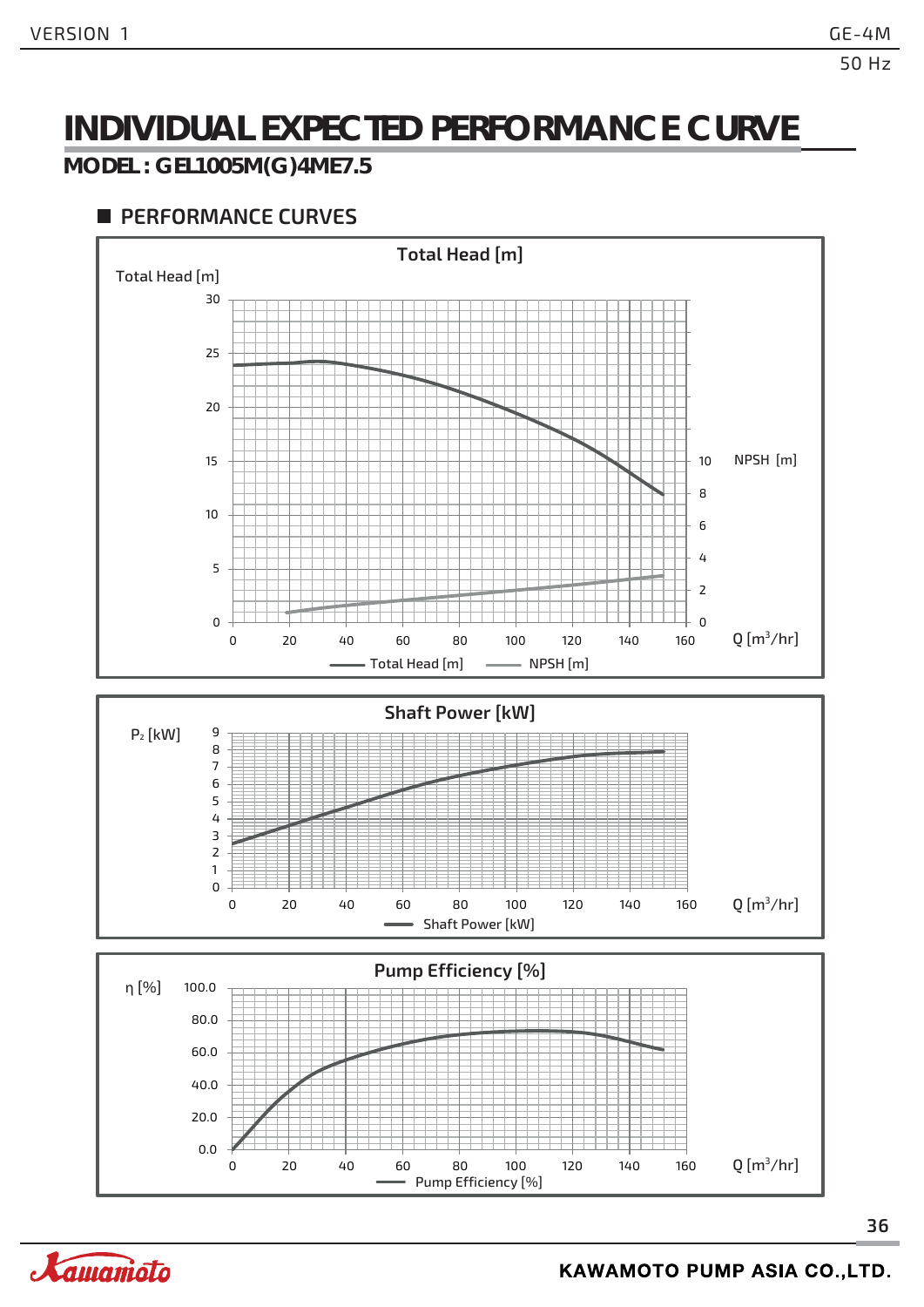50 Hz

# INDIVIDUAL EXPECTED PERFORMANCE CURVE

## MODEL : GEL1005M(G)4ME7.5

### PERFORMANCE CURVES

**Total Head [m]**

Total Head [m]: 0, 5, 10, 15, 20, 25, 30

NPSH [m]: 0, 2, 4, 6, 8, 10

Q [m³/hr]: 0, 20, 40, 60, 80, 100, 120, 140, 160

Total Head [m] — NPSH [m]

**Shaft Power [kW]**

$P_2$ [kW]: 0, 1, 2, 3, 4, 5, 6, 7, 8, 9

Q [m³/hr]: 0, 20, 40, 60, 80, 100, 120, 140, 160

Shaft Power [kW]

**Pump Efficiency [%]**

η [%]: 0.0, 20.0, 40.0, 60.0, 80.0, 100.0

Q [m³/hr]: 0, 20, 40, 60, 80, 100, 120, 140, 160

Pump Efficiency [%]

KAWAMOTO PUMP ASIA CO.,LTD.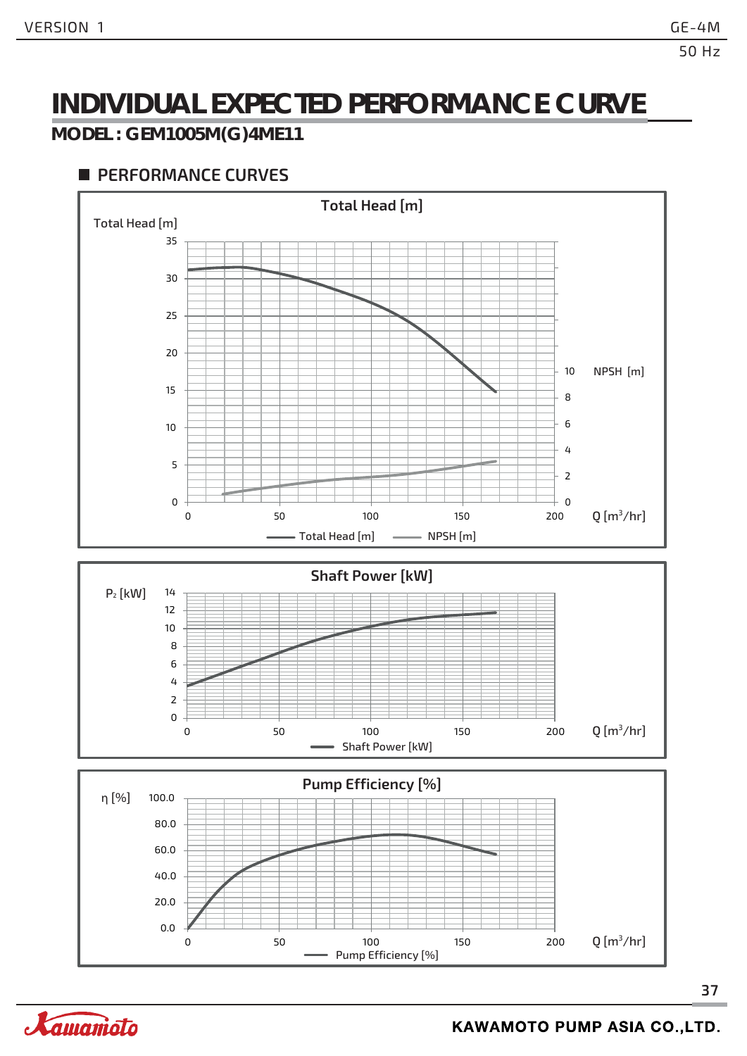# INDIVIDUAL EXPECTED PERFORMANCE CURVE

**MODEL : GEM1005M(G)4ME11**

## PERFORMANCE CURVES

**Total Head [m]**

Total Head [m]

35, 30, 25, 20, 15, 10, 5, 0

NPSH [m]: 10, 8, 6, 4, 2, 0

0, 50, 100, 150, 200 Q [m³/hr]

Total Head [m] — NPSH [m]

**Shaft Power [kW]**

$P_2$ [kW]

14, 12, 10, 8, 6, 4, 2, 0

0, 50, 100, 150, 200 Q [m³/hr]

Shaft Power [kW]

**Pump Efficiency [%]**

η [%]

100.0, 80.0, 60.0, 40.0, 20.0, 0.0

0, 50, 100, 150, 200 Q [m³/hr]

Pump Efficiency [%]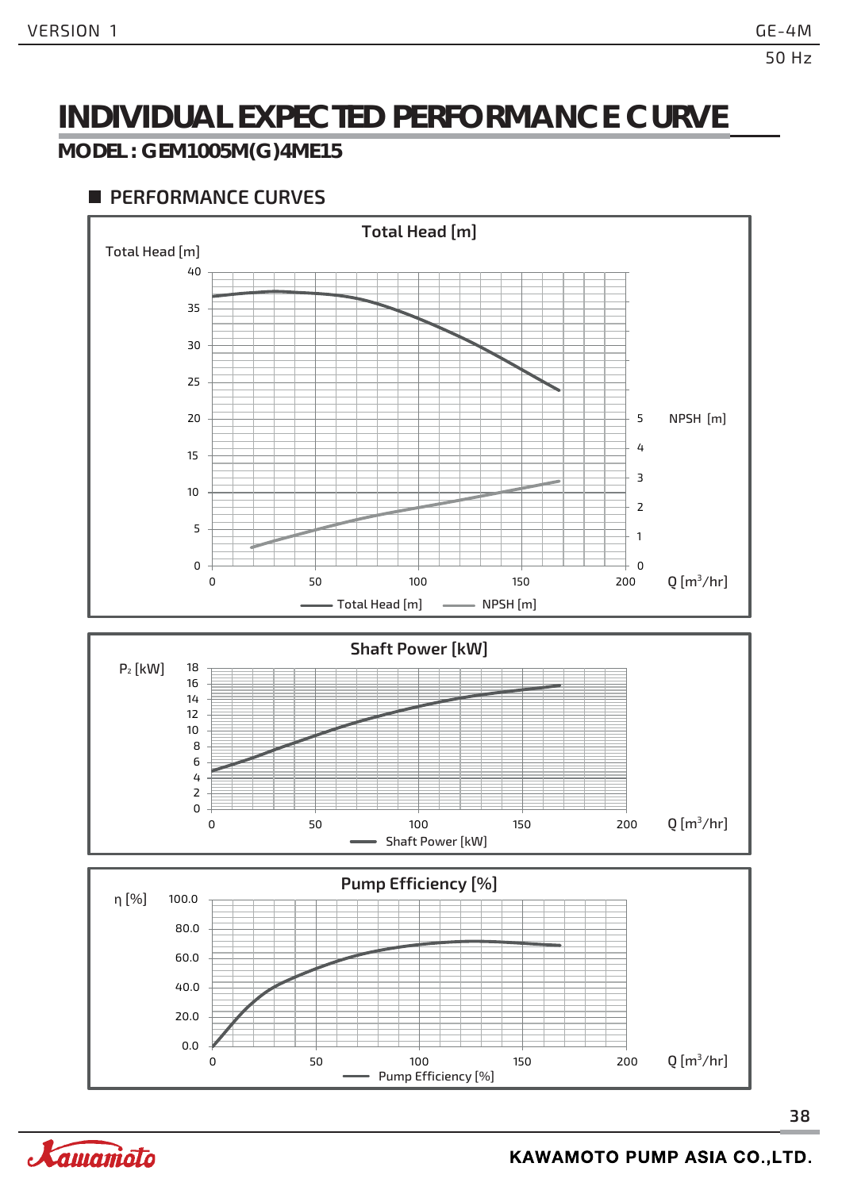# INDIVIDUAL EXPECTED PERFORMANCE CURVE

## MODEL : GEM1005M(G)4ME15

### PERFORMANCE CURVES

**Total Head [m]**

Total Head [m]

NPSH [m]

Q [m³/hr]

Total Head [m] — NPSH [m]

**Shaft Power [kW]**

$P_2$ [kW]

Q [m³/hr]

Shaft Power [kW]

**Pump Efficiency [%]**

η [%]

Q [m³/hr]

Pump Efficiency [%]

KAWAMOTO PUMP ASIA CO.,LTD.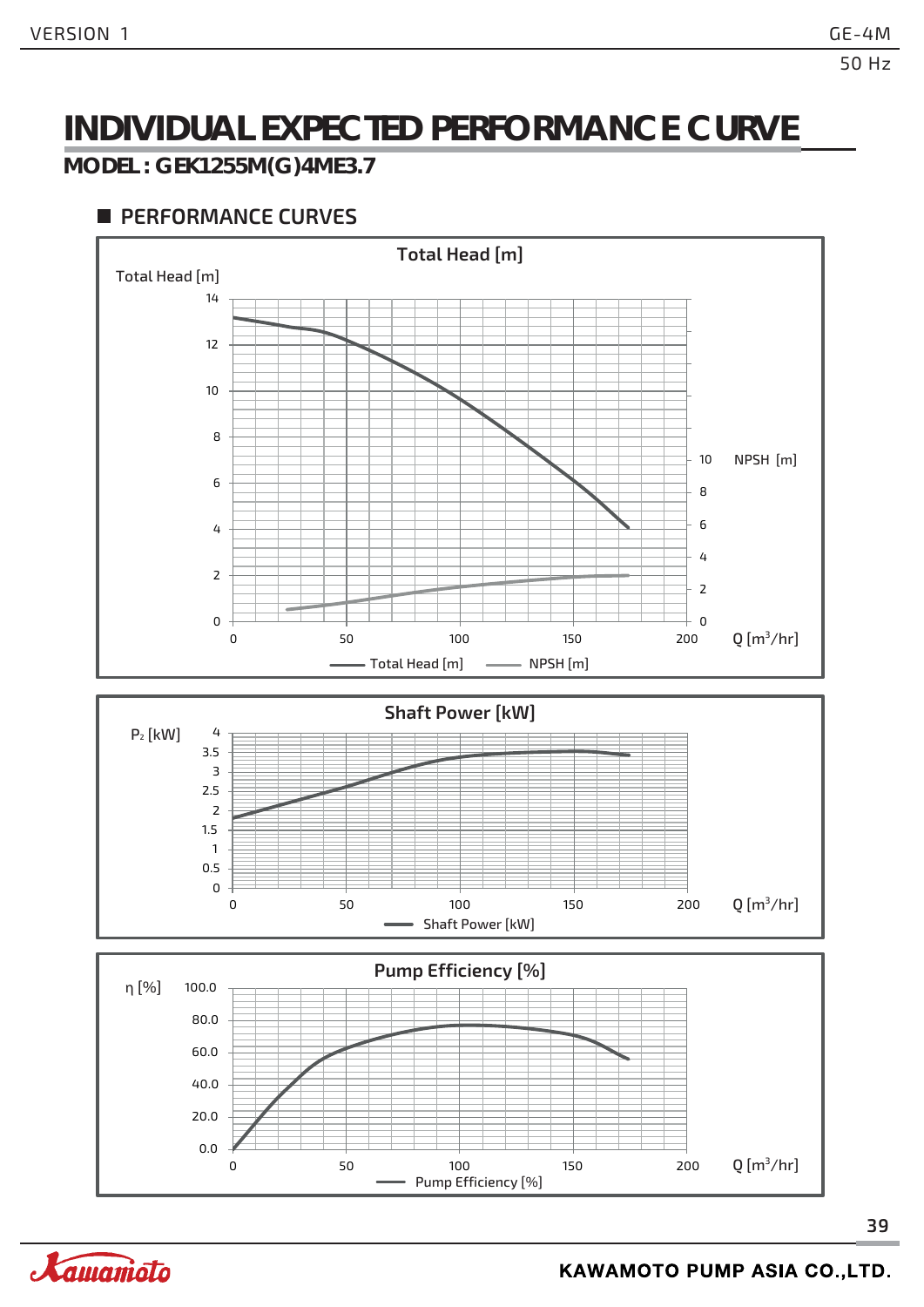# INDIVIDUAL EXPECTED PERFORMANCE CURVE

## MODEL : GEK1255M(G)4ME3.7

### PERFORMANCE CURVES

**Total Head [m]**

Total Head [m]

14
12
10
8
6
4
2
0

NPSH [m]

10
8
6
4
2
0

0 50 100 150 200 Q [m³/hr]

Total Head [m] NPSH [m]

**Shaft Power [kW]**

$P_2$ [kW]

4
3.5
3
2.5
2
1.5
1
0.5
0

0 50 100 150 200 Q [m³/hr]

Shaft Power [kW]

**Pump Efficiency [%]**

η [%]

100.0
80.0
60.0
40.0
20.0
0.0

0 50 100 150 200 Q [m³/hr]

Pump Efficiency [%]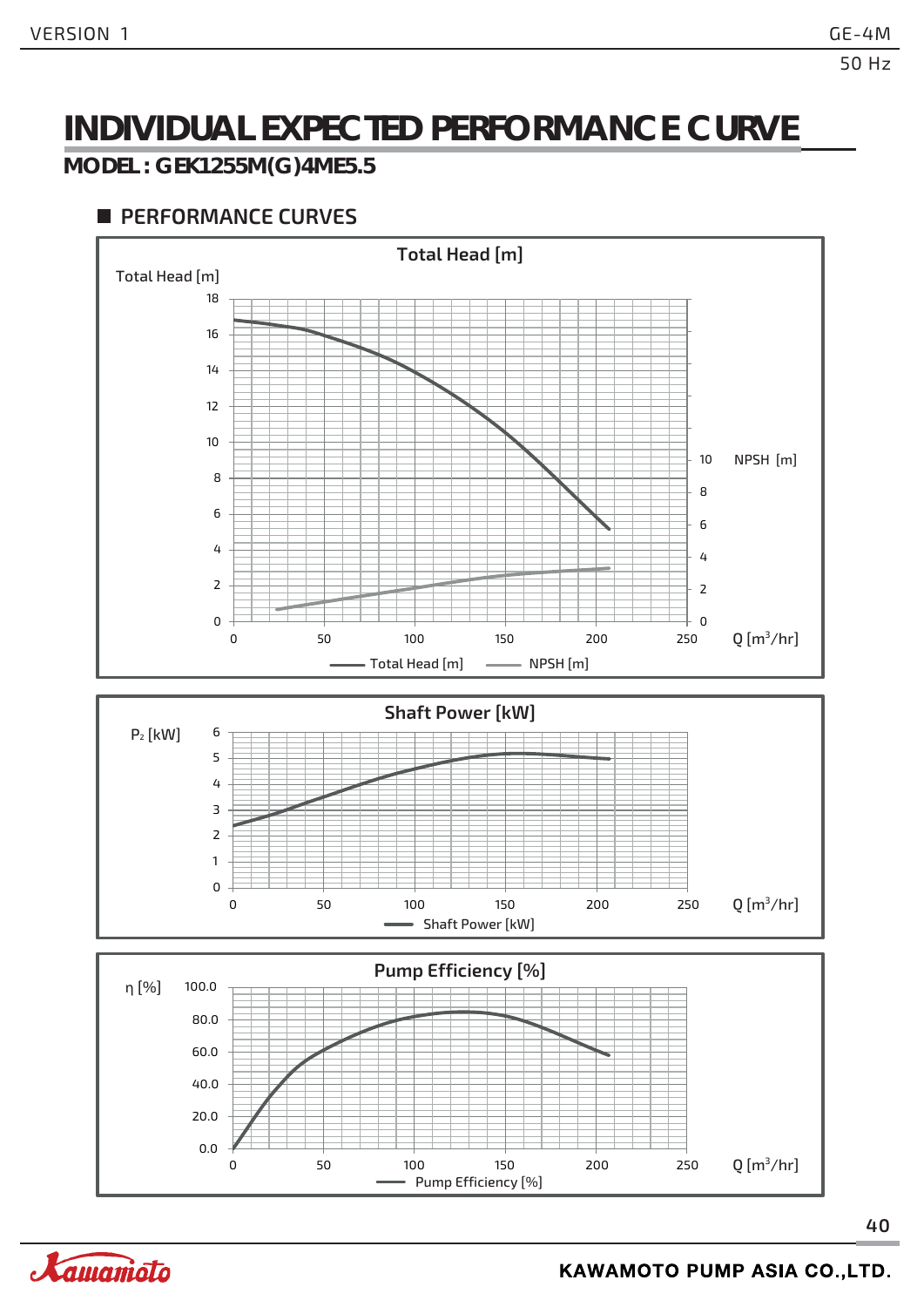# INDIVIDUAL EXPECTED PERFORMANCE CURVE

**MODEL : GEK1255M(G)4ME5.5**

## PERFORMANCE CURVES

**Total Head [m]**

Total Head [m]

18
16
14
12
10
8
6
4
2
0

NPSH [m]

10
8
6
4
2
0

0 50 100 150 200 250 Q [m³/hr]

Total Head [m] NPSH [m]

**Shaft Power [kW]**

$P_2$ [kW]

6
5
4
3
2
1
0

0 50 100 150 200 250 Q [m³/hr]

Shaft Power [kW]

**Pump Efficiency [%]**

η [%]

100.0
80.0
60.0
40.0
20.0
0.0

0 50 100 150 200 250 Q [m³/hr]

Pump Efficiency [%]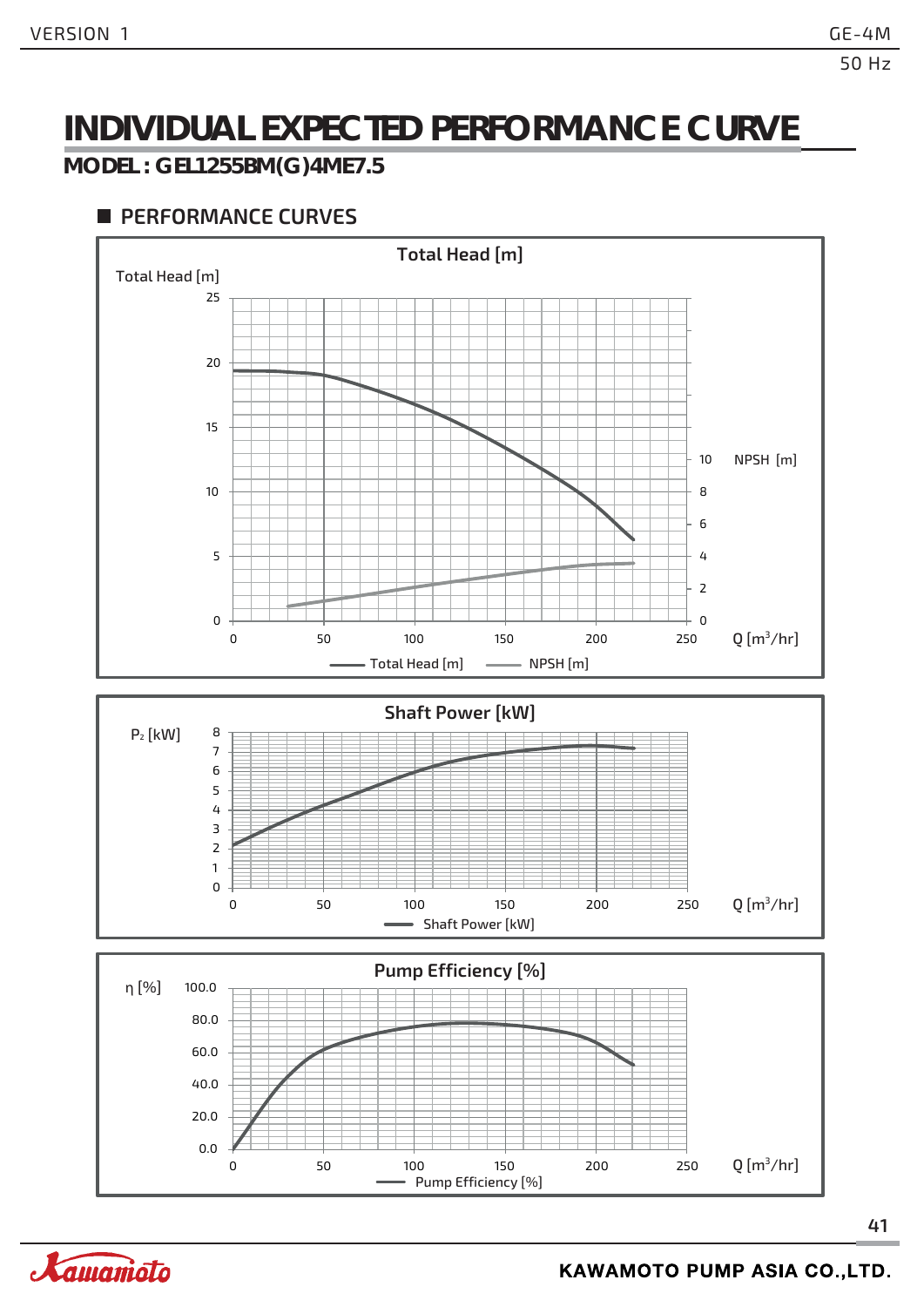# INDIVIDUAL EXPECTED PERFORMANCE CURVE

## MODEL : GEL1255BM(G)4ME7.5

### PERFORMANCE CURVES

**Total Head [m]**

Total Head [m]: 0, 5, 10, 15, 20, 25

NPSH [m]: 0, 2, 4, 6, 8, 10

Q [m³/hr]: 0, 50, 100, 150, 200, 250

Legend: Total Head [m] — NPSH [m]

**Shaft Power [kW]**

$P_2$ [kW]: 0, 1, 2, 3, 4, 5, 6, 7, 8

Q [m³/hr]: 0, 50, 100, 150, 200, 250

Legend: Shaft Power [kW]

**Pump Efficiency [%]**

η [%]: 0.0, 20.0, 40.0, 60.0, 80.0, 100.0

Q [m³/hr]: 0, 50, 100, 150, 200, 250

Legend: Pump Efficiency [%]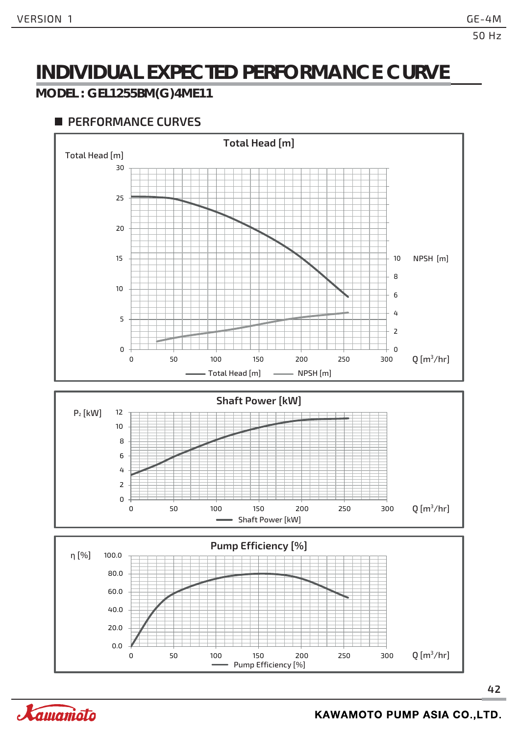# INDIVIDUAL EXPECTED PERFORMANCE CURVE

**MODEL : GEL1255BM(G)4ME11**

## PERFORMANCE CURVES

**Total Head [m]**

Total Head [m]

NPSH [m]

Q [m³/hr]

Total Head [m] — NPSH [m]

**Shaft Power [kW]**

$P_2$ [kW]

Q [m³/hr]

Shaft Power [kW]

**Pump Efficiency [%]**

η [%]

Q [m³/hr]

Pump Efficiency [%]

KAWAMOTO PUMP ASIA CO.,LTD.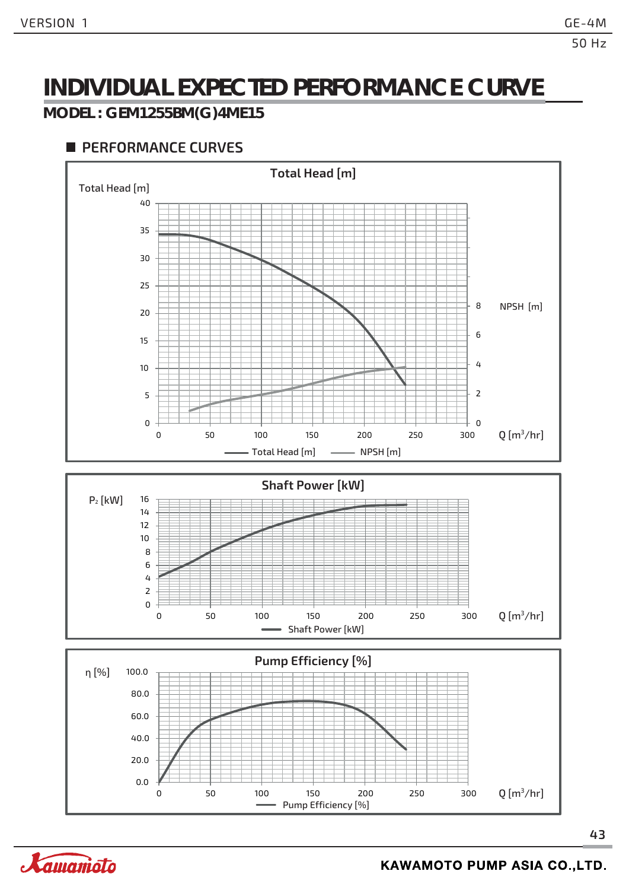# INDIVIDUAL EXPECTED PERFORMANCE CURVE

**MODEL : GEM1255BM(G)4ME15**

## PERFORMANCE CURVES

### Total Head [m]

Total Head [m]

NPSH [m]

Q [m³/hr]

Total Head [m] — NPSH [m]

### Shaft Power [kW]

$P_2$ [kW]

Q [m³/hr]

Shaft Power [kW]

### Pump Efficiency [%]

η [%]

Q [m³/hr]

Pump Efficiency [%]

KAWAMOTO PUMP ASIA CO.,LTD.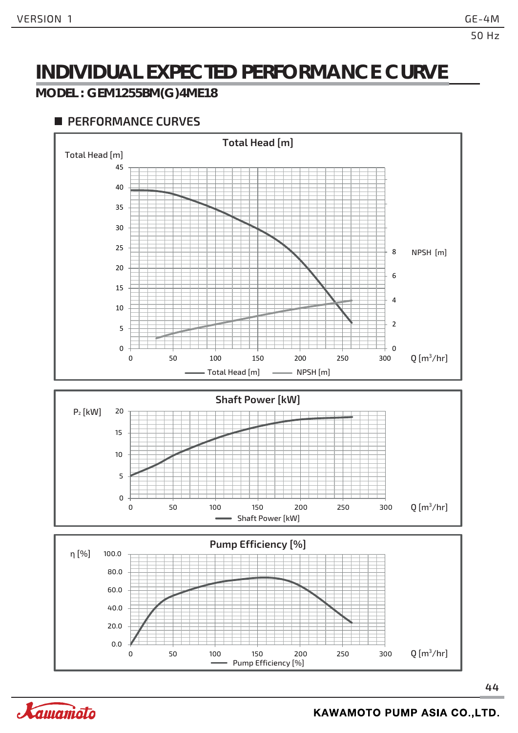# INDIVIDUAL EXPECTED PERFORMANCE CURVE

**MODEL : GEM1255BM(G)4ME18**

## PERFORMANCE CURVES

### Total Head [m]

Total Head [m]

45, 40, 35, 30, 25, 20, 15, 10, 5, 0

NPSH [m]

8, 6, 4, 2, 0

0, 50, 100, 150, 200, 250, 300 Q [m³/hr]

Total Head [m] — NPSH [m]

### Shaft Power [kW]

$P_2$ [kW]

20, 15, 10, 5, 0

0, 50, 100, 150, 200, 250, 300 Q [m³/hr]

Shaft Power [kW]

### Pump Efficiency [%]

η [%]

100.0, 80.0, 60.0, 40.0, 20.0, 0.0

0, 50, 100, 150, 200, 250, 300 Q [m³/hr]

Pump Efficiency [%]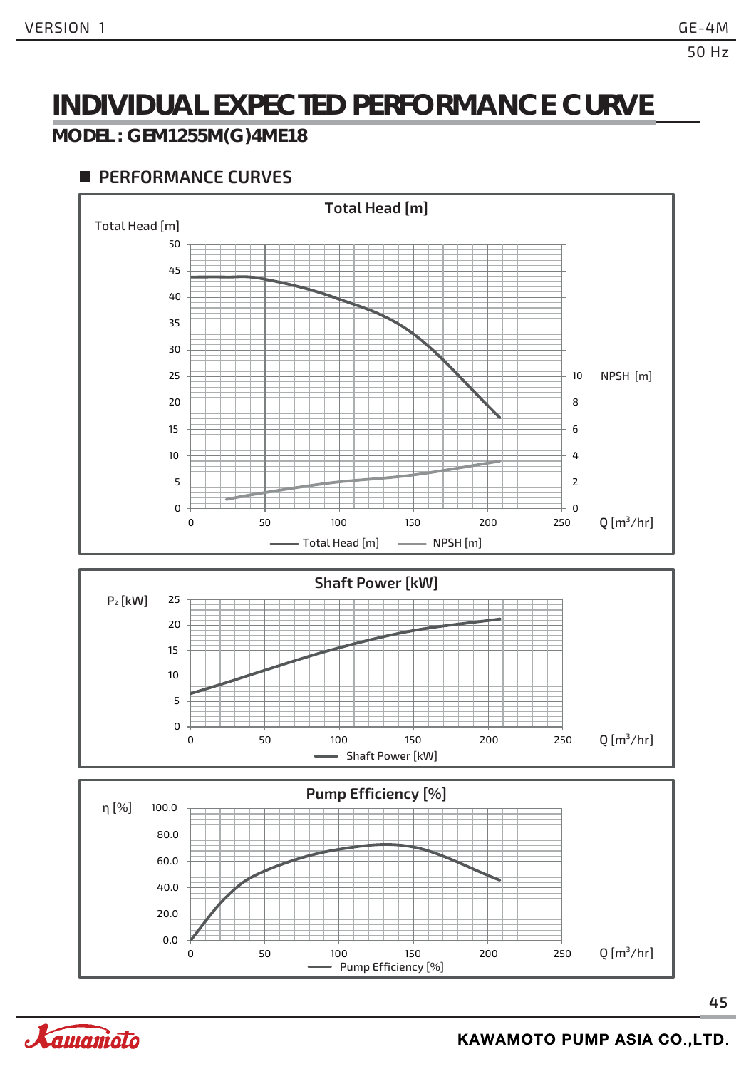# INDIVIDUAL EXPECTED PERFORMANCE CURVE

## MODEL : GEM1255M(G)4ME18

### PERFORMANCE CURVES

**Total Head [m]**

Total Head [m]

50, 45, 40, 35, 30, 25, 20, 15, 10, 5, 0

NPSH [m]

10, 8, 6, 4, 2, 0

0, 50, 100, 150, 200, 250 Q [m³/hr]

Total Head [m] — NPSH [m]

**Shaft Power [kW]**

$P_2$ [kW]

25, 20, 15, 10, 5, 0

0, 50, 100, 150, 200, 250 Q [m³/hr]

Shaft Power [kW]

**Pump Efficiency [%]**

η [%]

100.0, 80.0, 60.0, 40.0, 20.0, 0.0

0, 50, 100, 150, 200, 250 Q [m³/hr]

Pump Efficiency [%]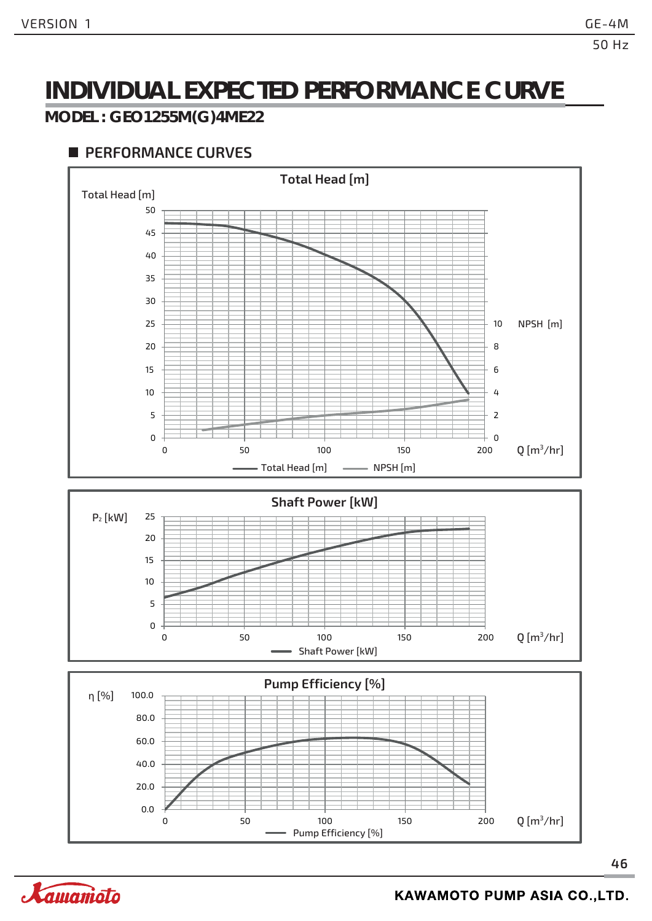# INDIVIDUAL EXPECTED PERFORMANCE CURVE

**MODEL : GEO1255M(G)4ME22**

## PERFORMANCE CURVES

**Total Head [m]**

Total Head [m]

50
45
40
35
30
25
20
15
10
5
0

NPSH [m]

10
8
6
4
2
0

0 50 100 150 200 Q [$m^3$/hr]

Total Head [m] NPSH [m]

**Shaft Power [kW]**

$P_2$ [kW]

25
20
15
10
5
0

0 50 100 150 200 Q [$m^3$/hr]

Shaft Power [kW]

**Pump Efficiency [%]**

η [%]

100.0
80.0
60.0
40.0
20.0
0.0

0 50 100 150 200 Q [$m^3$/hr]

Pump Efficiency [%]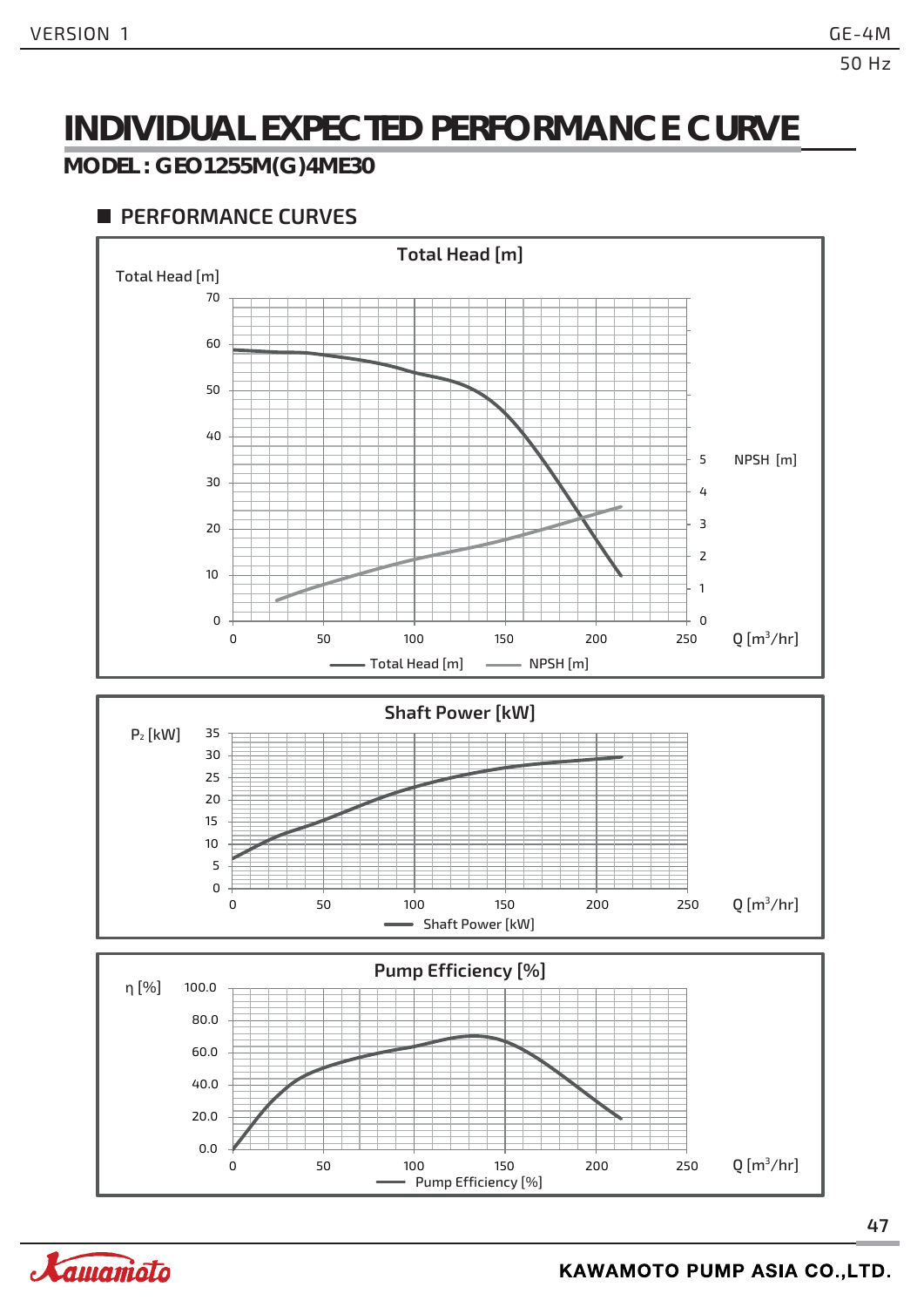# INDIVIDUAL EXPECTED PERFORMANCE CURVE

## MODEL : GEO1255M(G)4ME30

### PERFORMANCE CURVES

**Total Head [m]**

Total Head [m]

70, 60, 50, 40, 30, 20, 10, 0

NPSH [m]: 5, 4, 3, 2, 1, 0

Q [m³/hr]: 0, 50, 100, 150, 200, 250

Total Head [m] — NPSH [m]

**Shaft Power [kW]**

$P_2$ [kW]

35, 30, 25, 20, 15, 10, 5, 0

Q [m³/hr]: 0, 50, 100, 150, 200, 250

Shaft Power [kW]

**Pump Efficiency [%]**

η [%]

100.0, 80.0, 60.0, 40.0, 20.0, 0.0

Q [m³/hr]: 0, 50, 100, 150, 200, 250

Pump Efficiency [%]

KAWAMOTO PUMP ASIA CO.,LTD.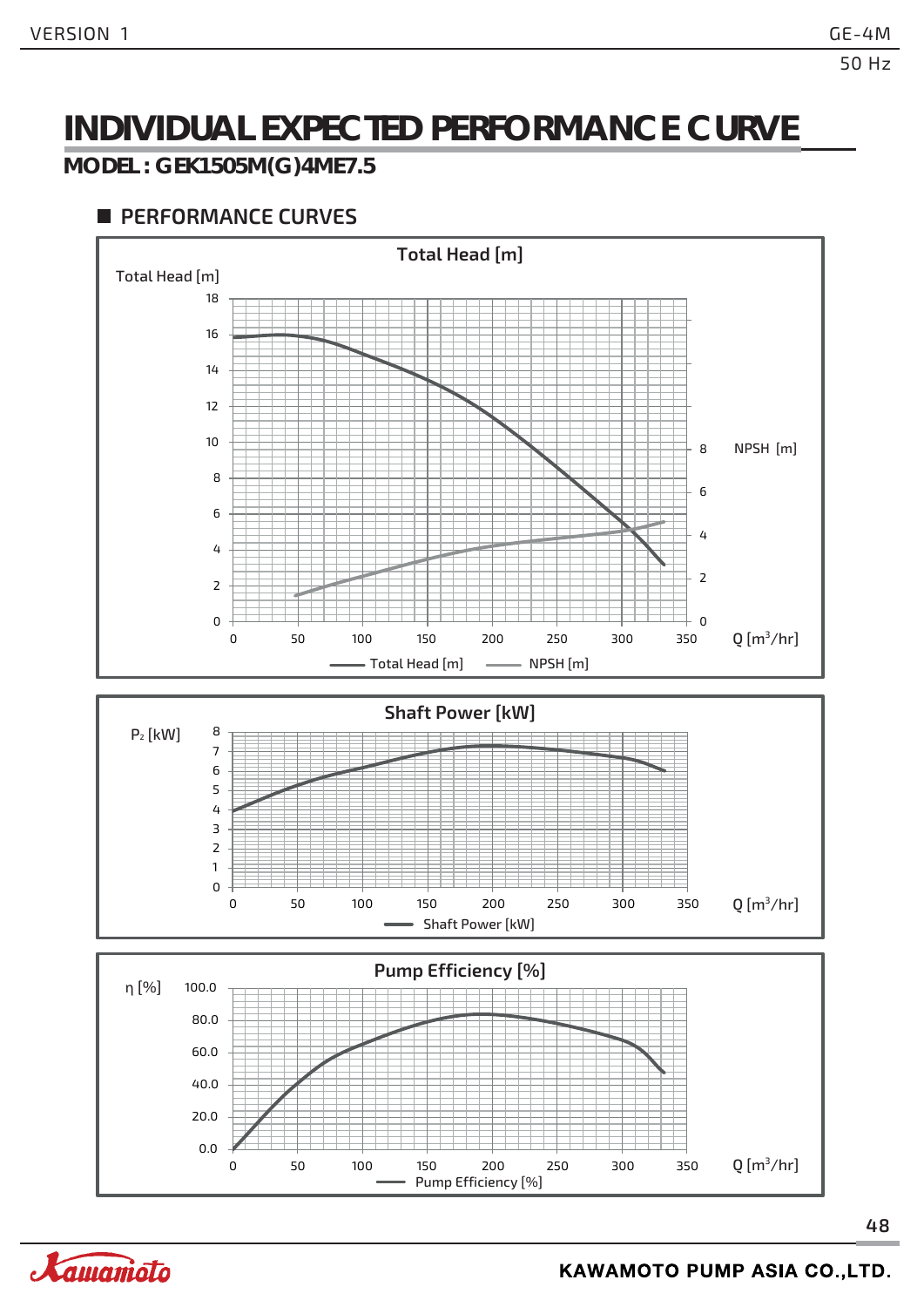# INDIVIDUAL EXPECTED PERFORMANCE CURVE

## MODEL : GEK1505M(G)4ME7.5

### PERFORMANCE CURVES

**Total Head [m]**

Total Head [m]

18
16
14
12
10
8
6
4
2
0

NPSH [m]

8
6
4
2
0

0 50 100 150 200 250 300 350 Q [m³/hr]

Total Head [m] NPSH [m]

**Shaft Power [kW]**

$P_2$ [kW]

8
7
6
5
4
3
2
1
0

0 50 100 150 200 250 300 350 Q [m³/hr]

Shaft Power [kW]

**Pump Efficiency [%]**

η [%]

100.0
80.0
60.0
40.0
20.0
0.0

0 50 100 150 200 250 300 350 Q [m³/hr]

Pump Efficiency [%]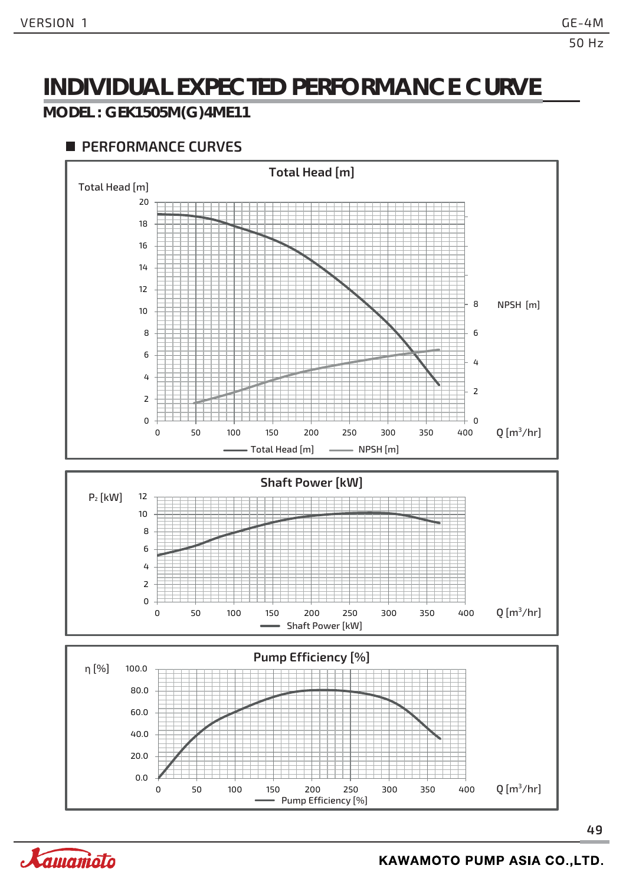# INDIVIDUAL EXPECTED PERFORMANCE CURVE

**MODEL : GEK1505M(G)4ME11**

## PERFORMANCE CURVES

### Total Head [m]

Total Head [m]

NPSH [m]

Q [m³/hr]

Total Head [m] — NPSH [m]

### Shaft Power [kW]

$P_2$ [kW]

Q [m³/hr]

Shaft Power [kW]

### Pump Efficiency [%]

η [%]

Q [m³/hr]

Pump Efficiency [%]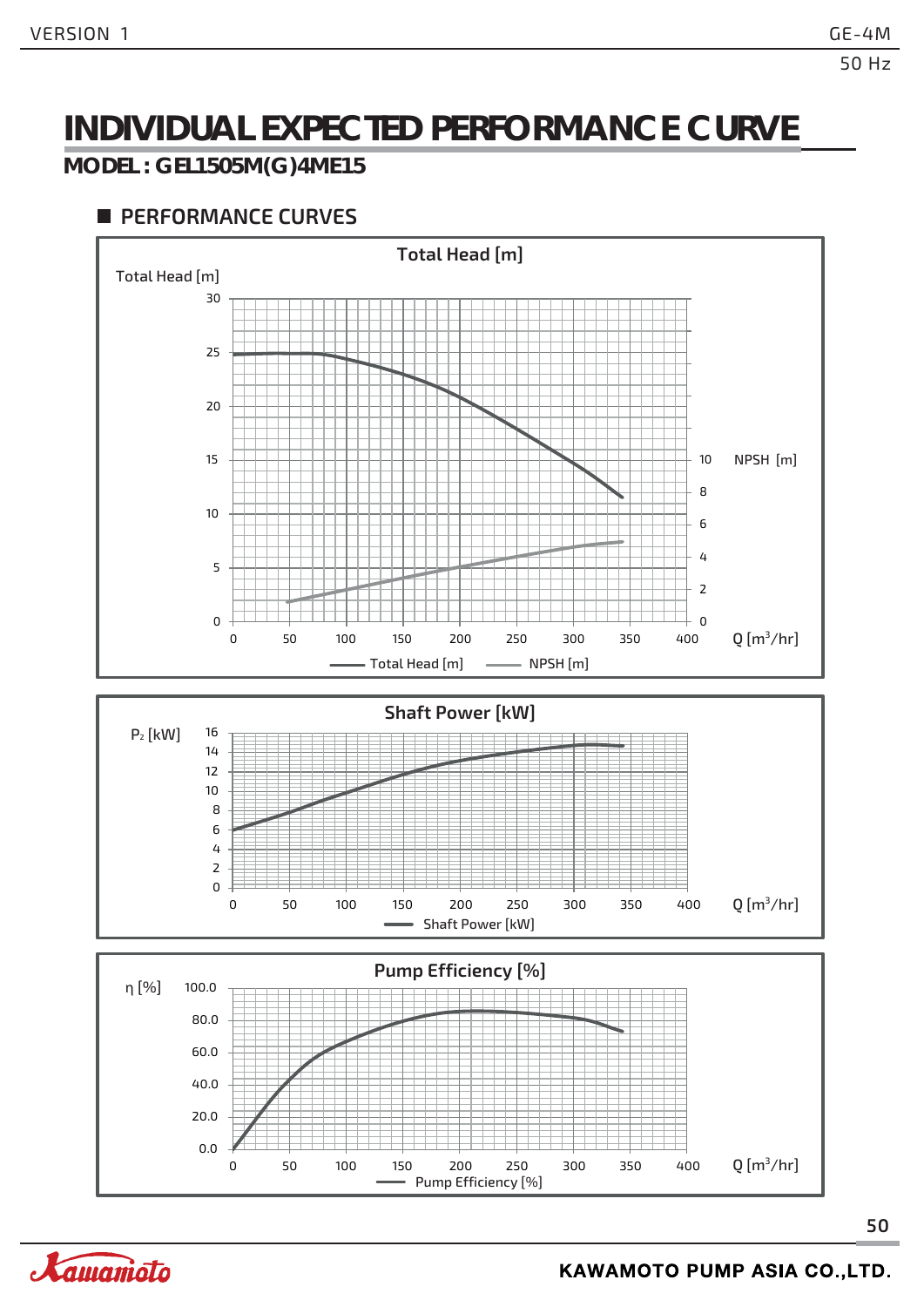# INDIVIDUAL EXPECTED PERFORMANCE CURVE

## MODEL : GEL1505M(G)4ME15

### PERFORMANCE CURVES

**Total Head [m]**

Total Head [m]

30
25
20
15
10
5
0

NPSH [m]

10
8
6
4
2
0

0 50 100 150 200 250 300 350 400 Q [m³/hr]

Total Head [m] — NPSH [m]

**Shaft Power [kW]**

$P_2$ [kW]

16
14
12
10
8
6
4
2
0

0 50 100 150 200 250 300 350 400 Q [m³/hr]

Shaft Power [kW]

**Pump Efficiency [%]**

η [%]

100.0
80.0
60.0
40.0
20.0
0.0

0 50 100 150 200 250 300 350 400 Q [m³/hr]

Pump Efficiency [%]

KAWAMOTO PUMP ASIA CO.,LTD.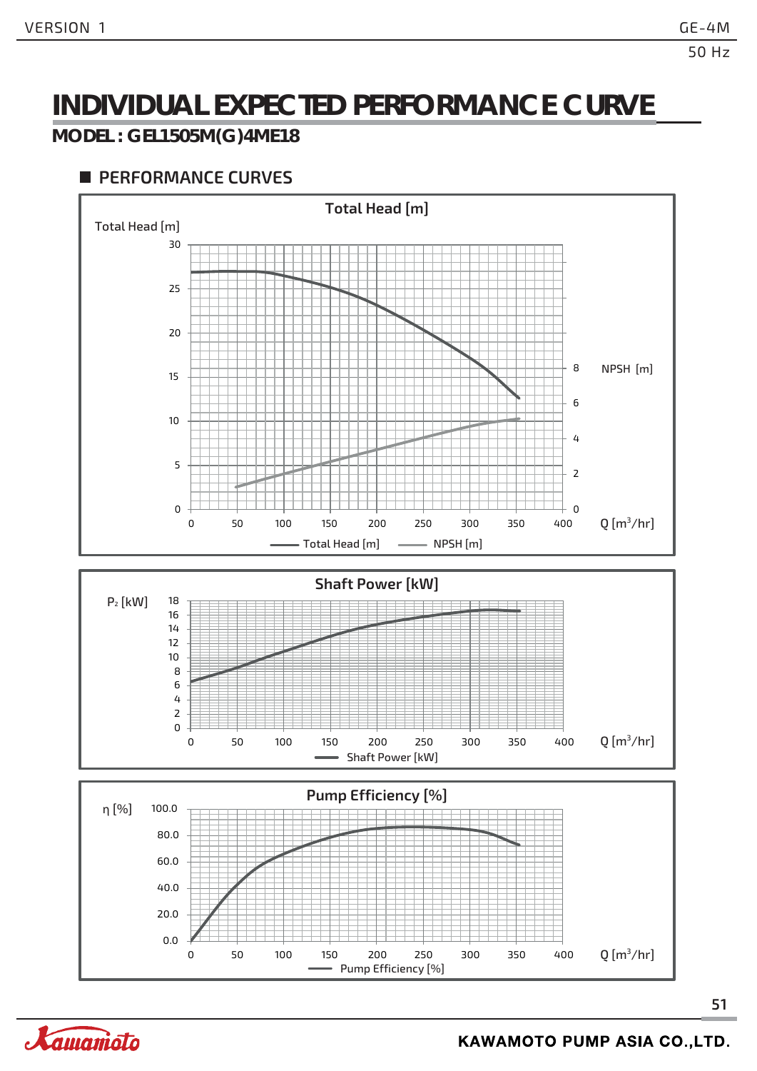# INDIVIDUAL EXPECTED PERFORMANCE CURVE

## MODEL : GEL1505M(G)4ME18

### PERFORMANCE CURVES

**Total Head [m]**

Total Head [m]

NPSH [m]

Q [m³/hr]

Total Head [m] NPSH [m]

**Shaft Power [kW]**

$P_2$ [kW]

Q [m³/hr]

Shaft Power [kW]

**Pump Efficiency [%]**

η [%]

Q [m³/hr]

Pump Efficiency [%]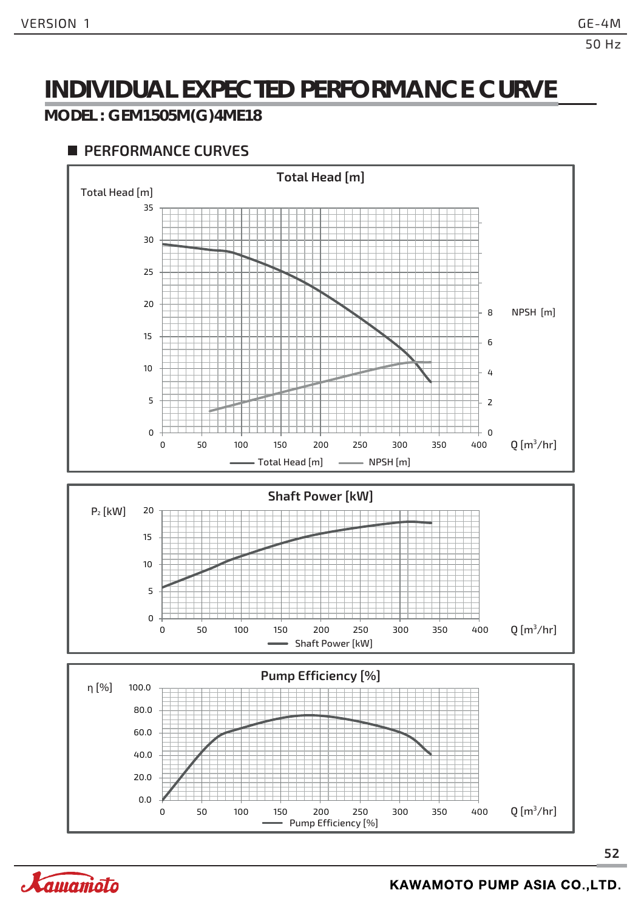# INDIVIDUAL EXPECTED PERFORMANCE CURVE

**MODEL : GEM1505M(G)4ME18**

## PERFORMANCE CURVES

**Total Head [m]**

Total Head [m]

35, 30, 25, 20, 15, 10, 5, 0

NPSH [m]

8, 6, 4, 2, 0

Q [m³/hr]

0, 50, 100, 150, 200, 250, 300, 350, 400

Total Head [m] — NPSH [m]

**Shaft Power [kW]**

$P_2$ [kW]

20, 15, 10, 5, 0

Q [m³/hr]

0, 50, 100, 150, 200, 250, 300, 350, 400

Shaft Power [kW]

**Pump Efficiency [%]**

η [%]

100.0, 80.0, 60.0, 40.0, 20.0, 0.0

Q [m³/hr]

0, 50, 100, 150, 200, 250, 300, 350, 400

Pump Efficiency [%]

KAWAMOTO PUMP ASIA CO.,LTD.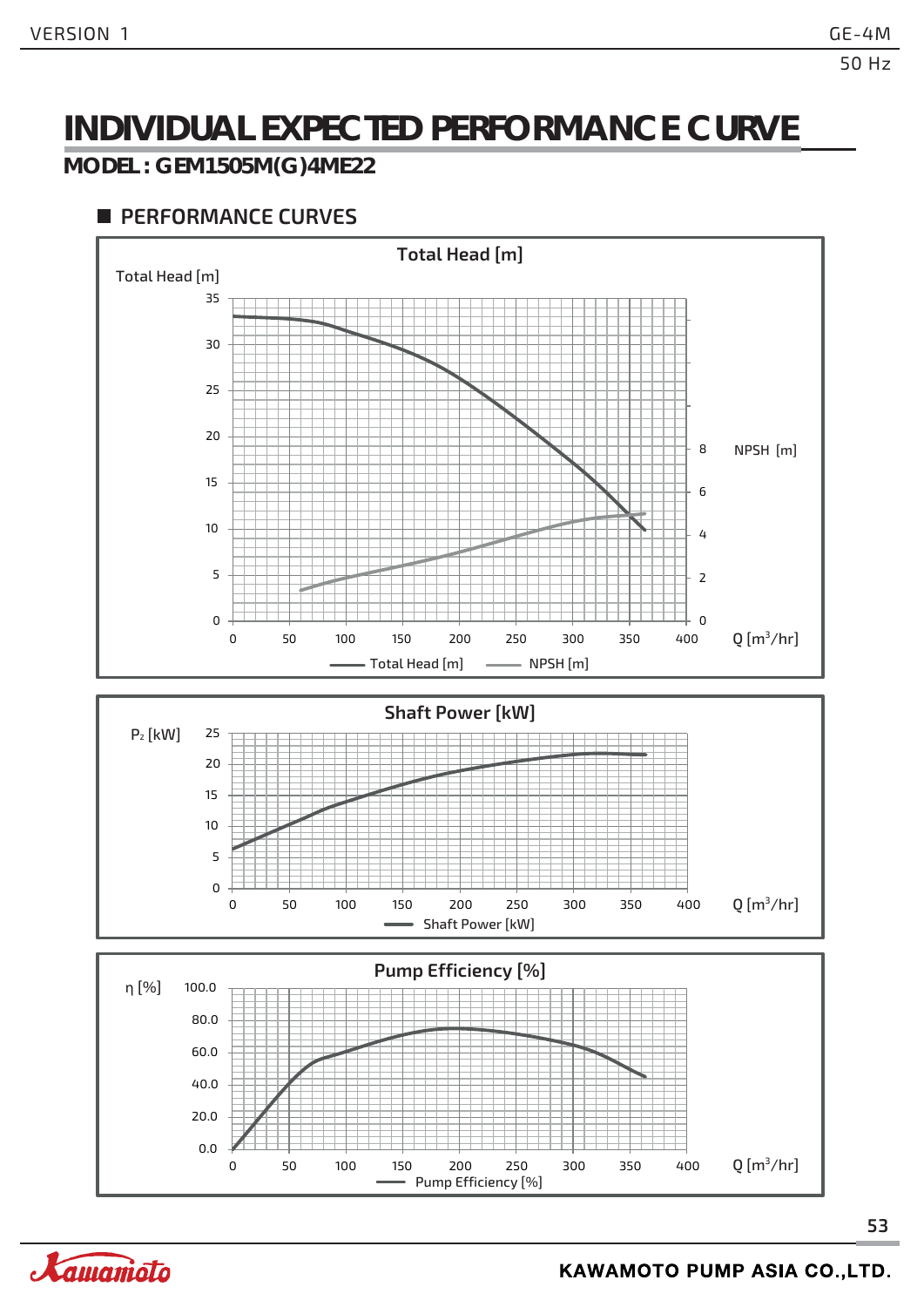# INDIVIDUAL EXPECTED PERFORMANCE CURVE

## MODEL : GEM1505M(G)4ME22

### PERFORMANCE CURVES

**Total Head [m]**

Total Head [m]: 0, 5, 10, 15, 20, 25, 30, 35

NPSH [m]: 0, 2, 4, 6, 8

Q [m³/hr]: 0, 50, 100, 150, 200, 250, 300, 350, 400

Total Head [m] — NPSH [m]

**Shaft Power [kW]**

$P_2$ [kW]: 0, 5, 10, 15, 20, 25

Q [m³/hr]: 0, 50, 100, 150, 200, 250, 300, 350, 400

Shaft Power [kW]

**Pump Efficiency [%]**

η [%]: 0.0, 20.0, 40.0, 60.0, 80.0, 100.0

Q [m³/hr]: 0, 50, 100, 150, 200, 250, 300, 350, 400

Pump Efficiency [%]

KAWAMOTO PUMP ASIA CO.,LTD.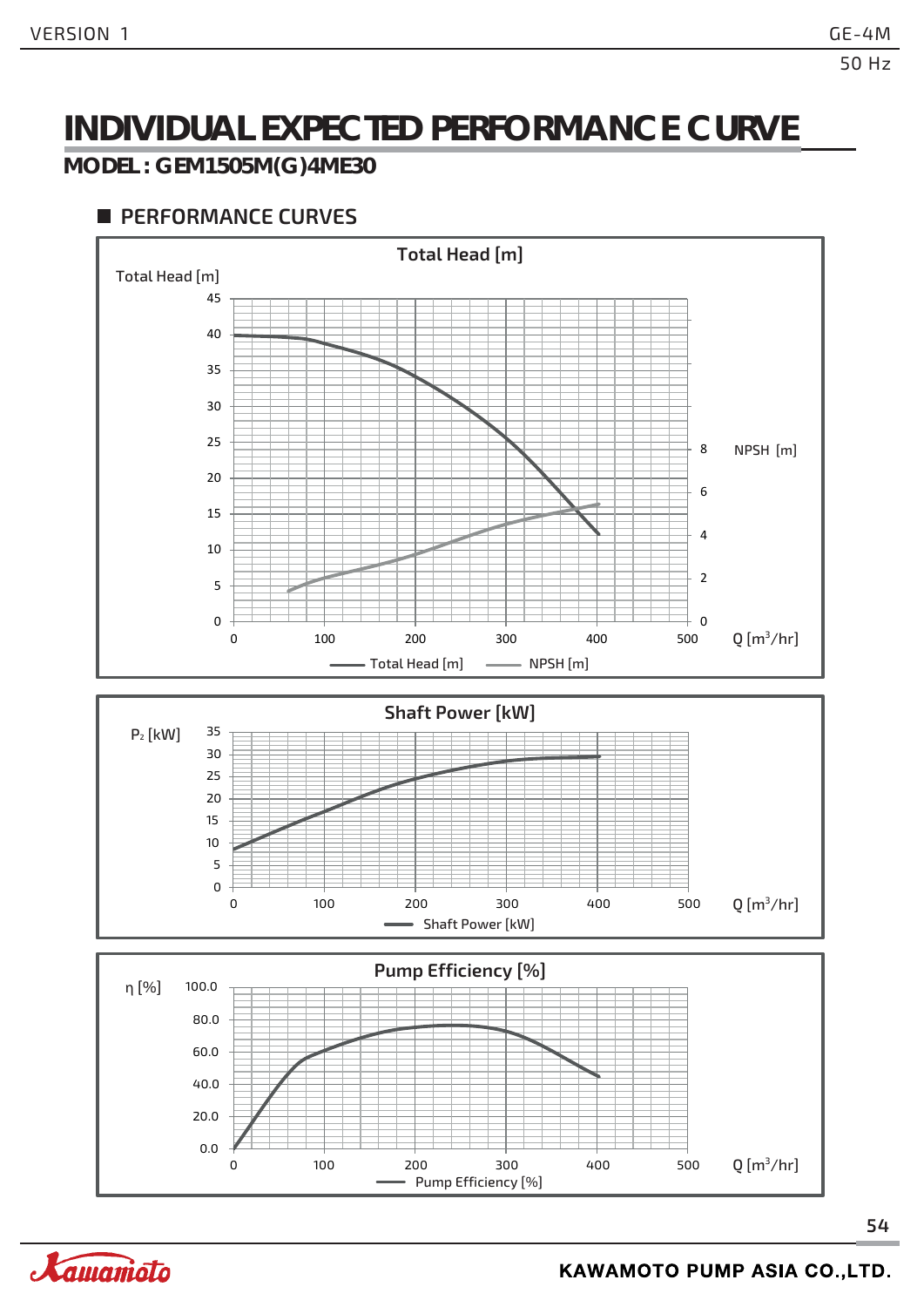# INDIVIDUAL EXPECTED PERFORMANCE CURVE

## MODEL : GEM1505M(G)4ME30

### PERFORMANCE CURVES

**Total Head [m]**

Total Head [m]

NPSH [m]

Q [m³/hr]

Total Head [m] — NPSH [m]

**Shaft Power [kW]**

$P_2$ [kW]

Q [m³/hr]

Shaft Power [kW]

**Pump Efficiency [%]**

η [%]

Q [m³/hr]

Pump Efficiency [%]

KAWAMOTO PUMP ASIA CO.,LTD.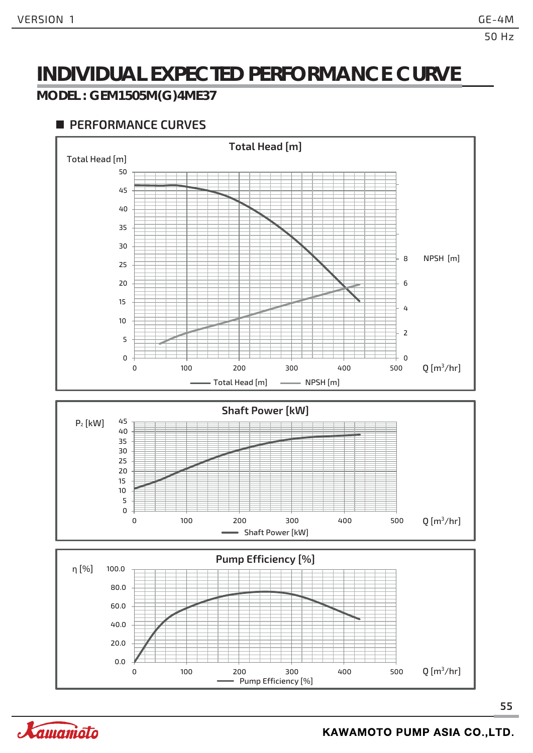# INDIVIDUAL EXPECTED PERFORMANCE CURVE

## MODEL : GEM1505M(G)4ME37

### ■ PERFORMANCE CURVES

**Total Head [m]**

Total Head [m]

50, 45, 40, 35, 30, 25, 20, 15, 10, 5, 0

NPSH [m]: 8, 6, 4, 2, 0

0, 100, 200, 300, 400, 500 Q [m³/hr]

Total Head [m] — NPSH [m]

**Shaft Power [kW]**

$P_2$ [kW]

45, 40, 35, 30, 25, 20, 15, 10, 5, 0

0, 100, 200, 300, 400, 500 Q [m³/hr]

Shaft Power [kW]

**Pump Efficiency [%]**

η [%]

100.0, 80.0, 60.0, 40.0, 20.0, 0.0

0, 100, 200, 300, 400, 500 Q [m³/hr]

Pump Efficiency [%]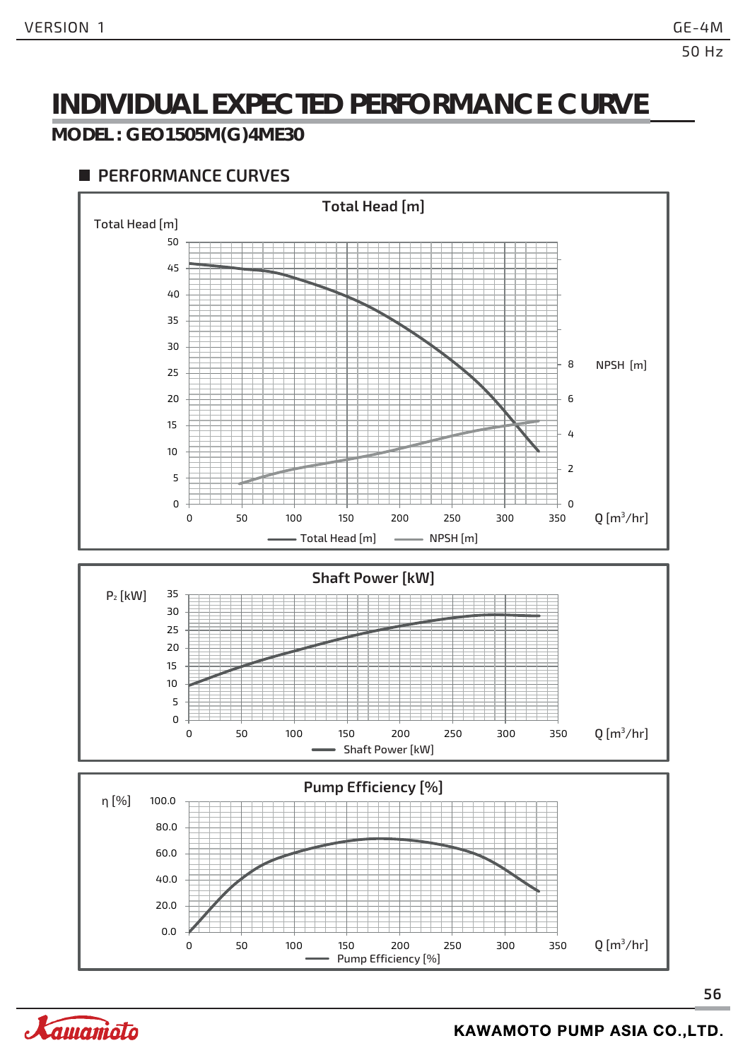# INDIVIDUAL EXPECTED PERFORMANCE CURVE

**MODEL : GEO1505M(G)4ME30**

## PERFORMANCE CURVES

**Total Head [m]**

Total Head [m]

NPSH [m]

Q [m³/hr]

Total Head [m] — NPSH [m]

**Shaft Power [kW]**

$P_2$ [kW]

Q [m³/hr]

Shaft Power [kW]

**Pump Efficiency [%]**

η [%]

Q [m³/hr]

Pump Efficiency [%]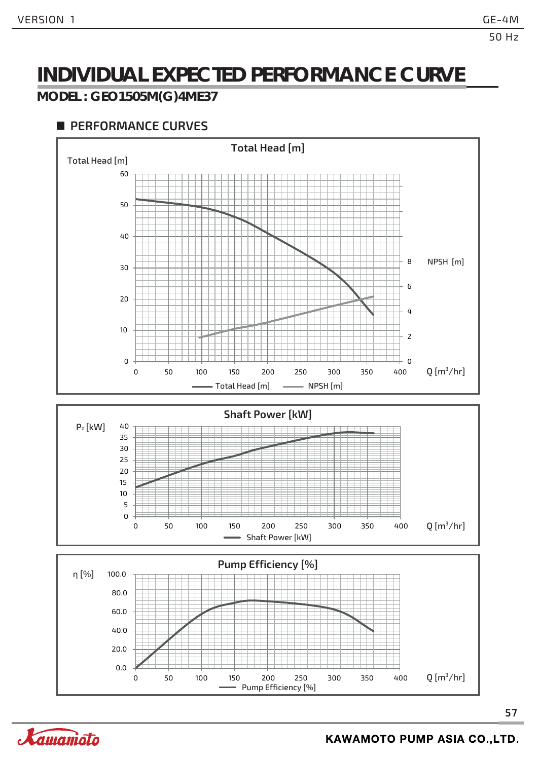# INDIVIDUAL EXPECTED PERFORMANCE CURVE

## MODEL : GEO1505M(G)4ME37

### PERFORMANCE CURVES

**Total Head [m]**

Total Head [m]: 0, 10, 20, 30, 40, 50, 60

NPSH [m]: 0, 2, 4, 6, 8

Q [m$^3$/hr]: 0, 50, 100, 150, 200, 250, 300, 350, 400

— Total Head [m] — NPSH [m]

**Shaft Power [kW]**

$P_2$ [kW]: 0, 5, 10, 15, 20, 25, 30, 35, 40

Q [m$^3$/hr]: 0, 50, 100, 150, 200, 250, 300, 350, 400

— Shaft Power [kW]

**Pump Efficiency [%]**

η [%]: 0.0, 20.0, 40.0, 60.0, 80.0, 100.0

Q [m$^3$/hr]: 0, 50, 100, 150, 200, 250, 300, 350, 400

— Pump Efficiency [%]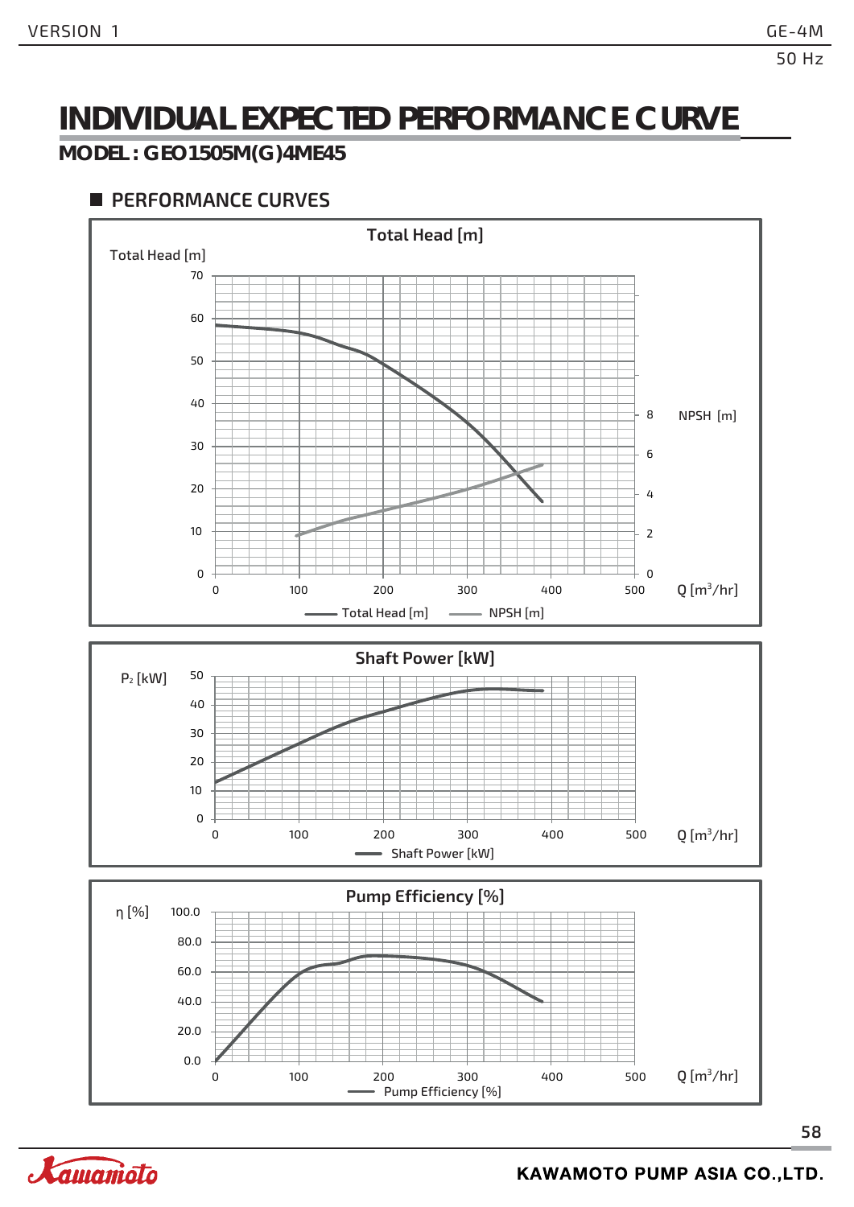# INDIVIDUAL EXPECTED PERFORMANCE CURVE

**MODEL : GEO1505M(G)4ME45**

## PERFORMANCE CURVES

**Total Head [m]**

Total Head [m] — 0, 10, 20, 30, 40, 50, 60, 70

NPSH [m] — 0, 2, 4, 6, 8

Q [m³/hr] — 0, 100, 200, 300, 400, 500

Total Head [m] — NPSH [m]

**Shaft Power [kW]**

$P_2$ [kW] — 0, 10, 20, 30, 40, 50

Q [m³/hr] — 0, 100, 200, 300, 400, 500

Shaft Power [kW]

**Pump Efficiency [%]**

η [%] — 0.0, 20.0, 40.0, 60.0, 80.0, 100.0

Q [m³/hr] — 0, 100, 200, 300, 400, 500

Pump Efficiency [%]

KAWAMOTO PUMP ASIA CO.,LTD.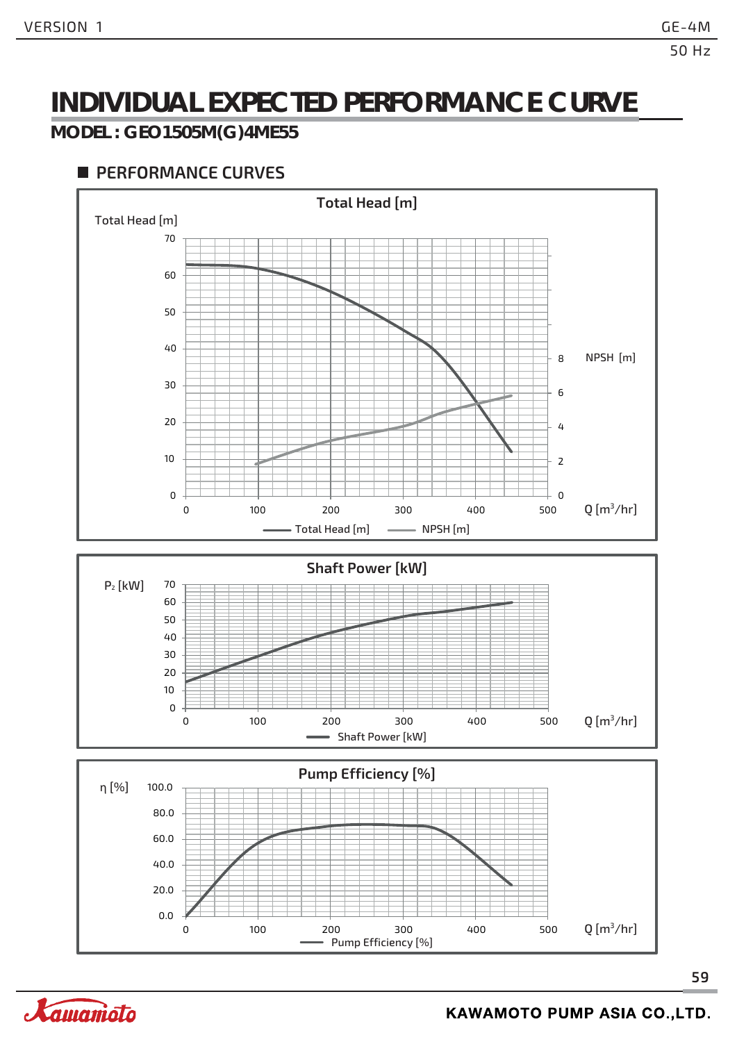# INDIVIDUAL EXPECTED PERFORMANCE CURVE

## MODEL : GEO1505M(G)4ME55

### PERFORMANCE CURVES

**Total Head [m]**

Total Head [m]

70, 60, 50, 40, 30, 20, 10, 0

NPSH [m]

8, 6, 4, 2, 0

0, 100, 200, 300, 400, 500 Q [m³/hr]

Total Head [m] — NPSH [m]

**Shaft Power [kW]**

$P_2$ [kW]

70, 60, 50, 40, 30, 20, 10, 0

0, 100, 200, 300, 400, 500 Q [m³/hr]

Shaft Power [kW]

**Pump Efficiency [%]**

η [%]

100.0, 80.0, 60.0, 40.0, 20.0, 0.0

0, 100, 200, 300, 400, 500 Q [m³/hr]

Pump Efficiency [%]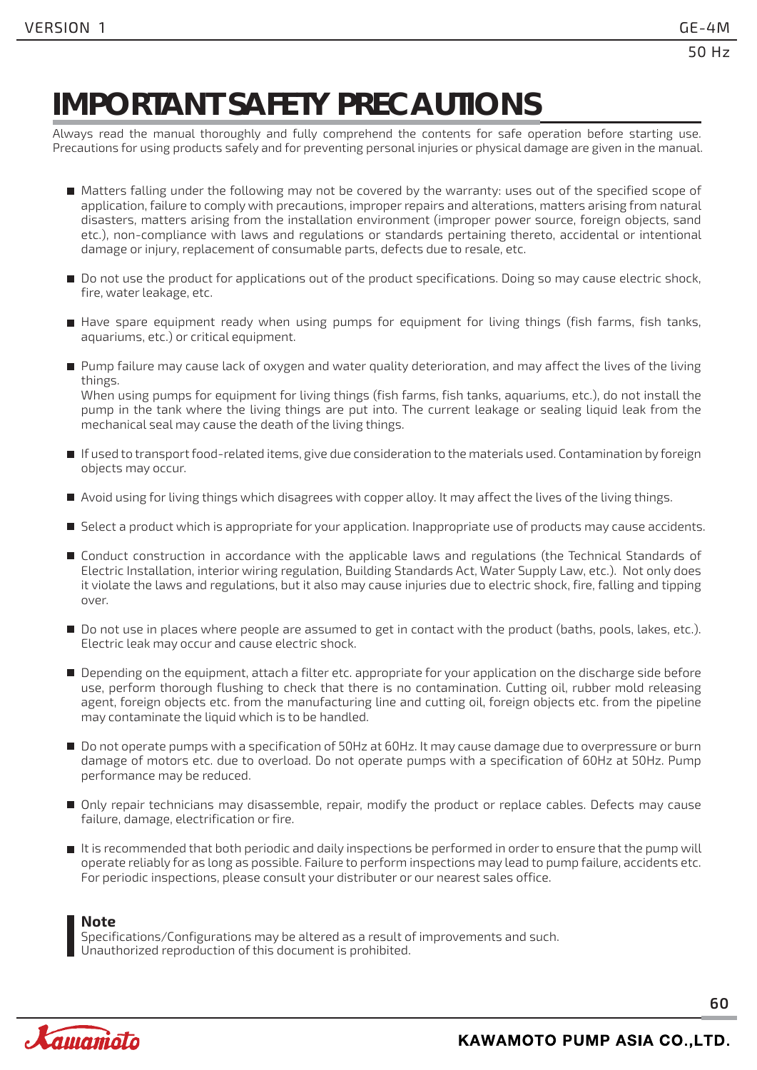# IMPORTANT SAFETY PRECAUTIONS

Always read the manual thoroughly and fully comprehend the contents for safe operation before starting use. Precautions for using products safely and for preventing personal injuries or physical damage are given in the manual.

- Matters falling under the following may not be covered by the warranty: uses out of the specified scope of application, failure to comply with precautions, improper repairs and alterations, matters arising from natural disasters, matters arising from the installation environment (improper power source, foreign objects, sand etc.), non-compliance with laws and regulations or standards pertaining thereto, accidental or intentional damage or injury, replacement of consumable parts, defects due to resale, etc.
- Do not use the product for applications out of the product specifications. Doing so may cause electric shock, fire, water leakage, etc.
- Have spare equipment ready when using pumps for equipment for living things (fish farms, fish tanks, aquariums, etc.) or critical equipment.
- Pump failure may cause lack of oxygen and water quality deterioration, and may affect the lives of the living things.
  When using pumps for equipment for living things (fish farms, fish tanks, aquariums, etc.), do not install the pump in the tank where the living things are put into. The current leakage or sealing liquid leak from the mechanical seal may cause the death of the living things.
- If used to transport food-related items, give due consideration to the materials used. Contamination by foreign objects may occur.
- Avoid using for living things which disagrees with copper alloy. It may affect the lives of the living things.
- Select a product which is appropriate for your application. Inappropriate use of products may cause accidents.
- Conduct construction in accordance with the applicable laws and regulations (the Technical Standards of Electric Installation, interior wiring regulation, Building Standards Act, Water Supply Law, etc.). Not only does it violate the laws and regulations, but it also may cause injuries due to electric shock, fire, falling and tipping over.
- Do not use in places where people are assumed to get in contact with the product (baths, pools, lakes, etc.). Electric leak may occur and cause electric shock.
- Depending on the equipment, attach a filter etc. appropriate for your application on the discharge side before use, perform thorough flushing to check that there is no contamination. Cutting oil, rubber mold releasing agent, foreign objects etc. from the manufacturing line and cutting oil, foreign objects etc. from the pipeline may contaminate the liquid which is to be handled.
- Do not operate pumps with a specification of 50Hz at 60Hz. It may cause damage due to overpressure or burn damage of motors etc. due to overload. Do not operate pumps with a specification of 60Hz at 50Hz. Pump performance may be reduced.
- Only repair technicians may disassemble, repair, modify the product or replace cables. Defects may cause failure, damage, electrification or fire.
- It is recommended that both periodic and daily inspections be performed in order to ensure that the pump will operate reliably for as long as possible. Failure to perform inspections may lead to pump failure, accidents etc. For periodic inspections, please consult your distributer or our nearest sales office.

**Note**

Specifications/Configurations may be altered as a result of improvements and such.
Unauthorized reproduction of this document is prohibited.